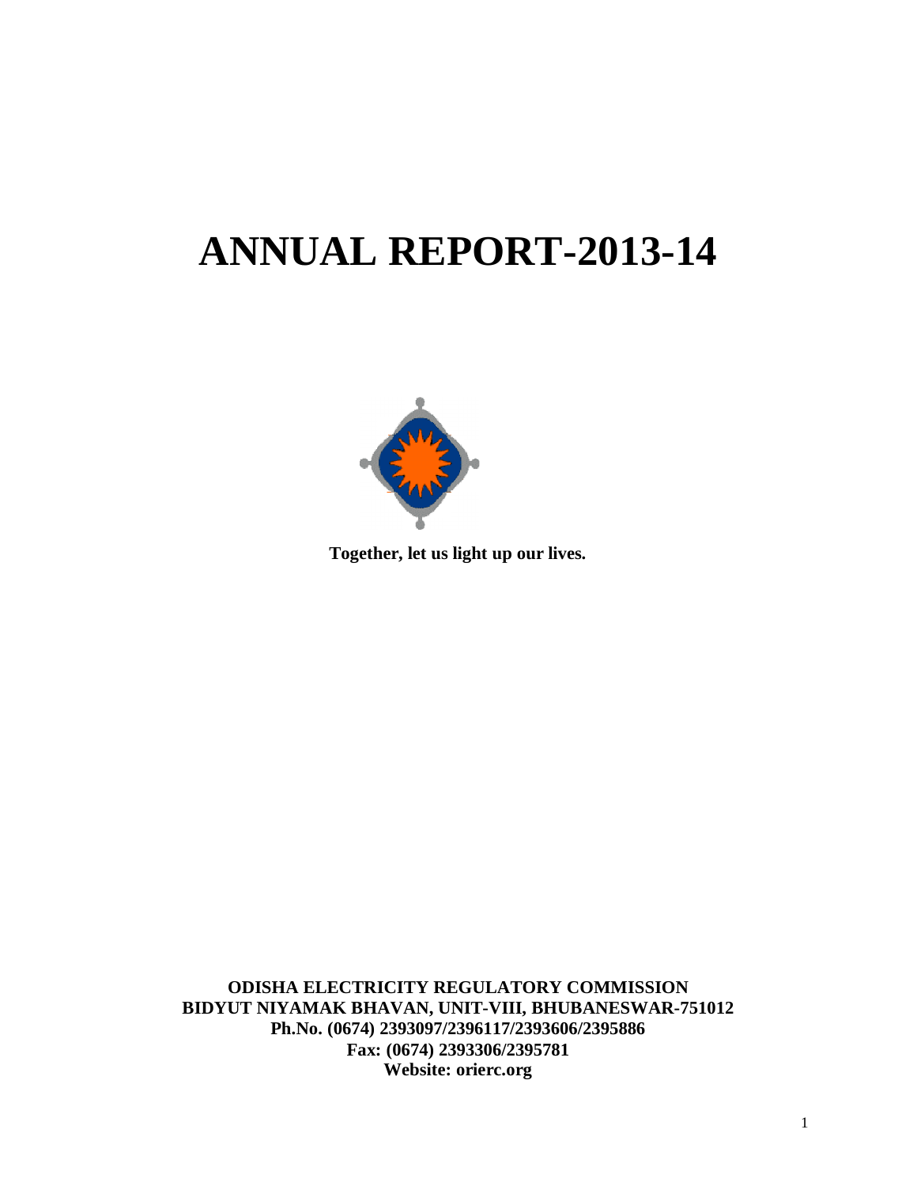# ANNUAL REPORT-2013-14

**Together, let us light up our lives.**

**ODISHA ELECTRICITY REGULATORY COMMISSION**
**BIDYUT NIYAMAK BHAVAN, UNIT-VIII, BHUBANESWAR-751012**
**Ph.No. (0674) 2393097/2396117/2393606/2395886**
**Fax: (0674) 2393306/2395781**
**Website: orierc.org**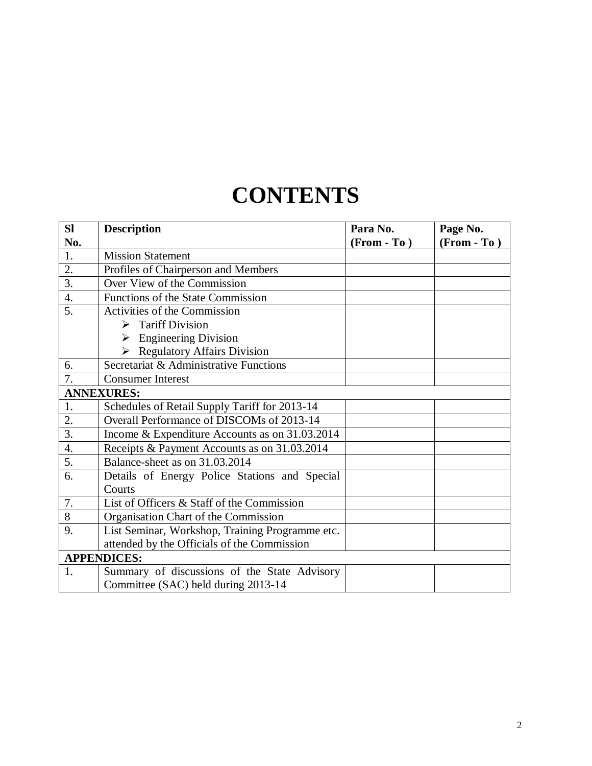# CONTENTS

| Sl No. | Description | Para No. (From - To ) | Page No. (From - To ) |
|---|---|---|---|
| 1. | Mission Statement | | |
| 2. | Profiles of Chairperson and Members | | |
| 3. | Over View of the Commission | | |
| 4. | Functions of the State Commission | | |
| 5. | Activities of the Commission<br>➢ Tariff Division<br>➢ Engineering Division<br>➢ Regulatory Affairs Division | | |
| 6. | Secretariat & Administrative Functions | | |
| 7. | Consumer Interest | | |
| **ANNEXURES:** | | | |
| 1. | Schedules of Retail Supply Tariff for 2013-14 | | |
| 2. | Overall Performance of DISCOMs of 2013-14 | | |
| 3. | Income & Expenditure Accounts as on 31.03.2014 | | |
| 4. | Receipts & Payment Accounts as on 31.03.2014 | | |
| 5. | Balance-sheet as on 31.03.2014 | | |
| 6. | Details of Energy Police Stations and Special Courts | | |
| 7. | List of Officers & Staff of the Commission | | |
| 8 | Organisation Chart of the Commission | | |
| 9. | List Seminar, Workshop, Training Programme etc. attended by the Officials of the Commission | | |
| **APPENDICES:** | | | |
| 1. | Summary of discussions of the State Advisory Committee (SAC) held during 2013-14 | | |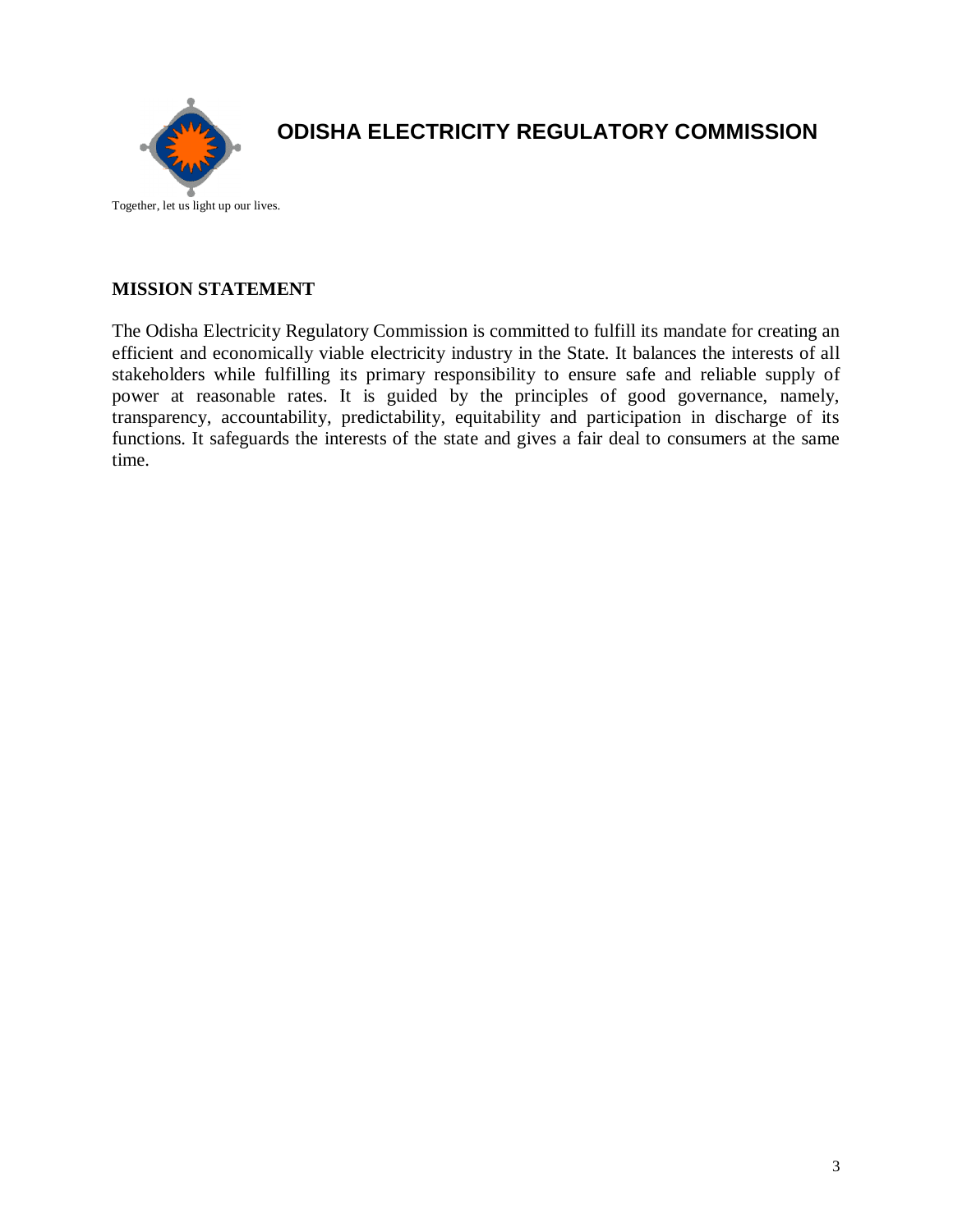# ODISHA ELECTRICITY REGULATORY COMMISSION

Together, let us light up our lives.

## MISSION STATEMENT

The Odisha Electricity Regulatory Commission is committed to fulfill its mandate for creating an efficient and economically viable electricity industry in the State. It balances the interests of all stakeholders while fulfilling its primary responsibility to ensure safe and reliable supply of power at reasonable rates. It is guided by the principles of good governance, namely, transparency, accountability, predictability, equitability and participation in discharge of its functions. It safeguards the interests of the state and gives a fair deal to consumers at the same time.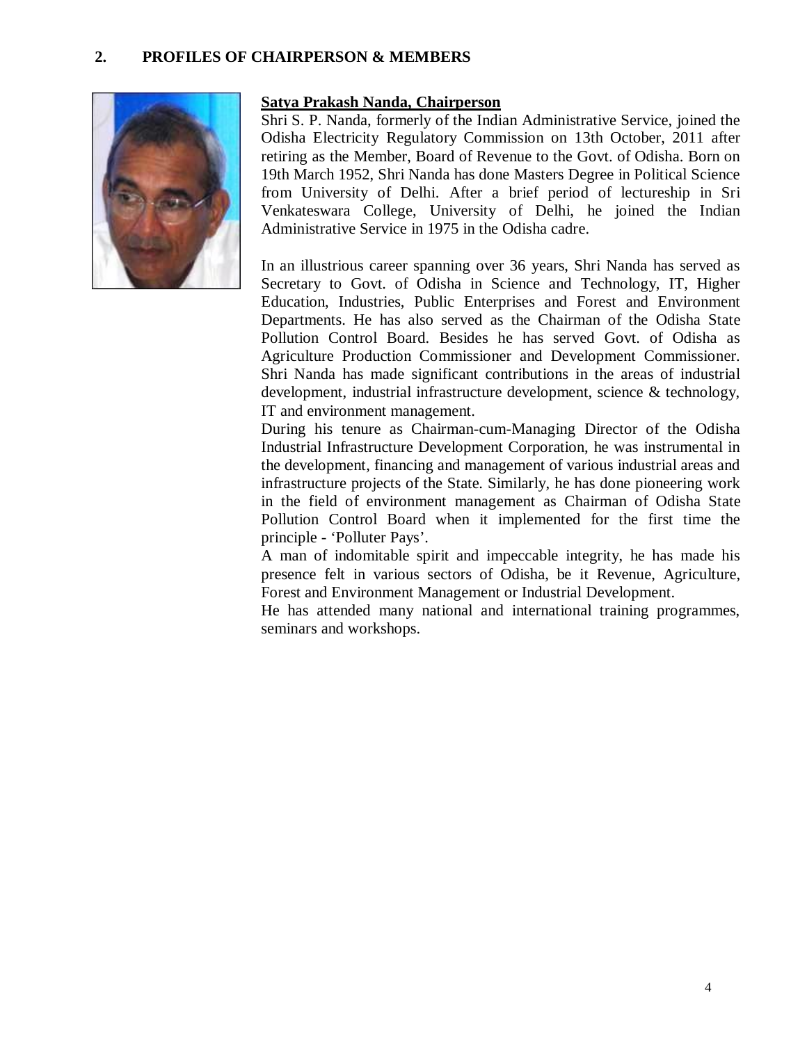## 2. PROFILES OF CHAIRPERSON & MEMBERS

**Satya Prakash Nanda, Chairperson**

Shri S. P. Nanda, formerly of the Indian Administrative Service, joined the Odisha Electricity Regulatory Commission on 13th October, 2011 after retiring as the Member, Board of Revenue to the Govt. of Odisha. Born on 19th March 1952, Shri Nanda has done Masters Degree in Political Science from University of Delhi. After a brief period of lectureship in Sri Venkateswara College, University of Delhi, he joined the Indian Administrative Service in 1975 in the Odisha cadre.

In an illustrious career spanning over 36 years, Shri Nanda has served as Secretary to Govt. of Odisha in Science and Technology, IT, Higher Education, Industries, Public Enterprises and Forest and Environment Departments. He has also served as the Chairman of the Odisha State Pollution Control Board. Besides he has served Govt. of Odisha as Agriculture Production Commissioner and Development Commissioner. Shri Nanda has made significant contributions in the areas of industrial development, industrial infrastructure development, science & technology, IT and environment management.

During his tenure as Chairman-cum-Managing Director of the Odisha Industrial Infrastructure Development Corporation, he was instrumental in the development, financing and management of various industrial areas and infrastructure projects of the State. Similarly, he has done pioneering work in the field of environment management as Chairman of Odisha State Pollution Control Board when it implemented for the first time the principle - 'Polluter Pays'.

A man of indomitable spirit and impeccable integrity, he has made his presence felt in various sectors of Odisha, be it Revenue, Agriculture, Forest and Environment Management or Industrial Development.

He has attended many national and international training programmes, seminars and workshops.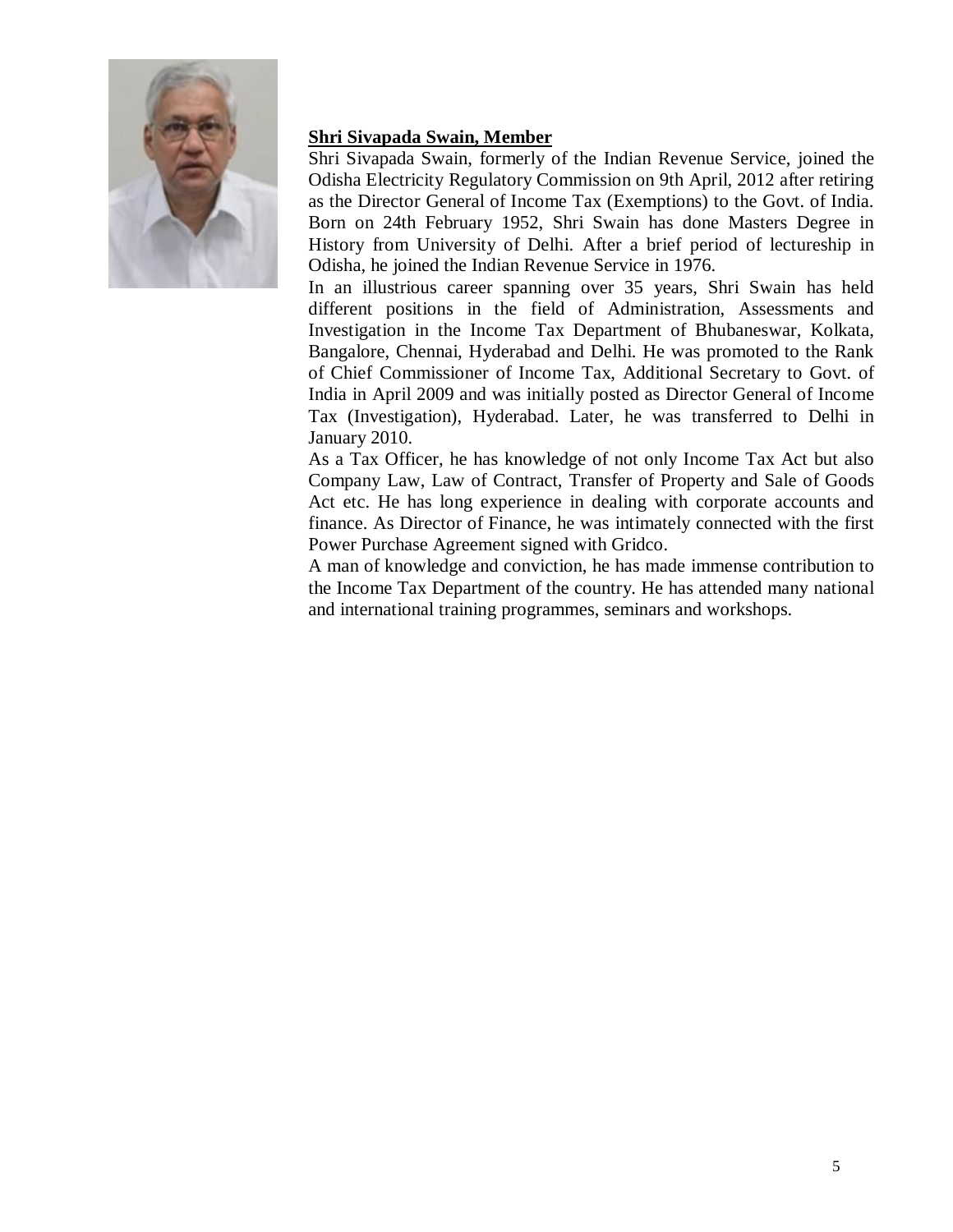**<u>Shri Sivapada Swain, Member</u>**

Shri Sivapada Swain, formerly of the Indian Revenue Service, joined the Odisha Electricity Regulatory Commission on 9th April, 2012 after retiring as the Director General of Income Tax (Exemptions) to the Govt. of India. Born on 24th February 1952, Shri Swain has done Masters Degree in History from University of Delhi. After a brief period of lectureship in Odisha, he joined the Indian Revenue Service in 1976.

In an illustrious career spanning over 35 years, Shri Swain has held different positions in the field of Administration, Assessments and Investigation in the Income Tax Department of Bhubaneswar, Kolkata, Bangalore, Chennai, Hyderabad and Delhi. He was promoted to the Rank of Chief Commissioner of Income Tax, Additional Secretary to Govt. of India in April 2009 and was initially posted as Director General of Income Tax (Investigation), Hyderabad. Later, he was transferred to Delhi in January 2010.

As a Tax Officer, he has knowledge of not only Income Tax Act but also Company Law, Law of Contract, Transfer of Property and Sale of Goods Act etc. He has long experience in dealing with corporate accounts and finance. As Director of Finance, he was intimately connected with the first Power Purchase Agreement signed with Gridco.

A man of knowledge and conviction, he has made immense contribution to the Income Tax Department of the country. He has attended many national and international training programmes, seminars and workshops.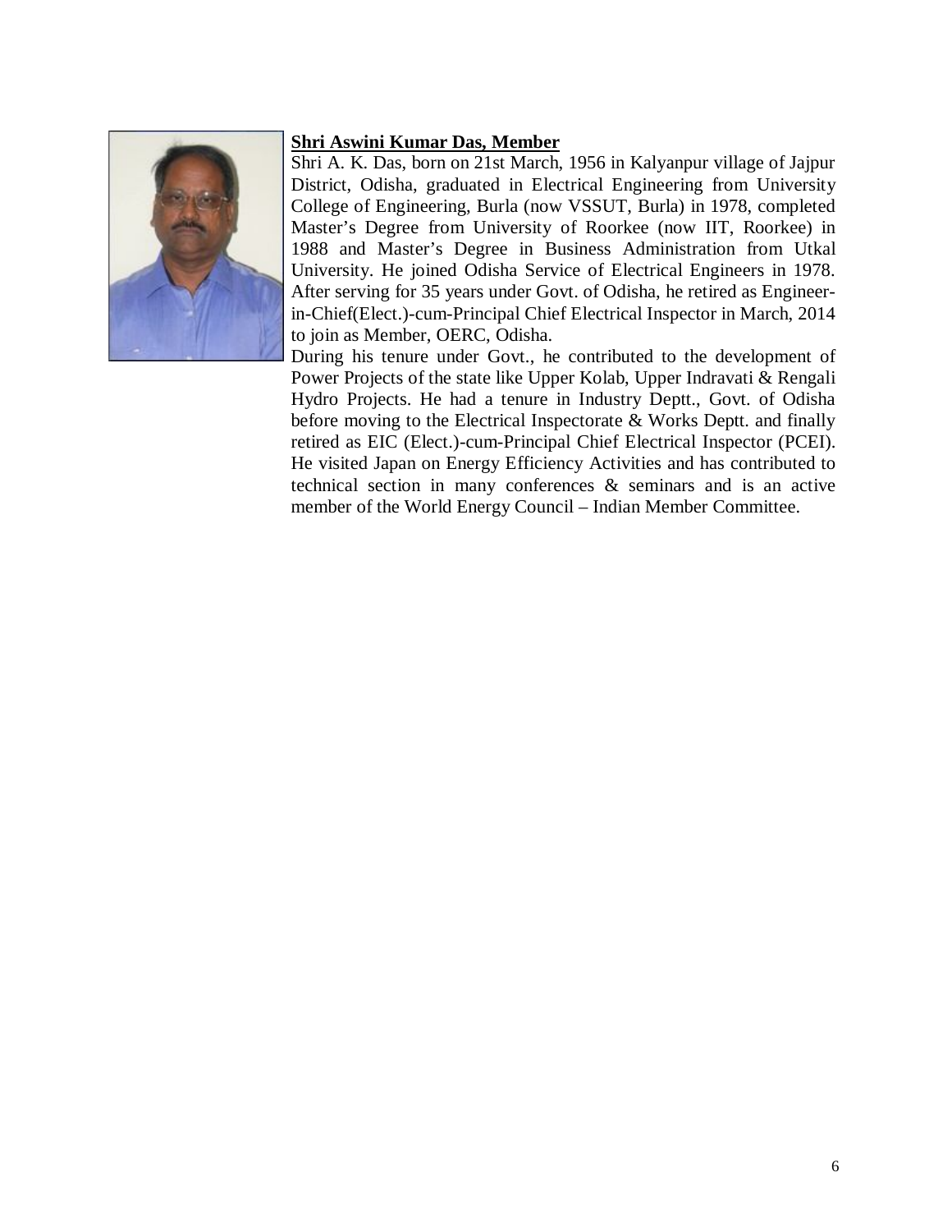**Shri Aswini Kumar Das, Member**

Shri A. K. Das, born on 21st March, 1956 in Kalyanpur village of Jajpur District, Odisha, graduated in Electrical Engineering from University College of Engineering, Burla (now VSSUT, Burla) in 1978, completed Master's Degree from University of Roorkee (now IIT, Roorkee) in 1988 and Master's Degree in Business Administration from Utkal University. He joined Odisha Service of Electrical Engineers in 1978. After serving for 35 years under Govt. of Odisha, he retired as Engineer-in-Chief(Elect.)-cum-Principal Chief Electrical Inspector in March, 2014 to join as Member, OERC, Odisha.

During his tenure under Govt., he contributed to the development of Power Projects of the state like Upper Kolab, Upper Indravati & Rengali Hydro Projects. He had a tenure in Industry Deptt., Govt. of Odisha before moving to the Electrical Inspectorate & Works Deptt. and finally retired as EIC (Elect.)-cum-Principal Chief Electrical Inspector (PCEI). He visited Japan on Energy Efficiency Activities and has contributed to technical section in many conferences & seminars and is an active member of the World Energy Council – Indian Member Committee.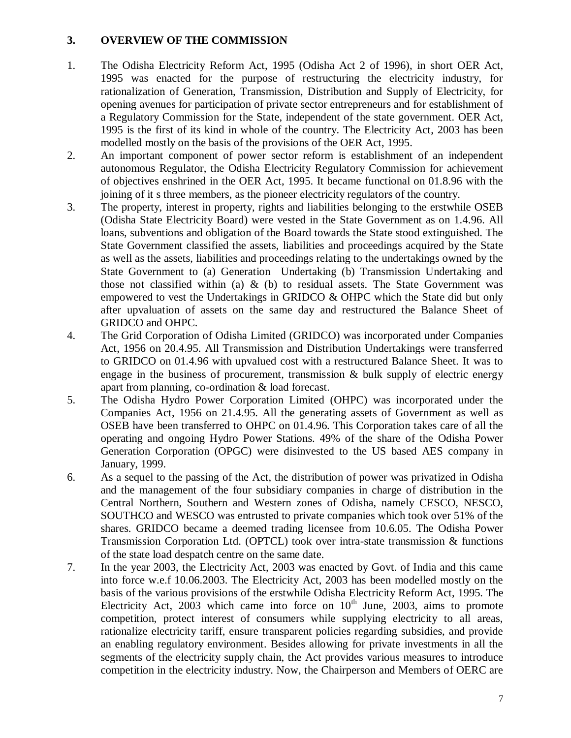## 3. OVERVIEW OF THE COMMISSION

1. The Odisha Electricity Reform Act, 1995 (Odisha Act 2 of 1996), in short OER Act, 1995 was enacted for the purpose of restructuring the electricity industry, for rationalization of Generation, Transmission, Distribution and Supply of Electricity, for opening avenues for participation of private sector entrepreneurs and for establishment of a Regulatory Commission for the State, independent of the state government. OER Act, 1995 is the first of its kind in whole of the country. The Electricity Act, 2003 has been modelled mostly on the basis of the provisions of the OER Act, 1995.
2. An important component of power sector reform is establishment of an independent autonomous Regulator, the Odisha Electricity Regulatory Commission for achievement of objectives enshrined in the OER Act, 1995. It became functional on 01.8.96 with the joining of it s three members, as the pioneer electricity regulators of the country.
3. The property, interest in property, rights and liabilities belonging to the erstwhile OSEB (Odisha State Electricity Board) were vested in the State Government as on 1.4.96. All loans, subventions and obligation of the Board towards the State stood extinguished. The State Government classified the assets, liabilities and proceedings acquired by the State as well as the assets, liabilities and proceedings relating to the undertakings owned by the State Government to (a) Generation Undertaking (b) Transmission Undertaking and those not classified within (a) & (b) to residual assets. The State Government was empowered to vest the Undertakings in GRIDCO & OHPC which the State did but only after upvaluation of assets on the same day and restructured the Balance Sheet of GRIDCO and OHPC.
4. The Grid Corporation of Odisha Limited (GRIDCO) was incorporated under Companies Act, 1956 on 20.4.95. All Transmission and Distribution Undertakings were transferred to GRIDCO on 01.4.96 with upvalued cost with a restructured Balance Sheet. It was to engage in the business of procurement, transmission & bulk supply of electric energy apart from planning, co-ordination & load forecast.
5. The Odisha Hydro Power Corporation Limited (OHPC) was incorporated under the Companies Act, 1956 on 21.4.95. All the generating assets of Government as well as OSEB have been transferred to OHPC on 01.4.96. This Corporation takes care of all the operating and ongoing Hydro Power Stations. 49% of the share of the Odisha Power Generation Corporation (OPGC) were disinvested to the US based AES company in January, 1999.
6. As a sequel to the passing of the Act, the distribution of power was privatized in Odisha and the management of the four subsidiary companies in charge of distribution in the Central Northern, Southern and Western zones of Odisha, namely CESCO, NESCO, SOUTHCO and WESCO was entrusted to private companies which took over 51% of the shares. GRIDCO became a deemed trading licensee from 10.6.05. The Odisha Power Transmission Corporation Ltd. (OPTCL) took over intra-state transmission & functions of the state load despatch centre on the same date.
7. In the year 2003, the Electricity Act, 2003 was enacted by Govt. of India and this came into force w.e.f 10.06.2003. The Electricity Act, 2003 has been modelled mostly on the basis of the various provisions of the erstwhile Odisha Electricity Reform Act, 1995. The Electricity Act, 2003 which came into force on 10th June, 2003, aims to promote competition, protect interest of consumers while supplying electricity to all areas, rationalize electricity tariff, ensure transparent policies regarding subsidies, and provide an enabling regulatory environment. Besides allowing for private investments in all the segments of the electricity supply chain, the Act provides various measures to introduce competition in the electricity industry. Now, the Chairperson and Members of OERC are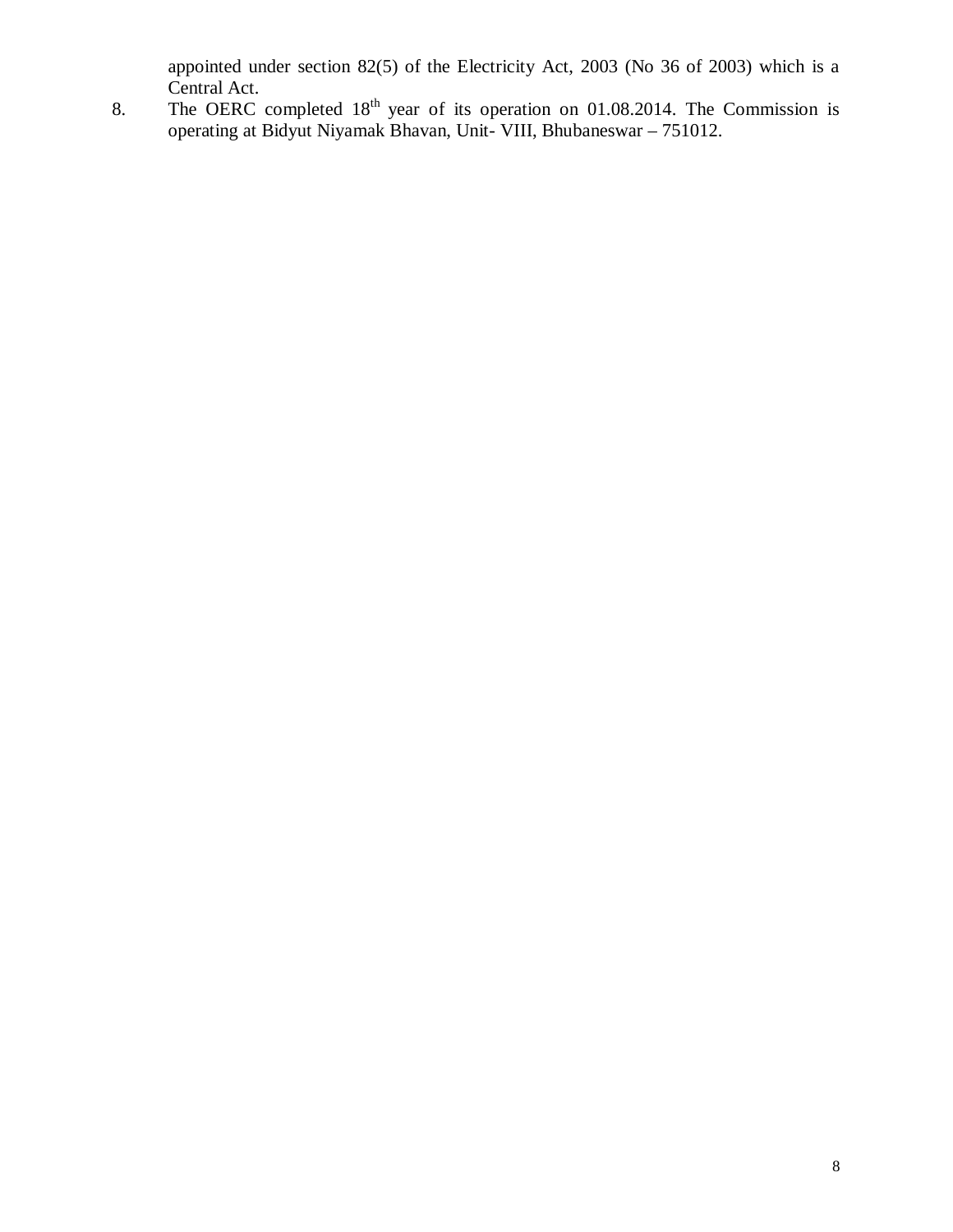appointed under section 82(5) of the Electricity Act, 2003 (No 36 of 2003) which is a Central Act.

8. The OERC completed 18th year of its operation on 01.08.2014. The Commission is operating at Bidyut Niyamak Bhavan, Unit- VIII, Bhubaneswar – 751012.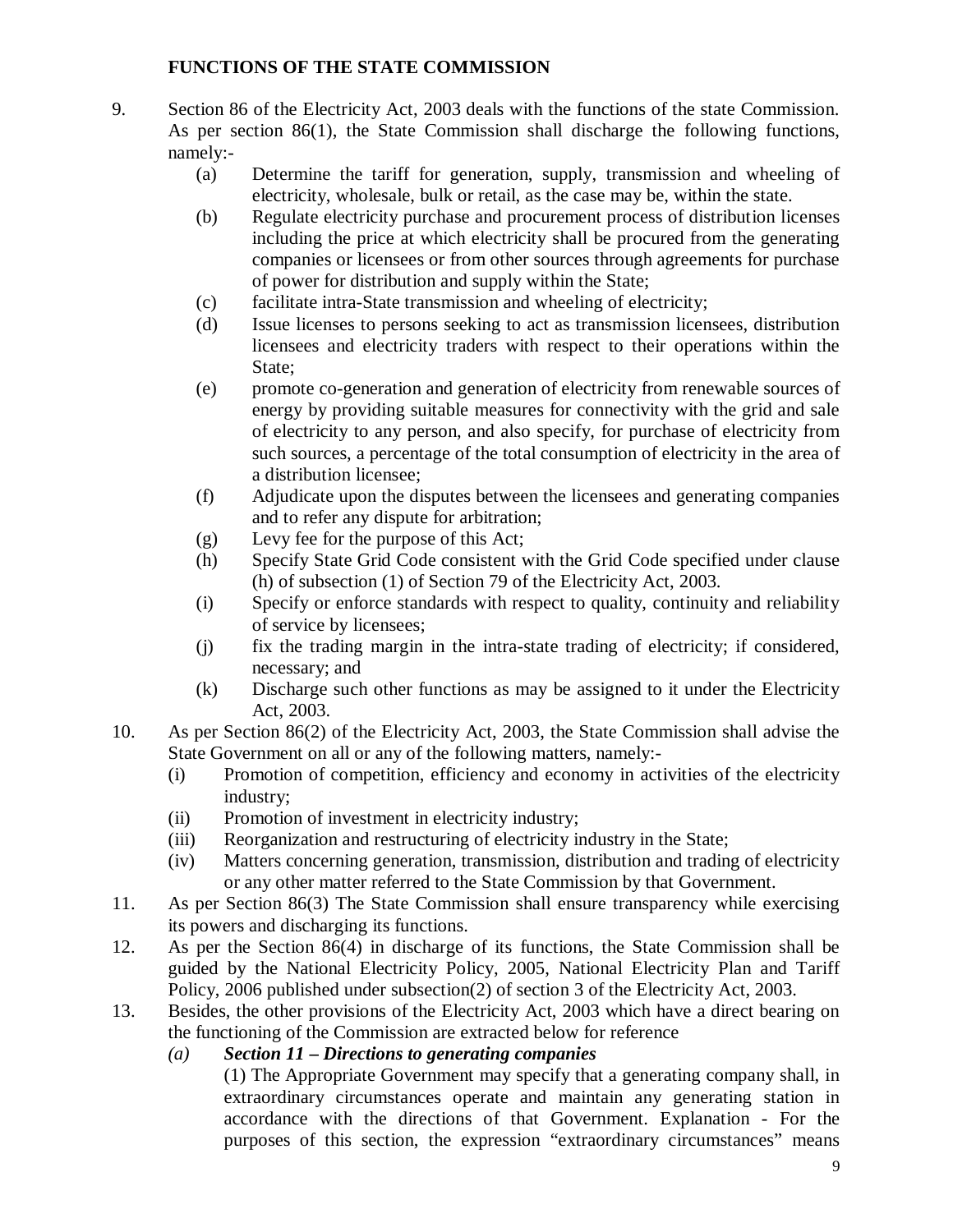## FUNCTIONS OF THE STATE COMMISSION

9. Section 86 of the Electricity Act, 2003 deals with the functions of the state Commission. As per section 86(1), the State Commission shall discharge the following functions, namely:-
   - (a) Determine the tariff for generation, supply, transmission and wheeling of electricity, wholesale, bulk or retail, as the case may be, within the state.
   - (b) Regulate electricity purchase and procurement process of distribution licenses including the price at which electricity shall be procured from the generating companies or licensees or from other sources through agreements for purchase of power for distribution and supply within the State;
   - (c) facilitate intra-State transmission and wheeling of electricity;
   - (d) Issue licenses to persons seeking to act as transmission licensees, distribution licensees and electricity traders with respect to their operations within the State;
   - (e) promote co-generation and generation of electricity from renewable sources of energy by providing suitable measures for connectivity with the grid and sale of electricity to any person, and also specify, for purchase of electricity from such sources, a percentage of the total consumption of electricity in the area of a distribution licensee;
   - (f) Adjudicate upon the disputes between the licensees and generating companies and to refer any dispute for arbitration;
   - (g) Levy fee for the purpose of this Act;
   - (h) Specify State Grid Code consistent with the Grid Code specified under clause (h) of subsection (1) of Section 79 of the Electricity Act, 2003.
   - (i) Specify or enforce standards with respect to quality, continuity and reliability of service by licensees;
   - (j) fix the trading margin in the intra-state trading of electricity; if considered, necessary; and
   - (k) Discharge such other functions as may be assigned to it under the Electricity Act, 2003.
10. As per Section 86(2) of the Electricity Act, 2003, the State Commission shall advise the State Government on all or any of the following matters, namely:-
    - (i) Promotion of competition, efficiency and economy in activities of the electricity industry;
    - (ii) Promotion of investment in electricity industry;
    - (iii) Reorganization and restructuring of electricity industry in the State;
    - (iv) Matters concerning generation, transmission, distribution and trading of electricity or any other matter referred to the State Commission by that Government.
11. As per Section 86(3) The State Commission shall ensure transparency while exercising its powers and discharging its functions.
12. As per the Section 86(4) in discharge of its functions, the State Commission shall be guided by the National Electricity Policy, 2005, National Electricity Plan and Tariff Policy, 2006 published under subsection(2) of section 3 of the Electricity Act, 2003.
13. Besides, the other provisions of the Electricity Act, 2003 which have a direct bearing on the functioning of the Commission are extracted below for reference
    - *(a)* ***Section 11 – Directions to generating companies***

      (1) The Appropriate Government may specify that a generating company shall, in extraordinary circumstances operate and maintain any generating station in accordance with the directions of that Government. Explanation - For the purposes of this section, the expression "extraordinary circumstances" means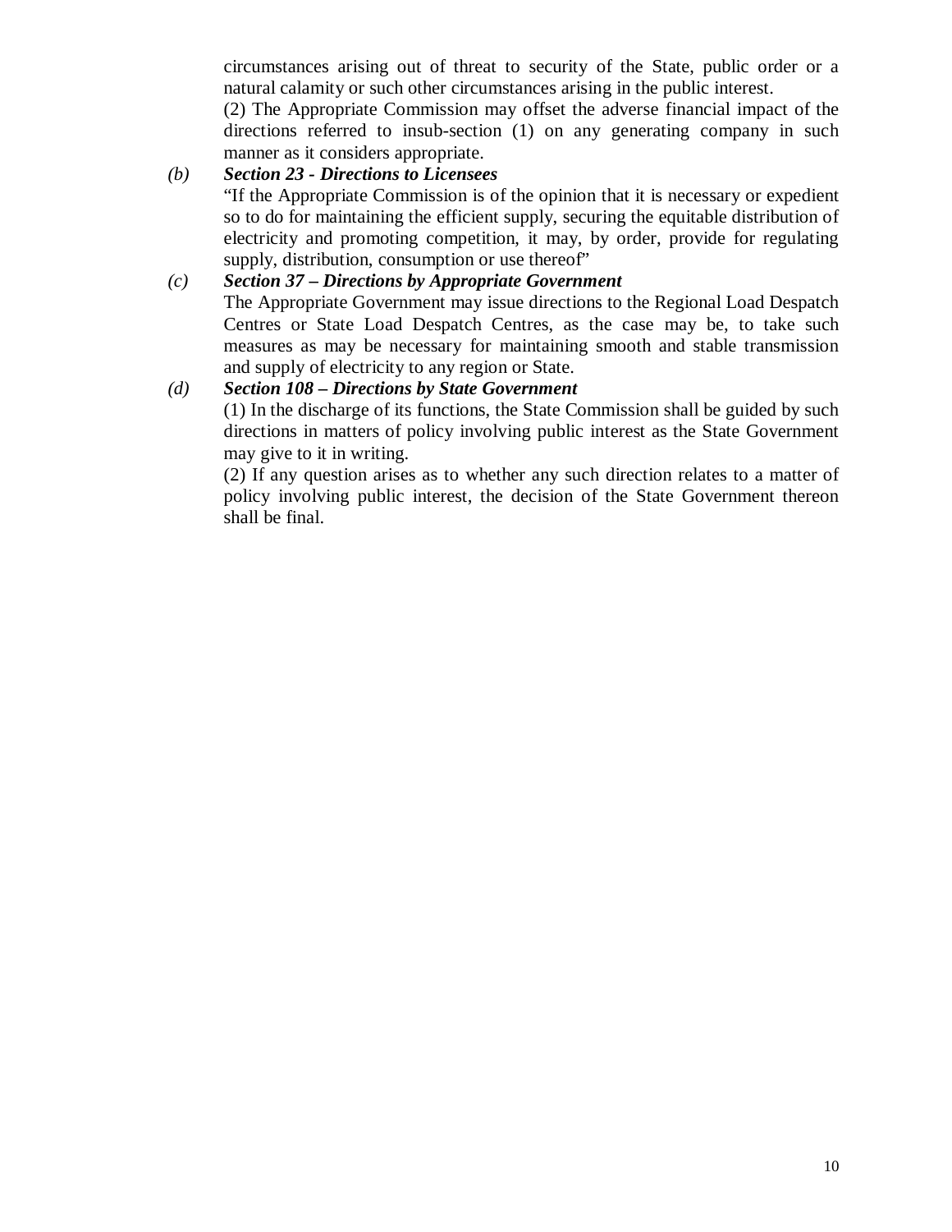circumstances arising out of threat to security of the State, public order or a natural calamity or such other circumstances arising in the public interest.

(2) The Appropriate Commission may offset the adverse financial impact of the directions referred to insub-section (1) on any generating company in such manner as it considers appropriate.

*(b)* ***Section 23 - Directions to Licensees***

"If the Appropriate Commission is of the opinion that it is necessary or expedient so to do for maintaining the efficient supply, securing the equitable distribution of electricity and promoting competition, it may, by order, provide for regulating supply, distribution, consumption or use thereof"

*(c)* ***Section 37 – Directions by Appropriate Government***

The Appropriate Government may issue directions to the Regional Load Despatch Centres or State Load Despatch Centres, as the case may be, to take such measures as may be necessary for maintaining smooth and stable transmission and supply of electricity to any region or State.

*(d)* ***Section 108 – Directions by State Government***

(1) In the discharge of its functions, the State Commission shall be guided by such directions in matters of policy involving public interest as the State Government may give to it in writing.

(2) If any question arises as to whether any such direction relates to a matter of policy involving public interest, the decision of the State Government thereon shall be final.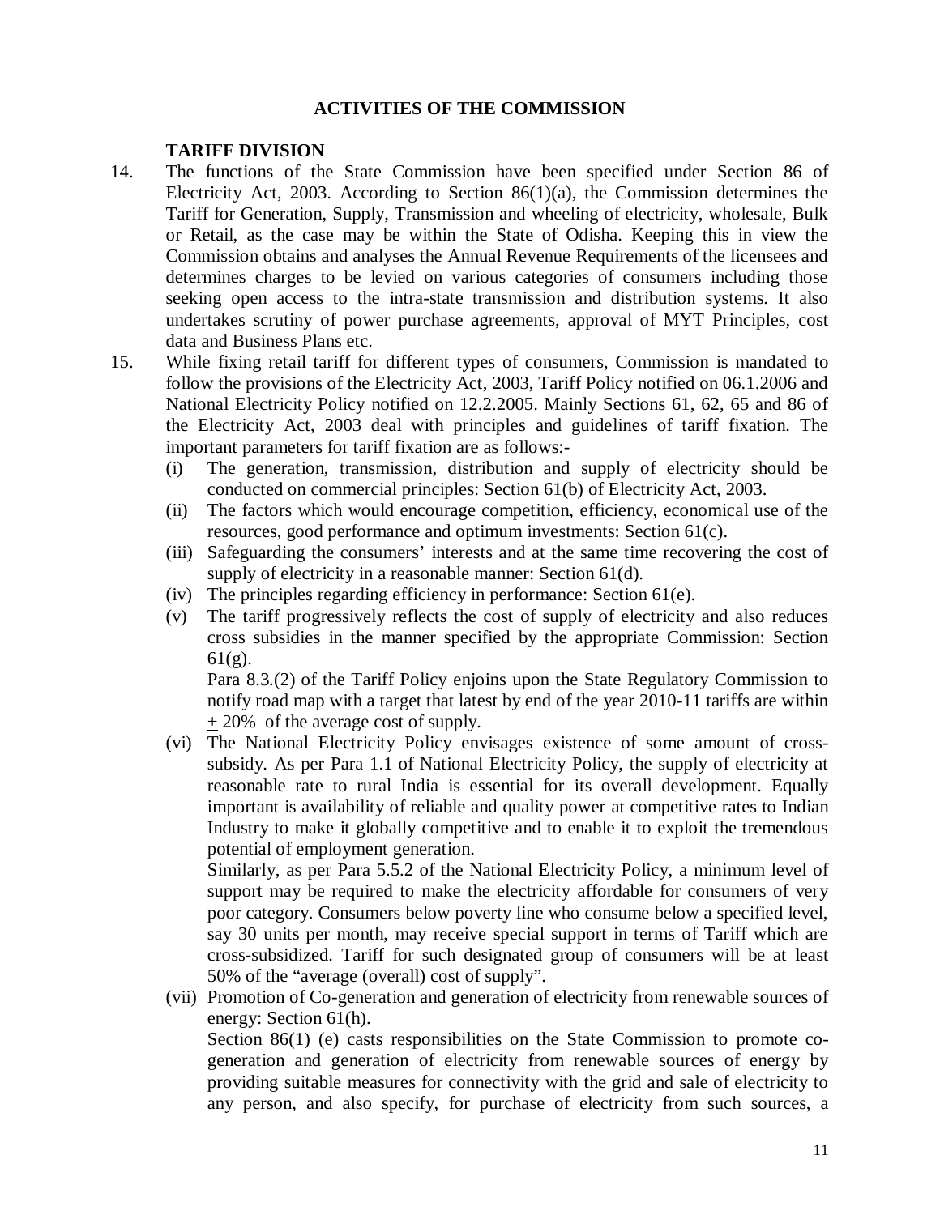## ACTIVITIES OF THE COMMISSION

### TARIFF DIVISION

14. The functions of the State Commission have been specified under Section 86 of Electricity Act, 2003. According to Section 86(1)(a), the Commission determines the Tariff for Generation, Supply, Transmission and wheeling of electricity, wholesale, Bulk or Retail, as the case may be within the State of Odisha. Keeping this in view the Commission obtains and analyses the Annual Revenue Requirements of the licensees and determines charges to be levied on various categories of consumers including those seeking open access to the intra-state transmission and distribution systems. It also undertakes scrutiny of power purchase agreements, approval of MYT Principles, cost data and Business Plans etc.

15. While fixing retail tariff for different types of consumers, Commission is mandated to follow the provisions of the Electricity Act, 2003, Tariff Policy notified on 06.1.2006 and National Electricity Policy notified on 12.2.2005. Mainly Sections 61, 62, 65 and 86 of the Electricity Act, 2003 deal with principles and guidelines of tariff fixation. The important parameters for tariff fixation are as follows:-

    (i) The generation, transmission, distribution and supply of electricity should be conducted on commercial principles: Section 61(b) of Electricity Act, 2003.

    (ii) The factors which would encourage competition, efficiency, economical use of the resources, good performance and optimum investments: Section 61(c).

    (iii) Safeguarding the consumers' interests and at the same time recovering the cost of supply of electricity in a reasonable manner: Section 61(d).

    (iv) The principles regarding efficiency in performance: Section 61(e).

    (v) The tariff progressively reflects the cost of supply of electricity and also reduces cross subsidies in the manner specified by the appropriate Commission: Section 61(g).

    Para 8.3.(2) of the Tariff Policy enjoins upon the State Regulatory Commission to notify road map with a target that latest by end of the year 2010-11 tariffs are within ± 20% of the average cost of supply.

    (vi) The National Electricity Policy envisages existence of some amount of cross-subsidy. As per Para 1.1 of National Electricity Policy, the supply of electricity at reasonable rate to rural India is essential for its overall development. Equally important is availability of reliable and quality power at competitive rates to Indian Industry to make it globally competitive and to enable it to exploit the tremendous potential of employment generation.

    Similarly, as per Para 5.5.2 of the National Electricity Policy, a minimum level of support may be required to make the electricity affordable for consumers of very poor category. Consumers below poverty line who consume below a specified level, say 30 units per month, may receive special support in terms of Tariff which are cross-subsidized. Tariff for such designated group of consumers will be at least 50% of the "average (overall) cost of supply".

    (vii) Promotion of Co-generation and generation of electricity from renewable sources of energy: Section 61(h).

    Section 86(1) (e) casts responsibilities on the State Commission to promote co-generation and generation of electricity from renewable sources of energy by providing suitable measures for connectivity with the grid and sale of electricity to any person, and also specify, for purchase of electricity from such sources, a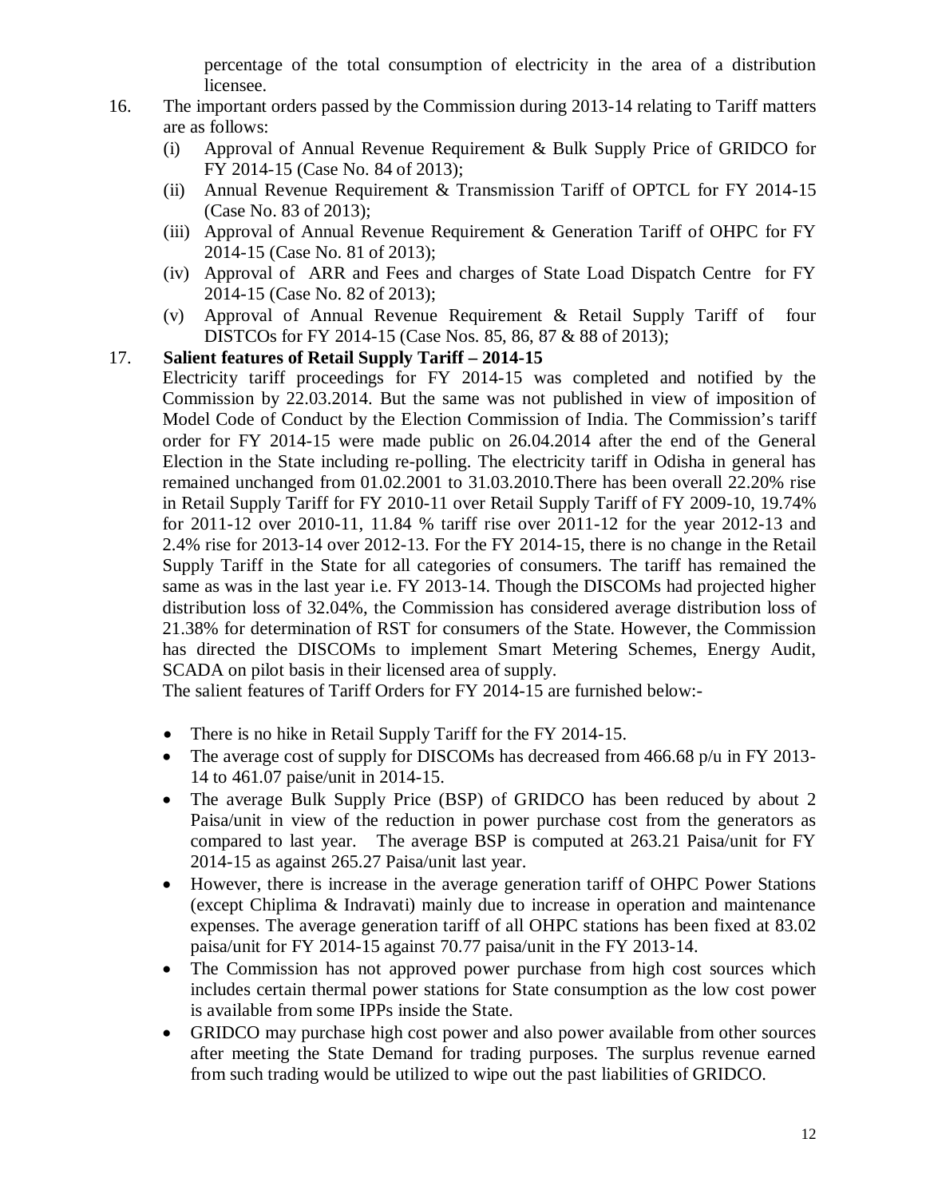percentage of the total consumption of electricity in the area of a distribution licensee.

16. The important orders passed by the Commission during 2013-14 relating to Tariff matters are as follows:
    (i) Approval of Annual Revenue Requirement & Bulk Supply Price of GRIDCO for FY 2014-15 (Case No. 84 of 2013);
    (ii) Annual Revenue Requirement & Transmission Tariff of OPTCL for FY 2014-15 (Case No. 83 of 2013);
    (iii) Approval of Annual Revenue Requirement & Generation Tariff of OHPC for FY 2014-15 (Case No. 81 of 2013);
    (iv) Approval of ARR and Fees and charges of State Load Dispatch Centre for FY 2014-15 (Case No. 82 of 2013);
    (v) Approval of Annual Revenue Requirement & Retail Supply Tariff of four DISTCOs for FY 2014-15 (Case Nos. 85, 86, 87 & 88 of 2013);

17. **Salient features of Retail Supply Tariff – 2014-15**

    Electricity tariff proceedings for FY 2014-15 was completed and notified by the Commission by 22.03.2014. But the same was not published in view of imposition of Model Code of Conduct by the Election Commission of India. The Commission's tariff order for FY 2014-15 were made public on 26.04.2014 after the end of the General Election in the State including re-polling. The electricity tariff in Odisha in general has remained unchanged from 01.02.2001 to 31.03.2010.There has been overall 22.20% rise in Retail Supply Tariff for FY 2010-11 over Retail Supply Tariff of FY 2009-10, 19.74% for 2011-12 over 2010-11, 11.84 % tariff rise over 2011-12 for the year 2012-13 and 2.4% rise for 2013-14 over 2012-13. For the FY 2014-15, there is no change in the Retail Supply Tariff in the State for all categories of consumers. The tariff has remained the same as was in the last year i.e. FY 2013-14. Though the DISCOMs had projected higher distribution loss of 32.04%, the Commission has considered average distribution loss of 21.38% for determination of RST for consumers of the State. However, the Commission has directed the DISCOMs to implement Smart Metering Schemes, Energy Audit, SCADA on pilot basis in their licensed area of supply.

    The salient features of Tariff Orders for FY 2014-15 are furnished below:-

    - There is no hike in Retail Supply Tariff for the FY 2014-15.
    - The average cost of supply for DISCOMs has decreased from 466.68 p/u in FY 2013-14 to 461.07 paise/unit in 2014-15.
    - The average Bulk Supply Price (BSP) of GRIDCO has been reduced by about 2 Paisa/unit in view of the reduction in power purchase cost from the generators as compared to last year. The average BSP is computed at 263.21 Paisa/unit for FY 2014-15 as against 265.27 Paisa/unit last year.
    - However, there is increase in the average generation tariff of OHPC Power Stations (except Chiplima & Indravati) mainly due to increase in operation and maintenance expenses. The average generation tariff of all OHPC stations has been fixed at 83.02 paisa/unit for FY 2014-15 against 70.77 paisa/unit in the FY 2013-14.
    - The Commission has not approved power purchase from high cost sources which includes certain thermal power stations for State consumption as the low cost power is available from some IPPs inside the State.
    - GRIDCO may purchase high cost power and also power available from other sources after meeting the State Demand for trading purposes. The surplus revenue earned from such trading would be utilized to wipe out the past liabilities of GRIDCO.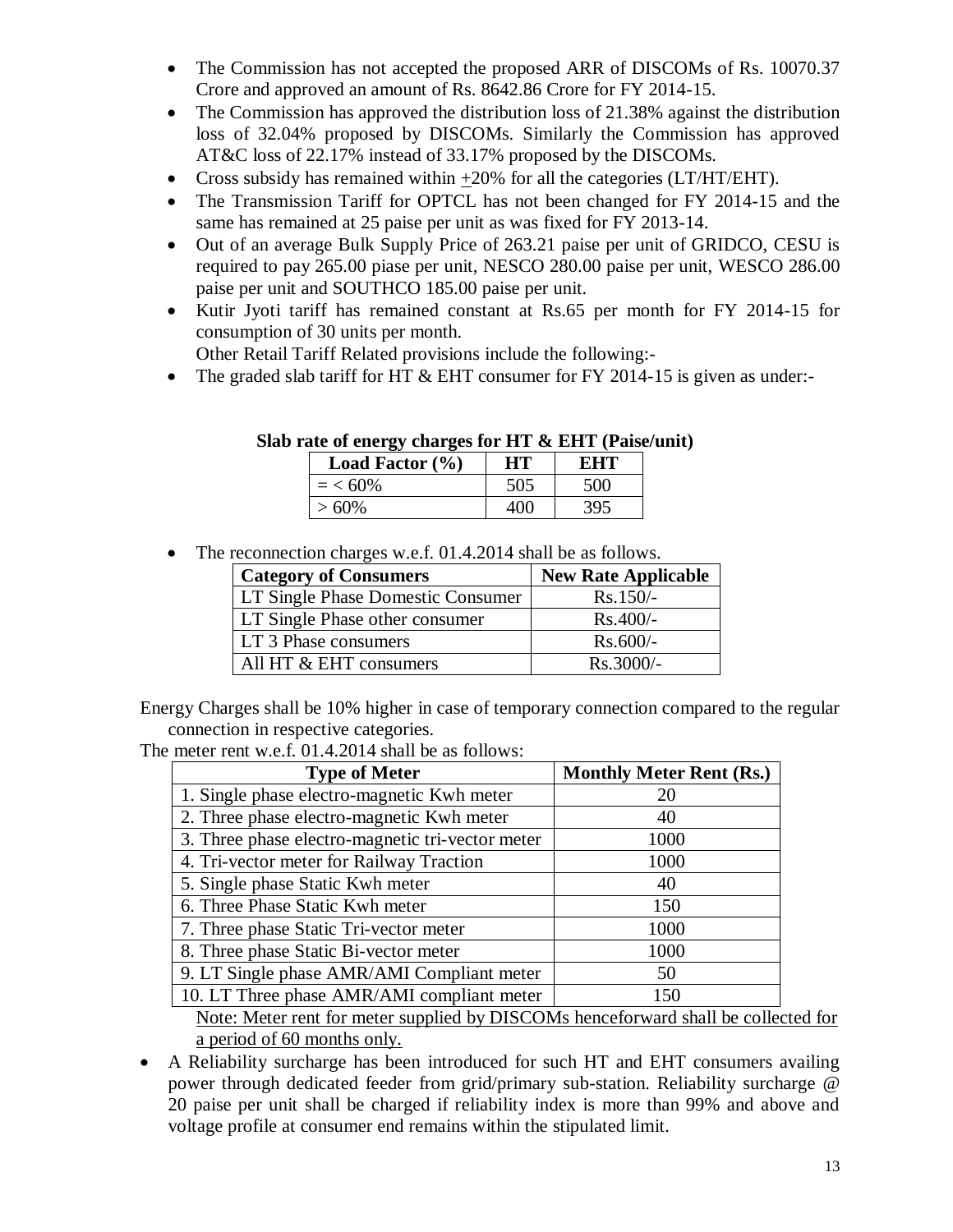- The Commission has not accepted the proposed ARR of DISCOMs of Rs. 10070.37 Crore and approved an amount of Rs. 8642.86 Crore for FY 2014-15.
- The Commission has approved the distribution loss of 21.38% against the distribution loss of 32.04% proposed by DISCOMs. Similarly the Commission has approved AT&C loss of 22.17% instead of 33.17% proposed by the DISCOMs.
- Cross subsidy has remained within ±20% for all the categories (LT/HT/EHT).
- The Transmission Tariff for OPTCL has not been changed for FY 2014-15 and the same has remained at 25 paise per unit as was fixed for FY 2013-14.
- Out of an average Bulk Supply Price of 263.21 paise per unit of GRIDCO, CESU is required to pay 265.00 piase per unit, NESCO 280.00 paise per unit, WESCO 286.00 paise per unit and SOUTHCO 185.00 paise per unit.
- Kutir Jyoti tariff has remained constant at Rs.65 per month for FY 2014-15 for consumption of 30 units per month.

  Other Retail Tariff Related provisions include the following:-
- The graded slab tariff for HT & EHT consumer for FY 2014-15 is given as under:-

**Slab rate of energy charges for HT & EHT (Paise/unit)**

| Load Factor (%) | HT | EHT |
|---|---|---|
| = < 60% | 505 | 500 |
| > 60% | 400 | 395 |

- The reconnection charges w.e.f. 01.4.2014 shall be as follows.

| Category of Consumers | New Rate Applicable |
|---|---|
| LT Single Phase Domestic Consumer | Rs.150/- |
| LT Single Phase other consumer | Rs.400/- |
| LT 3 Phase consumers | Rs.600/- |
| All HT & EHT consumers | Rs.3000/- |

Energy Charges shall be 10% higher in case of temporary connection compared to the regular connection in respective categories.

The meter rent w.e.f. 01.4.2014 shall be as follows:

| Type of Meter | Monthly Meter Rent (Rs.) |
|---|---|
| 1. Single phase electro-magnetic Kwh meter | 20 |
| 2. Three phase electro-magnetic Kwh meter | 40 |
| 3. Three phase electro-magnetic tri-vector meter | 1000 |
| 4. Tri-vector meter for Railway Traction | 1000 |
| 5. Single phase Static Kwh meter | 40 |
| 6. Three Phase Static Kwh meter | 150 |
| 7. Three phase Static Tri-vector meter | 1000 |
| 8. Three phase Static Bi-vector meter | 1000 |
| 9. LT Single phase AMR/AMI Compliant meter | 50 |
| 10. LT Three phase AMR/AMI compliant meter | 150 |

Note: Meter rent for meter supplied by DISCOMs henceforward shall be collected for a period of 60 months only.

- A Reliability surcharge has been introduced for such HT and EHT consumers availing power through dedicated feeder from grid/primary sub-station. Reliability surcharge @ 20 paise per unit shall be charged if reliability index is more than 99% and above and voltage profile at consumer end remains within the stipulated limit.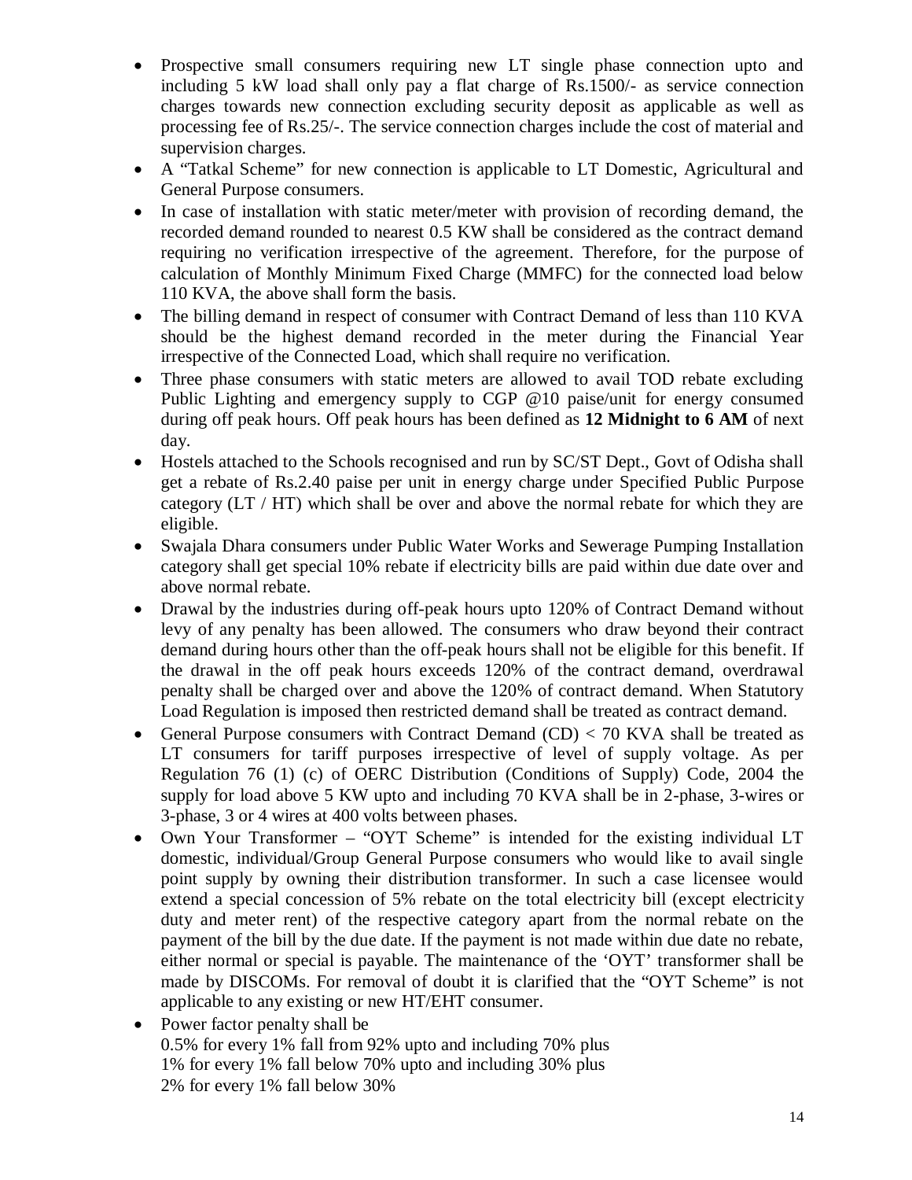- Prospective small consumers requiring new LT single phase connection upto and including 5 kW load shall only pay a flat charge of Rs.1500/- as service connection charges towards new connection excluding security deposit as applicable as well as processing fee of Rs.25/-. The service connection charges include the cost of material and supervision charges.
- A "Tatkal Scheme" for new connection is applicable to LT Domestic, Agricultural and General Purpose consumers.
- In case of installation with static meter/meter with provision of recording demand, the recorded demand rounded to nearest 0.5 KW shall be considered as the contract demand requiring no verification irrespective of the agreement. Therefore, for the purpose of calculation of Monthly Minimum Fixed Charge (MMFC) for the connected load below 110 KVA, the above shall form the basis.
- The billing demand in respect of consumer with Contract Demand of less than 110 KVA should be the highest demand recorded in the meter during the Financial Year irrespective of the Connected Load, which shall require no verification.
- Three phase consumers with static meters are allowed to avail TOD rebate excluding Public Lighting and emergency supply to CGP @10 paise/unit for energy consumed during off peak hours. Off peak hours has been defined as **12 Midnight to 6 AM** of next day.
- Hostels attached to the Schools recognised and run by SC/ST Dept., Govt of Odisha shall get a rebate of Rs.2.40 paise per unit in energy charge under Specified Public Purpose category (LT / HT) which shall be over and above the normal rebate for which they are eligible.
- Swajala Dhara consumers under Public Water Works and Sewerage Pumping Installation category shall get special 10% rebate if electricity bills are paid within due date over and above normal rebate.
- Drawal by the industries during off-peak hours upto 120% of Contract Demand without levy of any penalty has been allowed. The consumers who draw beyond their contract demand during hours other than the off-peak hours shall not be eligible for this benefit. If the drawal in the off peak hours exceeds 120% of the contract demand, overdrawal penalty shall be charged over and above the 120% of contract demand. When Statutory Load Regulation is imposed then restricted demand shall be treated as contract demand.
- General Purpose consumers with Contract Demand (CD) < 70 KVA shall be treated as LT consumers for tariff purposes irrespective of level of supply voltage. As per Regulation 76 (1) (c) of OERC Distribution (Conditions of Supply) Code, 2004 the supply for load above 5 KW upto and including 70 KVA shall be in 2-phase, 3-wires or 3-phase, 3 or 4 wires at 400 volts between phases.
- Own Your Transformer – "OYT Scheme" is intended for the existing individual LT domestic, individual/Group General Purpose consumers who would like to avail single point supply by owning their distribution transformer. In such a case licensee would extend a special concession of 5% rebate on the total electricity bill (except electricity duty and meter rent) of the respective category apart from the normal rebate on the payment of the bill by the due date. If the payment is not made within due date no rebate, either normal or special is payable. The maintenance of the 'OYT' transformer shall be made by DISCOMs. For removal of doubt it is clarified that the "OYT Scheme" is not applicable to any existing or new HT/EHT consumer.
- Power factor penalty shall be
  0.5% for every 1% fall from 92% upto and including 70% plus
  1% for every 1% fall below 70% upto and including 30% plus
  2% for every 1% fall below 30%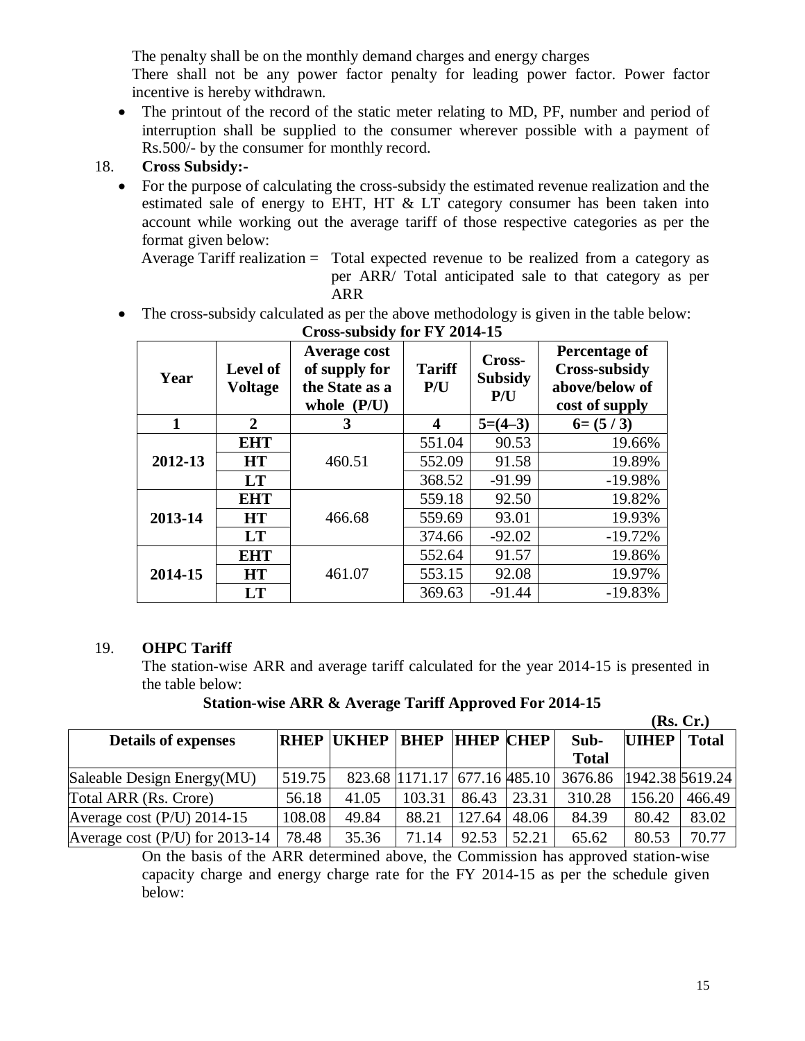The penalty shall be on the monthly demand charges and energy charges

There shall not be any power factor penalty for leading power factor. Power factor incentive is hereby withdrawn.

- The printout of the record of the static meter relating to MD, PF, number and period of interruption shall be supplied to the consumer wherever possible with a payment of Rs.500/- by the consumer for monthly record.

18. **Cross Subsidy:-**

- For the purpose of calculating the cross-subsidy the estimated revenue realization and the estimated sale of energy to EHT, HT & LT category consumer has been taken into account while working out the average tariff of those respective categories as per the format given below:

  Average Tariff realization = Total expected revenue to be realized from a category as per ARR/ Total anticipated sale to that category as per ARR

- The cross-subsidy calculated as per the above methodology is given in the table below:

**Cross-subsidy for FY 2014-15**

| Year | Level of Voltage | Average cost of supply for the State as a whole (P/U) | Tariff P/U | Cross-Subsidy P/U | Percentage of Cross-subsidy above/below of cost of supply |
|---|---|---|---|---|---|
| **1** | **2** | **3** | **4** | **5=(4–3)** | **6= (5 / 3)** |
| **2012-13** | **EHT** | 460.51 | 551.04 | 90.53 | 19.66% |
| | **HT** | | 552.09 | 91.58 | 19.89% |
| | **LT** | | 368.52 | -91.99 | -19.98% |
| **2013-14** | **EHT** | 466.68 | 559.18 | 92.50 | 19.82% |
| | **HT** | | 559.69 | 93.01 | 19.93% |
| | **LT** | | 374.66 | -92.02 | -19.72% |
| **2014-15** | **EHT** | 461.07 | 552.64 | 91.57 | 19.86% |
| | **HT** | | 553.15 | 92.08 | 19.97% |
| | **LT** | | 369.63 | -91.44 | -19.83% |

19. **OHPC Tariff**

The station-wise ARR and average tariff calculated for the year 2014-15 is presented in the table below:

**Station-wise ARR & Average Tariff Approved For 2014-15**

**(Rs. Cr.)**

| Details of expenses | RHEP | UKHEP | BHEP | HHEP | CHEP | Sub-Total | UIHEP | Total |
|---|---|---|---|---|---|---|---|---|
| Saleable Design Energy(MU) | 519.75 | 823.68 | 1171.17 | 677.16 | 485.10 | 3676.86 | 1942.38 | 5619.24 |
| Total ARR (Rs. Crore) | 56.18 | 41.05 | 103.31 | 86.43 | 23.31 | 310.28 | 156.20 | 466.49 |
| Average cost (P/U) 2014-15 | 108.08 | 49.84 | 88.21 | 127.64 | 48.06 | 84.39 | 80.42 | 83.02 |
| Average cost (P/U) for 2013-14 | 78.48 | 35.36 | 71.14 | 92.53 | 52.21 | 65.62 | 80.53 | 70.77 |

On the basis of the ARR determined above, the Commission has approved station-wise capacity charge and energy charge rate for the FY 2014-15 as per the schedule given below: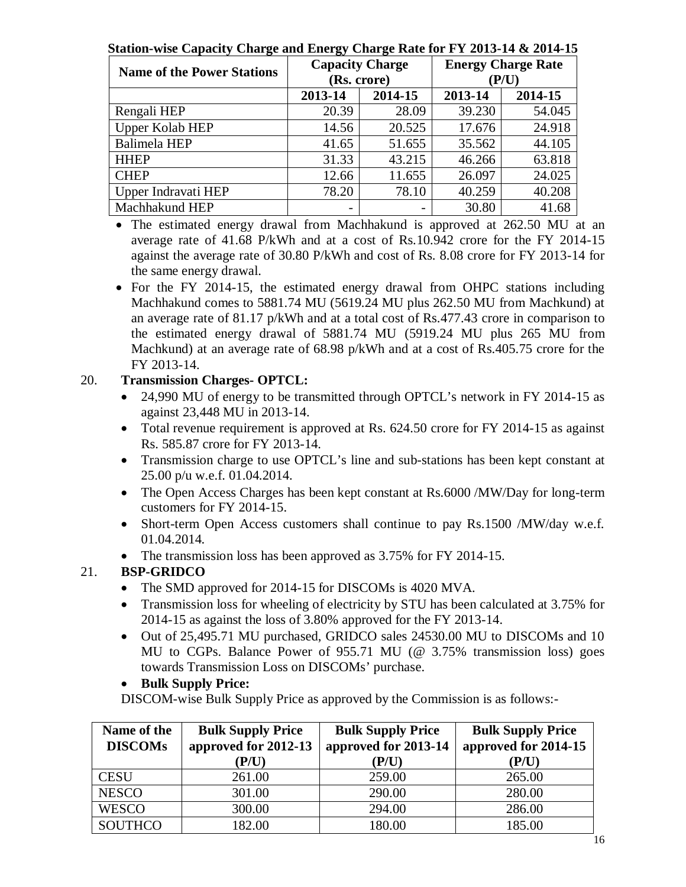**Station-wise Capacity Charge and Energy Charge Rate for FY 2013-14 & 2014-15**

| Name of the Power Stations | Capacity Charge (Rs. crore) | | Energy Charge Rate (P/U) | |
|---|---|---|---|---|
| | 2013-14 | 2014-15 | 2013-14 | 2014-15 |
| Rengali HEP | 20.39 | 28.09 | 39.230 | 54.045 |
| Upper Kolab HEP | 14.56 | 20.525 | 17.676 | 24.918 |
| Balimela HEP | 41.65 | 51.655 | 35.562 | 44.105 |
| HHEP | 31.33 | 43.215 | 46.266 | 63.818 |
| CHEP | 12.66 | 11.655 | 26.097 | 24.025 |
| Upper Indravati HEP | 78.20 | 78.10 | 40.259 | 40.208 |
| Machhakund HEP | - | - | 30.80 | 41.68 |

- The estimated energy drawal from Machhakund is approved at 262.50 MU at an average rate of 41.68 P/kWh and at a cost of Rs.10.942 crore for the FY 2014-15 against the average rate of 30.80 P/kWh and cost of Rs. 8.08 crore for FY 2013-14 for the same energy drawal.
- For the FY 2014-15, the estimated energy drawal from OHPC stations including Machhakund comes to 5881.74 MU (5619.24 MU plus 262.50 MU from Machkund) at an average rate of 81.17 p/kWh and at a total cost of Rs.477.43 crore in comparison to the estimated energy drawal of 5881.74 MU (5919.24 MU plus 265 MU from Machkund) at an average rate of 68.98 p/kWh and at a cost of Rs.405.75 crore for the FY 2013-14.

20. **Transmission Charges- OPTCL:**
    - 24,990 MU of energy to be transmitted through OPTCL's network in FY 2014-15 as against 23,448 MU in 2013-14.
    - Total revenue requirement is approved at Rs. 624.50 crore for FY 2014-15 as against Rs. 585.87 crore for FY 2013-14.
    - Transmission charge to use OPTCL's line and sub-stations has been kept constant at 25.00 p/u w.e.f. 01.04.2014.
    - The Open Access Charges has been kept constant at Rs.6000 /MW/Day for long-term customers for FY 2014-15.
    - Short-term Open Access customers shall continue to pay Rs.1500 /MW/day w.e.f. 01.04.2014.
    - The transmission loss has been approved as 3.75% for FY 2014-15.

21. **BSP-GRIDCO**
    - The SMD approved for 2014-15 for DISCOMs is 4020 MVA.
    - Transmission loss for wheeling of electricity by STU has been calculated at 3.75% for 2014-15 as against the loss of 3.80% approved for the FY 2013-14.
    - Out of 25,495.71 MU purchased, GRIDCO sales 24530.00 MU to DISCOMs and 10 MU to CGPs. Balance Power of 955.71 MU (@ 3.75% transmission loss) goes towards Transmission Loss on DISCOMs' purchase.
    - **Bulk Supply Price:**

    DISCOM-wise Bulk Supply Price as approved by the Commission is as follows:-

| Name of the DISCOMs | Bulk Supply Price approved for 2012-13 (P/U) | Bulk Supply Price approved for 2013-14 (P/U) | Bulk Supply Price approved for 2014-15 (P/U) |
|---|---|---|---|
| CESU | 261.00 | 259.00 | 265.00 |
| NESCO | 301.00 | 290.00 | 280.00 |
| WESCO | 300.00 | 294.00 | 286.00 |
| SOUTHCO | 182.00 | 180.00 | 185.00 |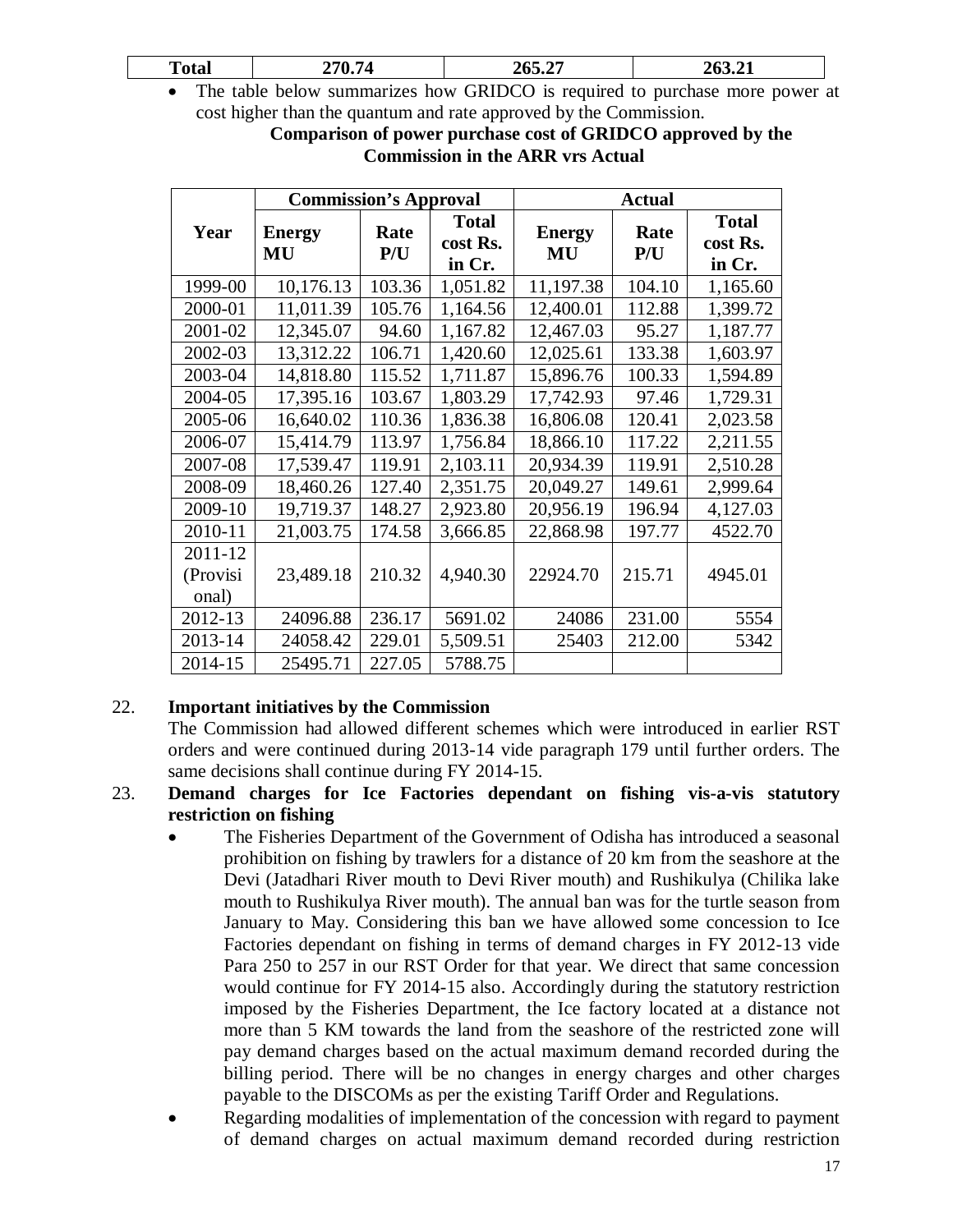| Total | 270.74 | 265.27 | 263.21 |
|---|---|---|---|

- The table below summarizes how GRIDCO is required to purchase more power at cost higher than the quantum and rate approved by the Commission.

**Comparison of power purchase cost of GRIDCO approved by the Commission in the ARR vrs Actual**

| Year | Commission's Approval | | | Actual | | |
|---|---|---|---|---|---|---|
| | Energy MU | Rate P/U | Total cost Rs. in Cr. | Energy MU | Rate P/U | Total cost Rs. in Cr. |
| 1999-00 | 10,176.13 | 103.36 | 1,051.82 | 11,197.38 | 104.10 | 1,165.60 |
| 2000-01 | 11,011.39 | 105.76 | 1,164.56 | 12,400.01 | 112.88 | 1,399.72 |
| 2001-02 | 12,345.07 | 94.60 | 1,167.82 | 12,467.03 | 95.27 | 1,187.77 |
| 2002-03 | 13,312.22 | 106.71 | 1,420.60 | 12,025.61 | 133.38 | 1,603.97 |
| 2003-04 | 14,818.80 | 115.52 | 1,711.87 | 15,896.76 | 100.33 | 1,594.89 |
| 2004-05 | 17,395.16 | 103.67 | 1,803.29 | 17,742.93 | 97.46 | 1,729.31 |
| 2005-06 | 16,640.02 | 110.36 | 1,836.38 | 16,806.08 | 120.41 | 2,023.58 |
| 2006-07 | 15,414.79 | 113.97 | 1,756.84 | 18,866.10 | 117.22 | 2,211.55 |
| 2007-08 | 17,539.47 | 119.91 | 2,103.11 | 20,934.39 | 119.91 | 2,510.28 |
| 2008-09 | 18,460.26 | 127.40 | 2,351.75 | 20,049.27 | 149.61 | 2,999.64 |
| 2009-10 | 19,719.37 | 148.27 | 2,923.80 | 20,956.19 | 196.94 | 4,127.03 |
| 2010-11 | 21,003.75 | 174.58 | 3,666.85 | 22,868.98 | 197.77 | 4522.70 |
| 2011-12 (Provisional) | 23,489.18 | 210.32 | 4,940.30 | 22924.70 | 215.71 | 4945.01 |
| 2012-13 | 24096.88 | 236.17 | 5691.02 | 24086 | 231.00 | 5554 |
| 2013-14 | 24058.42 | 229.01 | 5,509.51 | 25403 | 212.00 | 5342 |
| 2014-15 | 25495.71 | 227.05 | 5788.75 | | | |

22. **Important initiatives by the Commission**

The Commission had allowed different schemes which were introduced in earlier RST orders and were continued during 2013-14 vide paragraph 179 until further orders. The same decisions shall continue during FY 2014-15.

23. **Demand charges for Ice Factories dependant on fishing vis-a-vis statutory restriction on fishing**

- The Fisheries Department of the Government of Odisha has introduced a seasonal prohibition on fishing by trawlers for a distance of 20 km from the seashore at the Devi (Jatadhari River mouth to Devi River mouth) and Rushikulya (Chilika lake mouth to Rushikulya River mouth). The annual ban was for the turtle season from January to May. Considering this ban we have allowed some concession to Ice Factories dependant on fishing in terms of demand charges in FY 2012-13 vide Para 250 to 257 in our RST Order for that year. We direct that same concession would continue for FY 2014-15 also. Accordingly during the statutory restriction imposed by the Fisheries Department, the Ice factory located at a distance not more than 5 KM towards the land from the seashore of the restricted zone will pay demand charges based on the actual maximum demand recorded during the billing period. There will be no changes in energy charges and other charges payable to the DISCOMs as per the existing Tariff Order and Regulations.
- Regarding modalities of implementation of the concession with regard to payment of demand charges on actual maximum demand recorded during restriction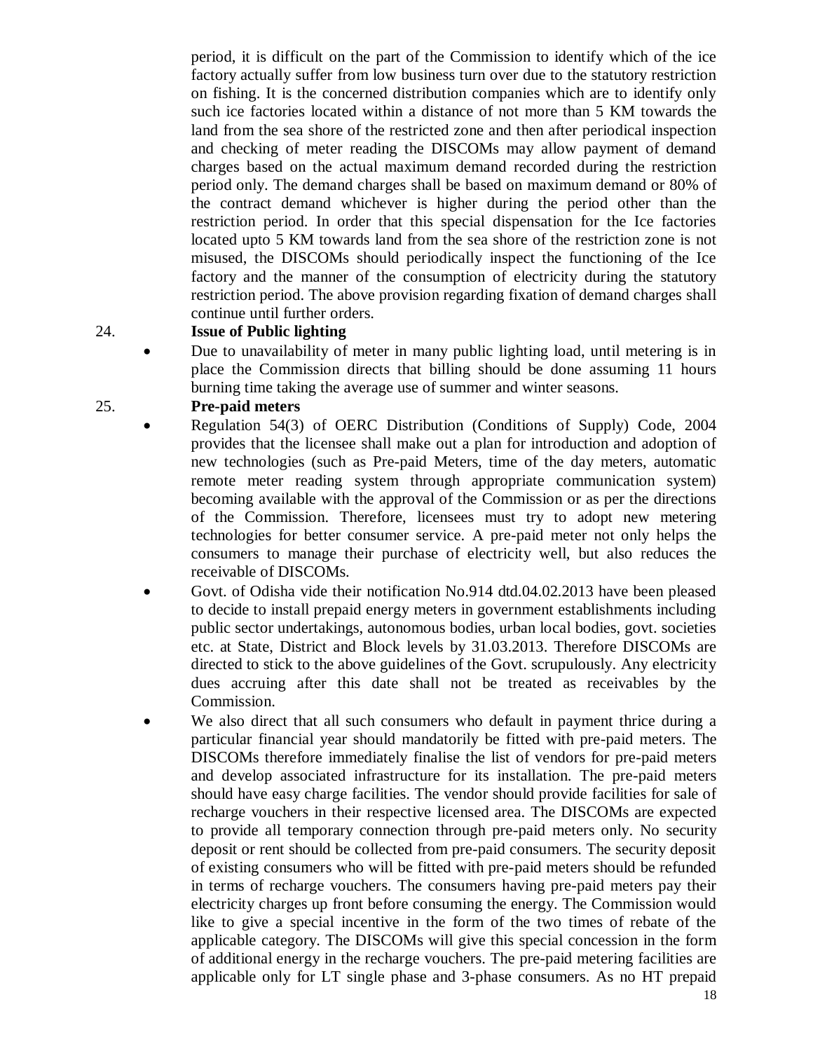period, it is difficult on the part of the Commission to identify which of the ice factory actually suffer from low business turn over due to the statutory restriction on fishing. It is the concerned distribution companies which are to identify only such ice factories located within a distance of not more than 5 KM towards the land from the sea shore of the restricted zone and then after periodical inspection and checking of meter reading the DISCOMs may allow payment of demand charges based on the actual maximum demand recorded during the restriction period only. The demand charges shall be based on maximum demand or 80% of the contract demand whichever is higher during the period other than the restriction period. In order that this special dispensation for the Ice factories located upto 5 KM towards land from the sea shore of the restriction zone is not misused, the DISCOMs should periodically inspect the functioning of the Ice factory and the manner of the consumption of electricity during the statutory restriction period. The above provision regarding fixation of demand charges shall continue until further orders.

24. **Issue of Public lighting**

- Due to unavailability of meter in many public lighting load, until metering is in place the Commission directs that billing should be done assuming 11 hours burning time taking the average use of summer and winter seasons.

25. **Pre-paid meters**

- Regulation 54(3) of OERC Distribution (Conditions of Supply) Code, 2004 provides that the licensee shall make out a plan for introduction and adoption of new technologies (such as Pre-paid Meters, time of the day meters, automatic remote meter reading system through appropriate communication system) becoming available with the approval of the Commission or as per the directions of the Commission. Therefore, licensees must try to adopt new metering technologies for better consumer service. A pre-paid meter not only helps the consumers to manage their purchase of electricity well, but also reduces the receivable of DISCOMs.
- Govt. of Odisha vide their notification No.914 dtd.04.02.2013 have been pleased to decide to install prepaid energy meters in government establishments including public sector undertakings, autonomous bodies, urban local bodies, govt. societies etc. at State, District and Block levels by 31.03.2013. Therefore DISCOMs are directed to stick to the above guidelines of the Govt. scrupulously. Any electricity dues accruing after this date shall not be treated as receivables by the Commission.
- We also direct that all such consumers who default in payment thrice during a particular financial year should mandatorily be fitted with pre-paid meters. The DISCOMs therefore immediately finalise the list of vendors for pre-paid meters and develop associated infrastructure for its installation. The pre-paid meters should have easy charge facilities. The vendor should provide facilities for sale of recharge vouchers in their respective licensed area. The DISCOMs are expected to provide all temporary connection through pre-paid meters only. No security deposit or rent should be collected from pre-paid consumers. The security deposit of existing consumers who will be fitted with pre-paid meters should be refunded in terms of recharge vouchers. The consumers having pre-paid meters pay their electricity charges up front before consuming the energy. The Commission would like to give a special incentive in the form of the two times of rebate of the applicable category. The DISCOMs will give this special concession in the form of additional energy in the recharge vouchers. The pre-paid metering facilities are applicable only for LT single phase and 3-phase consumers. As no HT prepaid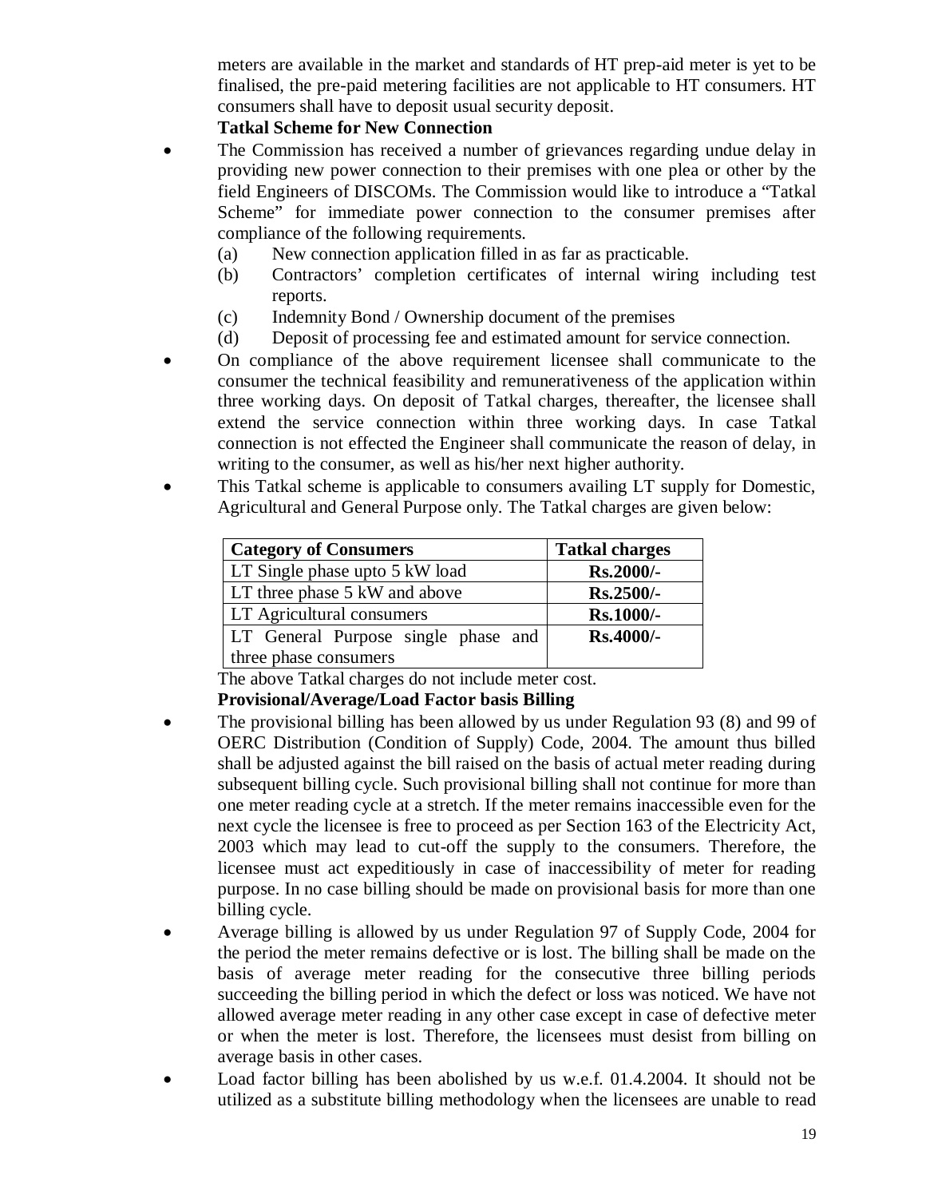meters are available in the market and standards of HT prep-aid meter is yet to be finalised, the pre-paid metering facilities are not applicable to HT consumers. HT consumers shall have to deposit usual security deposit.

**Tatkal Scheme for New Connection**

- The Commission has received a number of grievances regarding undue delay in providing new power connection to their premises with one plea or other by the field Engineers of DISCOMs. The Commission would like to introduce a "Tatkal Scheme" for immediate power connection to the consumer premises after compliance of the following requirements.
  - (a) New connection application filled in as far as practicable.
  - (b) Contractors' completion certificates of internal wiring including test reports.
  - (c) Indemnity Bond / Ownership document of the premises
  - (d) Deposit of processing fee and estimated amount for service connection.
- On compliance of the above requirement licensee shall communicate to the consumer the technical feasibility and remunerativeness of the application within three working days. On deposit of Tatkal charges, thereafter, the licensee shall extend the service connection within three working days. In case Tatkal connection is not effected the Engineer shall communicate the reason of delay, in writing to the consumer, as well as his/her next higher authority.
- This Tatkal scheme is applicable to consumers availing LT supply for Domestic, Agricultural and General Purpose only. The Tatkal charges are given below:

| Category of Consumers | Tatkal charges |
|---|---|
| LT Single phase upto 5 kW load | **Rs.2000/-** |
| LT three phase 5 kW and above | **Rs.2500/-** |
| LT Agricultural consumers | **Rs.1000/-** |
| LT General Purpose single phase and three phase consumers | **Rs.4000/-** |

The above Tatkal charges do not include meter cost.

**Provisional/Average/Load Factor basis Billing**

- The provisional billing has been allowed by us under Regulation 93 (8) and 99 of OERC Distribution (Condition of Supply) Code, 2004. The amount thus billed shall be adjusted against the bill raised on the basis of actual meter reading during subsequent billing cycle. Such provisional billing shall not continue for more than one meter reading cycle at a stretch. If the meter remains inaccessible even for the next cycle the licensee is free to proceed as per Section 163 of the Electricity Act, 2003 which may lead to cut-off the supply to the consumers. Therefore, the licensee must act expeditiously in case of inaccessibility of meter for reading purpose. In no case billing should be made on provisional basis for more than one billing cycle.
- Average billing is allowed by us under Regulation 97 of Supply Code, 2004 for the period the meter remains defective or is lost. The billing shall be made on the basis of average meter reading for the consecutive three billing periods succeeding the billing period in which the defect or loss was noticed. We have not allowed average meter reading in any other case except in case of defective meter or when the meter is lost. Therefore, the licensees must desist from billing on average basis in other cases.
- Load factor billing has been abolished by us w.e.f. 01.4.2004. It should not be utilized as a substitute billing methodology when the licensees are unable to read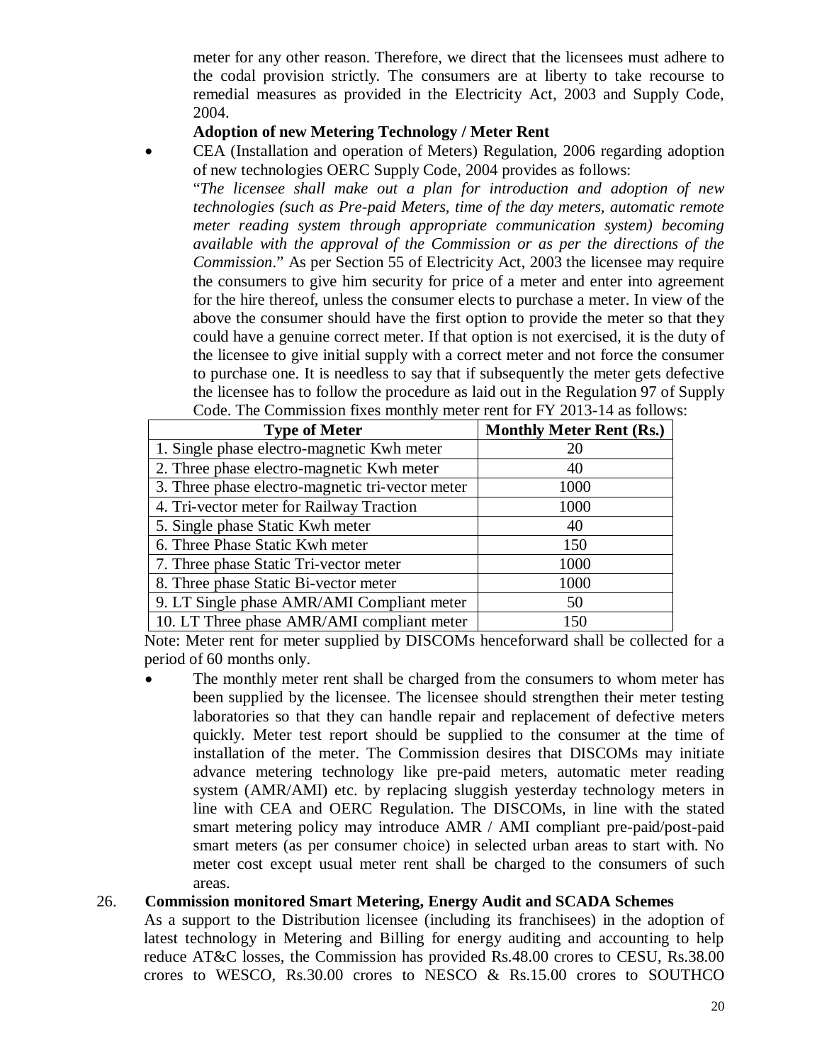meter for any other reason. Therefore, we direct that the licensees must adhere to the codal provision strictly. The consumers are at liberty to take recourse to remedial measures as provided in the Electricity Act, 2003 and Supply Code, 2004.

**Adoption of new Metering Technology / Meter Rent**

- CEA (Installation and operation of Meters) Regulation, 2006 regarding adoption of new technologies OERC Supply Code, 2004 provides as follows:
  "*The licensee shall make out a plan for introduction and adoption of new technologies (such as Pre-paid Meters, time of the day meters, automatic remote meter reading system through appropriate communication system) becoming available with the approval of the Commission or as per the directions of the Commission*." As per Section 55 of Electricity Act, 2003 the licensee may require the consumers to give him security for price of a meter and enter into agreement for the hire thereof, unless the consumer elects to purchase a meter. In view of the above the consumer should have the first option to provide the meter so that they could have a genuine correct meter. If that option is not exercised, it is the duty of the licensee to give initial supply with a correct meter and not force the consumer to purchase one. It is needless to say that if subsequently the meter gets defective the licensee has to follow the procedure as laid out in the Regulation 97 of Supply Code. The Commission fixes monthly meter rent for FY 2013-14 as follows:

| Type of Meter | Monthly Meter Rent (Rs.) |
|---|---|
| 1. Single phase electro-magnetic Kwh meter | 20 |
| 2. Three phase electro-magnetic Kwh meter | 40 |
| 3. Three phase electro-magnetic tri-vector meter | 1000 |
| 4. Tri-vector meter for Railway Traction | 1000 |
| 5. Single phase Static Kwh meter | 40 |
| 6. Three Phase Static Kwh meter | 150 |
| 7. Three phase Static Tri-vector meter | 1000 |
| 8. Three phase Static Bi-vector meter | 1000 |
| 9. LT Single phase AMR/AMI Compliant meter | 50 |
| 10. LT Three phase AMR/AMI compliant meter | 150 |

Note: Meter rent for meter supplied by DISCOMs henceforward shall be collected for a period of 60 months only.

- The monthly meter rent shall be charged from the consumers to whom meter has been supplied by the licensee. The licensee should strengthen their meter testing laboratories so that they can handle repair and replacement of defective meters quickly. Meter test report should be supplied to the consumer at the time of installation of the meter. The Commission desires that DISCOMs may initiate advance metering technology like pre-paid meters, automatic meter reading system (AMR/AMI) etc. by replacing sluggish yesterday technology meters in line with CEA and OERC Regulation. The DISCOMs, in line with the stated smart metering policy may introduce AMR / AMI compliant pre-paid/post-paid smart meters (as per consumer choice) in selected urban areas to start with. No meter cost except usual meter rent shall be charged to the consumers of such areas.

26. **Commission monitored Smart Metering, Energy Audit and SCADA Schemes**

As a support to the Distribution licensee (including its franchisees) in the adoption of latest technology in Metering and Billing for energy auditing and accounting to help reduce AT&C losses, the Commission has provided Rs.48.00 crores to CESU, Rs.38.00 crores to WESCO, Rs.30.00 crores to NESCO & Rs.15.00 crores to SOUTHCO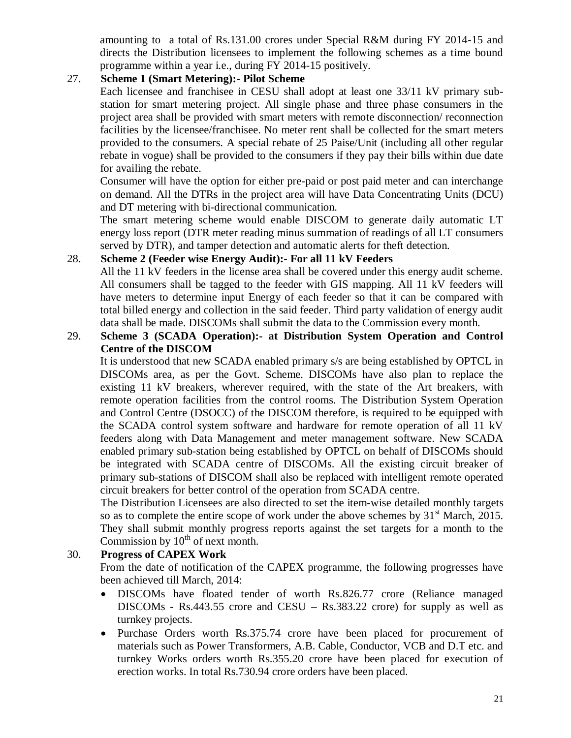amounting to a total of Rs.131.00 crores under Special R&M during FY 2014-15 and directs the Distribution licensees to implement the following schemes as a time bound programme within a year i.e., during FY 2014-15 positively.

27. **Scheme 1 (Smart Metering):- Pilot Scheme**

Each licensee and franchisee in CESU shall adopt at least one 33/11 kV primary sub-station for smart metering project. All single phase and three phase consumers in the project area shall be provided with smart meters with remote disconnection/ reconnection facilities by the licensee/franchisee. No meter rent shall be collected for the smart meters provided to the consumers. A special rebate of 25 Paise/Unit (including all other regular rebate in vogue) shall be provided to the consumers if they pay their bills within due date for availing the rebate.

Consumer will have the option for either pre-paid or post paid meter and can interchange on demand. All the DTRs in the project area will have Data Concentrating Units (DCU) and DT metering with bi-directional communication.

The smart metering scheme would enable DISCOM to generate daily automatic LT energy loss report (DTR meter reading minus summation of readings of all LT consumers served by DTR), and tamper detection and automatic alerts for theft detection.

28. **Scheme 2 (Feeder wise Energy Audit):- For all 11 kV Feeders**

All the 11 kV feeders in the license area shall be covered under this energy audit scheme. All consumers shall be tagged to the feeder with GIS mapping. All 11 kV feeders will have meters to determine input Energy of each feeder so that it can be compared with total billed energy and collection in the said feeder. Third party validation of energy audit data shall be made. DISCOMs shall submit the data to the Commission every month.

29. **Scheme 3 (SCADA Operation):- at Distribution System Operation and Control Centre of the DISCOM**

It is understood that new SCADA enabled primary s/s are being established by OPTCL in DISCOMs area, as per the Govt. Scheme. DISCOMs have also plan to replace the existing 11 kV breakers, wherever required, with the state of the Art breakers, with remote operation facilities from the control rooms. The Distribution System Operation and Control Centre (DSOCC) of the DISCOM therefore, is required to be equipped with the SCADA control system software and hardware for remote operation of all 11 kV feeders along with Data Management and meter management software. New SCADA enabled primary sub-station being established by OPTCL on behalf of DISCOMs should be integrated with SCADA centre of DISCOMs. All the existing circuit breaker of primary sub-stations of DISCOM shall also be replaced with intelligent remote operated circuit breakers for better control of the operation from SCADA centre.

The Distribution Licensees are also directed to set the item-wise detailed monthly targets so as to complete the entire scope of work under the above schemes by 31st March, 2015. They shall submit monthly progress reports against the set targets for a month to the Commission by 10th of next month.

30. **Progress of CAPEX Work**

From the date of notification of the CAPEX programme, the following progresses have been achieved till March, 2014:

- DISCOMs have floated tender of worth Rs.826.77 crore (Reliance managed DISCOMs - Rs.443.55 crore and CESU – Rs.383.22 crore) for supply as well as turnkey projects.
- Purchase Orders worth Rs.375.74 crore have been placed for procurement of materials such as Power Transformers, A.B. Cable, Conductor, VCB and D.T etc. and turnkey Works orders worth Rs.355.20 crore have been placed for execution of erection works. In total Rs.730.94 crore orders have been placed.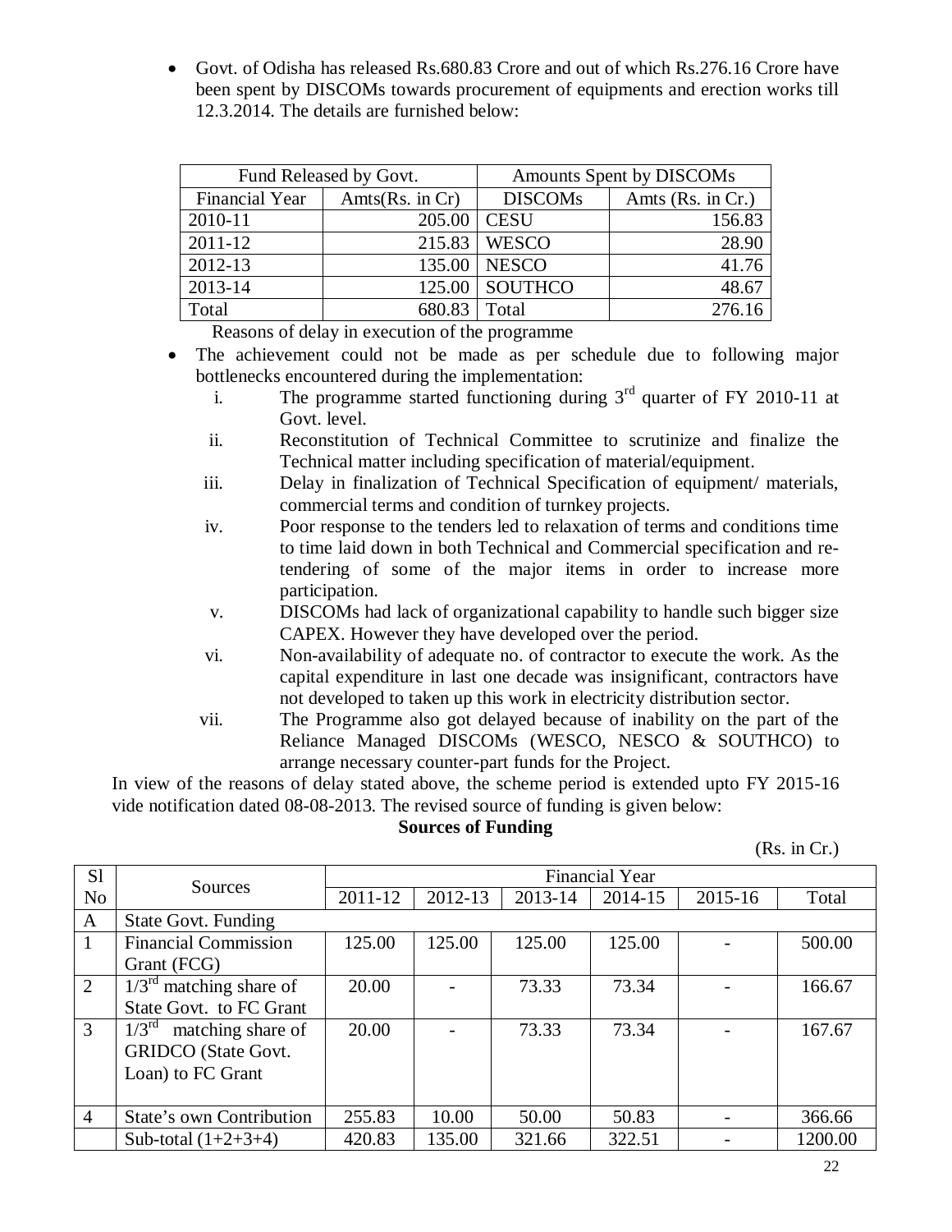- Govt. of Odisha has released Rs.680.83 Crore and out of which Rs.276.16 Crore have been spent by DISCOMs towards procurement of equipments and erection works till 12.3.2014. The details are furnished below:

| Fund Released by Govt. | | Amounts Spent by DISCOMs | |
|---|---|---|---|
| Financial Year | Amts(Rs. in Cr) | DISCOMs | Amts (Rs. in Cr.) |
| 2010-11 | 205.00 | CESU | 156.83 |
| 2011-12 | 215.83 | WESCO | 28.90 |
| 2012-13 | 135.00 | NESCO | 41.76 |
| 2013-14 | 125.00 | SOUTHCO | 48.67 |
| Total | 680.83 | Total | 276.16 |

Reasons of delay in execution of the programme

- The achievement could not be made as per schedule due to following major bottlenecks encountered during the implementation:
    i. The programme started functioning during 3rd quarter of FY 2010-11 at Govt. level.
    ii. Reconstitution of Technical Committee to scrutinize and finalize the Technical matter including specification of material/equipment.
    iii. Delay in finalization of Technical Specification of equipment/ materials, commercial terms and condition of turnkey projects.
    iv. Poor response to the tenders led to relaxation of terms and conditions time to time laid down in both Technical and Commercial specification and re-tendering of some of the major items in order to increase more participation.
    v. DISCOMs had lack of organizational capability to handle such bigger size CAPEX. However they have developed over the period.
    vi. Non-availability of adequate no. of contractor to execute the work. As the capital expenditure in last one decade was insignificant, contractors have not developed to taken up this work in electricity distribution sector.
    vii. The Programme also got delayed because of inability on the part of the Reliance Managed DISCOMs (WESCO, NESCO & SOUTHCO) to arrange necessary counter-part funds for the Project.

In view of the reasons of delay stated above, the scheme period is extended upto FY 2015-16 vide notification dated 08-08-2013. The revised source of funding is given below:

**Sources of Funding**

(Rs. in Cr.)

| Sl No | Sources | Financial Year | | | | | |
|---|---|---|---|---|---|---|---|
| | | 2011-12 | 2012-13 | 2013-14 | 2014-15 | 2015-16 | Total |
| A | State Govt. Funding | | | | | | |
| 1 | Financial Commission Grant (FCG) | 125.00 | 125.00 | 125.00 | 125.00 | - | 500.00 |
| 2 | 1/3rd matching share of State Govt. to FC Grant | 20.00 | - | 73.33 | 73.34 | - | 166.67 |
| 3 | 1/3rd matching share of GRIDCO (State Govt. Loan) to FC Grant | 20.00 | - | 73.33 | 73.34 | - | 167.67 |
| 4 | State's own Contribution | 255.83 | 10.00 | 50.00 | 50.83 | - | 366.66 |
| | Sub-total (1+2+3+4) | 420.83 | 135.00 | 321.66 | 322.51 | - | 1200.00 |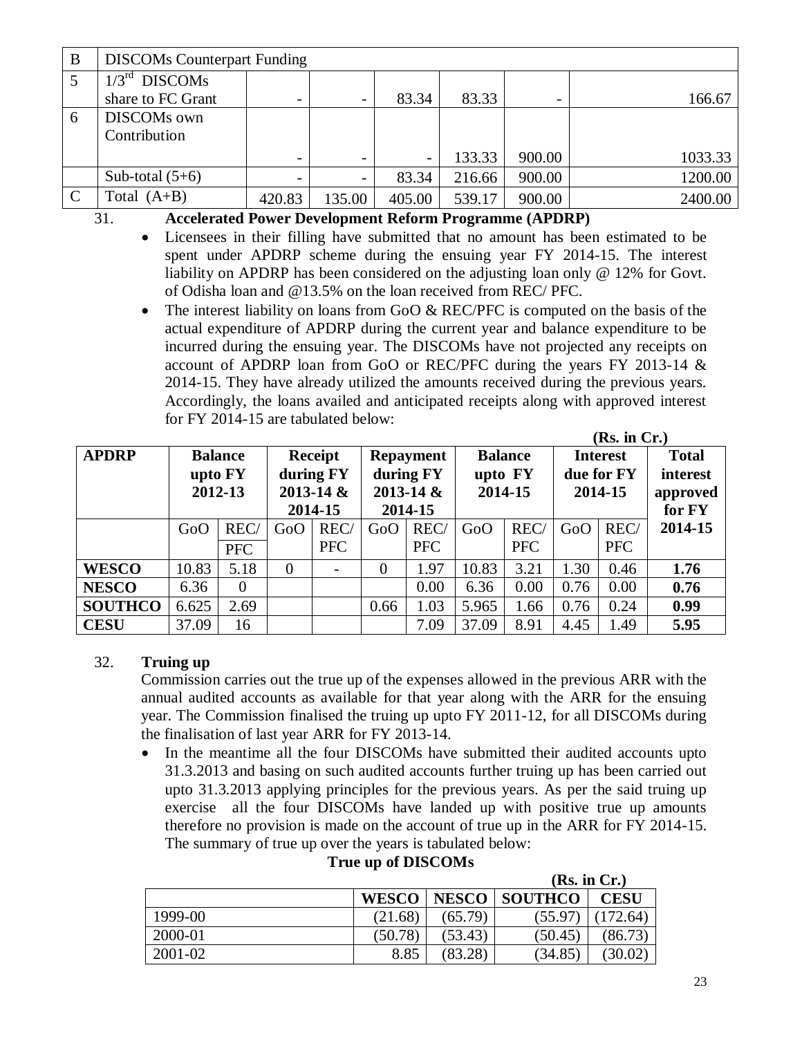| B | DISCOMs Counterpart Funding | | | | | | |
|---|---|---|---|---|---|---|---|
| 5 | 1/3rd DISCOMs share to FC Grant | - | - | 83.34 | 83.33 | - | 166.67 |
| 6 | DISCOMs own Contribution | - | - | - | 133.33 | 900.00 | 1033.33 |
| | Sub-total (5+6) | - | - | 83.34 | 216.66 | 900.00 | 1200.00 |
| C | Total (A+B) | 420.83 | 135.00 | 405.00 | 539.17 | 900.00 | 2400.00 |

31. **Accelerated Power Development Reform Programme (APDRP)**

- Licensees in their filling have submitted that no amount has been estimated to be spent under APDRP scheme during the ensuing year FY 2014-15. The interest liability on APDRP has been considered on the adjusting loan only @ 12% for Govt. of Odisha loan and @13.5% on the loan received from REC/ PFC.
- The interest liability on loans from GoO & REC/PFC is computed on the basis of the actual expenditure of APDRP during the current year and balance expenditure to be incurred during the ensuing year. The DISCOMs have not projected any receipts on account of APDRP loan from GoO or REC/PFC during the years FY 2013-14 & 2014-15. They have already utilized the amounts received during the previous years. Accordingly, the loans availed and anticipated receipts along with approved interest for FY 2014-15 are tabulated below:

**(Rs. in Cr.)**

| APDRP | Balance upto FY 2012-13 | | Receipt during FY 2013-14 & 2014-15 | | Repayment during FY 2013-14 & 2014-15 | | Balance upto FY 2014-15 | | Interest due for FY 2014-15 | | Total interest approved for FY 2014-15 |
|---|---|---|---|---|---|---|---|---|---|---|---|
| | GoO | REC/ PFC | GoO | REC/ PFC | GoO | REC/ PFC | GoO | REC/ PFC | GoO | REC/ PFC | |
| **WESCO** | 10.83 | 5.18 | 0 | - | 0 | 1.97 | 10.83 | 3.21 | 1.30 | 0.46 | **1.76** |
| **NESCO** | 6.36 | 0 | | | | 0.00 | 6.36 | 0.00 | 0.76 | 0.00 | **0.76** |
| **SOUTHCO** | 6.625 | 2.69 | | | 0.66 | 1.03 | 5.965 | 1.66 | 0.76 | 0.24 | **0.99** |
| **CESU** | 37.09 | 16 | | | | 7.09 | 37.09 | 8.91 | 4.45 | 1.49 | **5.95** |

32. **Truing up**

Commission carries out the true up of the expenses allowed in the previous ARR with the annual audited accounts as available for that year along with the ARR for the ensuing year. The Commission finalised the truing up upto FY 2011-12, for all DISCOMs during the finalisation of last year ARR for FY 2013-14.

- In the meantime all the four DISCOMs have submitted their audited accounts upto 31.3.2013 and basing on such audited accounts further truing up has been carried out upto 31.3.2013 applying principles for the previous years. As per the said truing up exercise all the four DISCOMs have landed up with positive true up amounts therefore no provision is made on the account of true up in the ARR for FY 2014-15. The summary of true up over the years is tabulated below:

**True up of DISCOMs**

**(Rs. in Cr.)**

| | WESCO | NESCO | SOUTHCO | CESU |
|---|---|---|---|---|
| 1999-00 | (21.68) | (65.79) | (55.97) | (172.64) |
| 2000-01 | (50.78) | (53.43) | (50.45) | (86.73) |
| 2001-02 | 8.85 | (83.28) | (34.85) | (30.02) |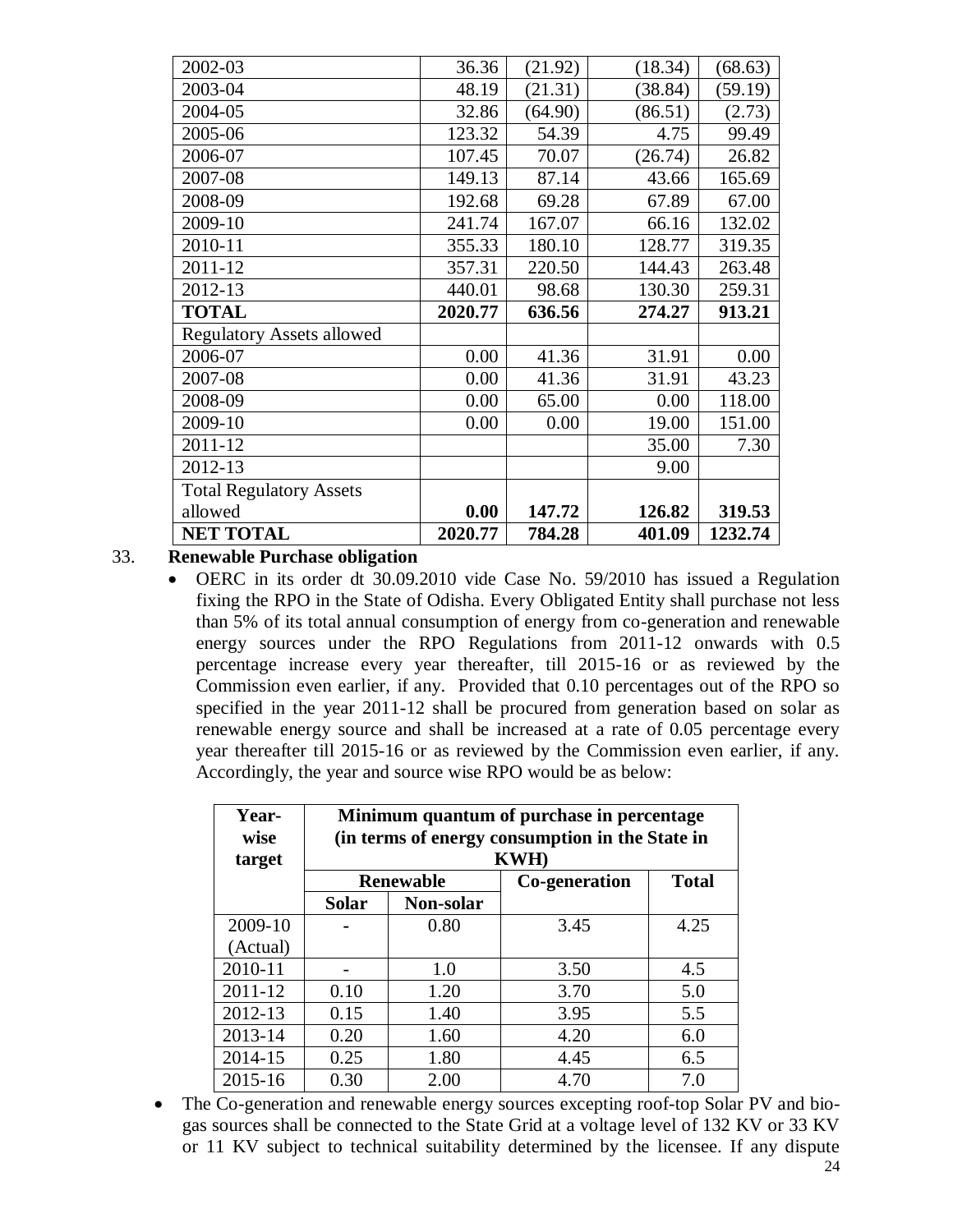| | | | | |
|---|---|---|---|---|
| 2002-03 | 36.36 | (21.92) | (18.34) | (68.63) |
| 2003-04 | 48.19 | (21.31) | (38.84) | (59.19) |
| 2004-05 | 32.86 | (64.90) | (86.51) | (2.73) |
| 2005-06 | 123.32 | 54.39 | 4.75 | 99.49 |
| 2006-07 | 107.45 | 70.07 | (26.74) | 26.82 |
| 2007-08 | 149.13 | 87.14 | 43.66 | 165.69 |
| 2008-09 | 192.68 | 69.28 | 67.89 | 67.00 |
| 2009-10 | 241.74 | 167.07 | 66.16 | 132.02 |
| 2010-11 | 355.33 | 180.10 | 128.77 | 319.35 |
| 2011-12 | 357.31 | 220.50 | 144.43 | 263.48 |
| 2012-13 | 440.01 | 98.68 | 130.30 | 259.31 |
| **TOTAL** | **2020.77** | **636.56** | **274.27** | **913.21** |
| Regulatory Assets allowed | | | | |
| 2006-07 | 0.00 | 41.36 | 31.91 | 0.00 |
| 2007-08 | 0.00 | 41.36 | 31.91 | 43.23 |
| 2008-09 | 0.00 | 65.00 | 0.00 | 118.00 |
| 2009-10 | 0.00 | 0.00 | 19.00 | 151.00 |
| 2011-12 | | | 35.00 | 7.30 |
| 2012-13 | | | 9.00 | |
| Total Regulatory Assets allowed | **0.00** | **147.72** | **126.82** | **319.53** |
| **NET TOTAL** | **2020.77** | **784.28** | **401.09** | **1232.74** |

33. **Renewable Purchase obligation**

- OERC in its order dt 30.09.2010 vide Case No. 59/2010 has issued a Regulation fixing the RPO in the State of Odisha. Every Obligated Entity shall purchase not less than 5% of its total annual consumption of energy from co-generation and renewable energy sources under the RPO Regulations from 2011-12 onwards with 0.5 percentage increase every year thereafter, till 2015-16 or as reviewed by the Commission even earlier, if any. Provided that 0.10 percentages out of the RPO so specified in the year 2011-12 shall be procured from generation based on solar as renewable energy source and shall be increased at a rate of 0.05 percentage every year thereafter till 2015-16 or as reviewed by the Commission even earlier, if any. Accordingly, the year and source wise RPO would be as below:

| Year-wise target | Minimum quantum of purchase in percentage (in terms of energy consumption in the State in KWH) | | | |
|---|---|---|---|---|
| | Renewable | | Co-generation | Total |
| | Solar | Non-solar | | |
| 2009-10 (Actual) | - | 0.80 | 3.45 | 4.25 |
| 2010-11 | - | 1.0 | 3.50 | 4.5 |
| 2011-12 | 0.10 | 1.20 | 3.70 | 5.0 |
| 2012-13 | 0.15 | 1.40 | 3.95 | 5.5 |
| 2013-14 | 0.20 | 1.60 | 4.20 | 6.0 |
| 2014-15 | 0.25 | 1.80 | 4.45 | 6.5 |
| 2015-16 | 0.30 | 2.00 | 4.70 | 7.0 |

- The Co-generation and renewable energy sources excepting roof-top Solar PV and bio-gas sources shall be connected to the State Grid at a voltage level of 132 KV or 33 KV or 11 KV subject to technical suitability determined by the licensee. If any dispute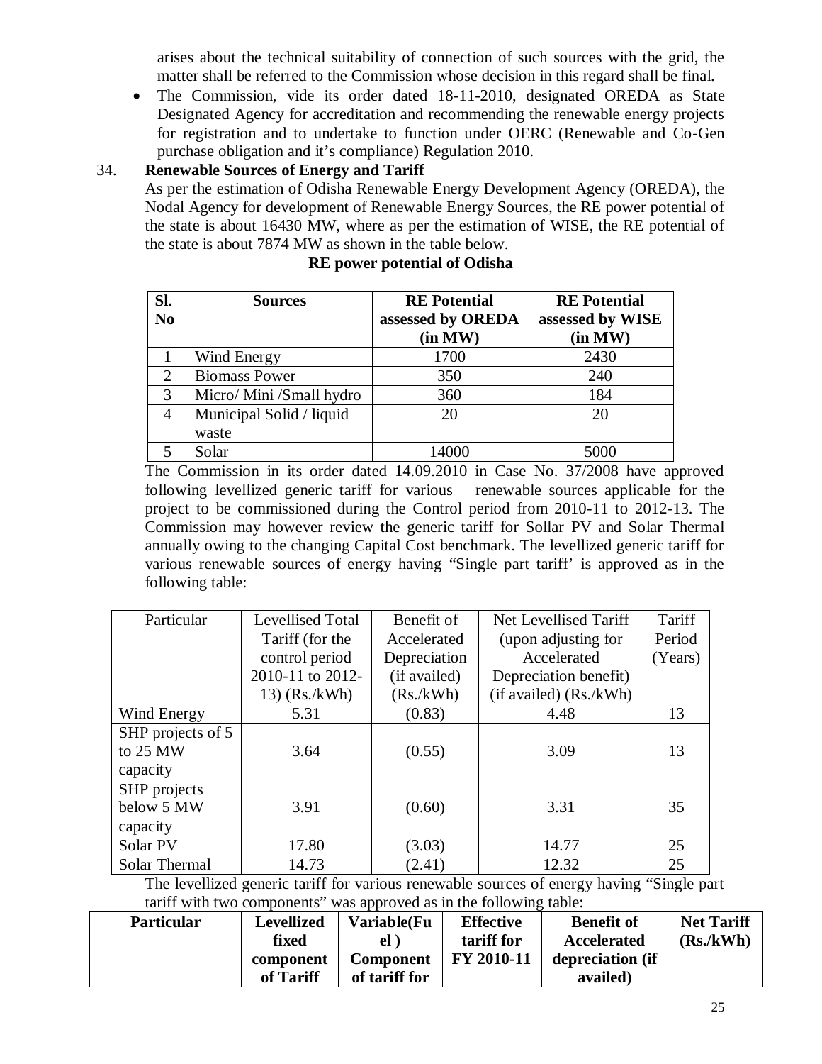arises about the technical suitability of connection of such sources with the grid, the matter shall be referred to the Commission whose decision in this regard shall be final.

- The Commission, vide its order dated 18-11-2010, designated OREDA as State Designated Agency for accreditation and recommending the renewable energy projects for registration and to undertake to function under OERC (Renewable and Co-Gen purchase obligation and it's compliance) Regulation 2010.

34. **Renewable Sources of Energy and Tariff**

As per the estimation of Odisha Renewable Energy Development Agency (OREDA), the Nodal Agency for development of Renewable Energy Sources, the RE power potential of the state is about 16430 MW, where as per the estimation of WISE, the RE potential of the state is about 7874 MW as shown in the table below.

**RE power potential of Odisha**

| Sl. No | Sources | RE Potential assessed by OREDA (in MW) | RE Potential assessed by WISE (in MW) |
|---|---|---|---|
| 1 | Wind Energy | 1700 | 2430 |
| 2 | Biomass Power | 350 | 240 |
| 3 | Micro/ Mini /Small hydro | 360 | 184 |
| 4 | Municipal Solid / liquid waste | 20 | 20 |
| 5 | Solar | 14000 | 5000 |

The Commission in its order dated 14.09.2010 in Case No. 37/2008 have approved following levellized generic tariff for various renewable sources applicable for the project to be commissioned during the Control period from 2010-11 to 2012-13. The Commission may however review the generic tariff for Sollar PV and Solar Thermal annually owing to the changing Capital Cost benchmark. The levellized generic tariff for various renewable sources of energy having "Single part tariff' is approved as in the following table:

| Particular | Levellised Total Tariff (for the control period 2010-11 to 2012-13) (Rs./kWh) | Benefit of Accelerated Depreciation (if availed) (Rs./kWh) | Net Levellised Tariff (upon adjusting for Accelerated Depreciation benefit) (if availed) (Rs./kWh) | Tariff Period (Years) |
|---|---|---|---|---|
| Wind Energy | 5.31 | (0.83) | 4.48 | 13 |
| SHP projects of 5 to 25 MW capacity | 3.64 | (0.55) | 3.09 | 13 |
| SHP projects below 5 MW capacity | 3.91 | (0.60) | 3.31 | 35 |
| Solar PV | 17.80 | (3.03) | 14.77 | 25 |
| Solar Thermal | 14.73 | (2.41) | 12.32 | 25 |

The levellized generic tariff for various renewable sources of energy having "Single part tariff with two components" was approved as in the following table:

| **Particular** | **Levellized fixed component of Tariff** | **Variable(Fuel ) Component of tariff for** | **Effective tariff for FY 2010-11** | **Benefit of Accelerated depreciation (if availed)** | **Net Tariff (Rs./kWh)** |
|---|---|---|---|---|---|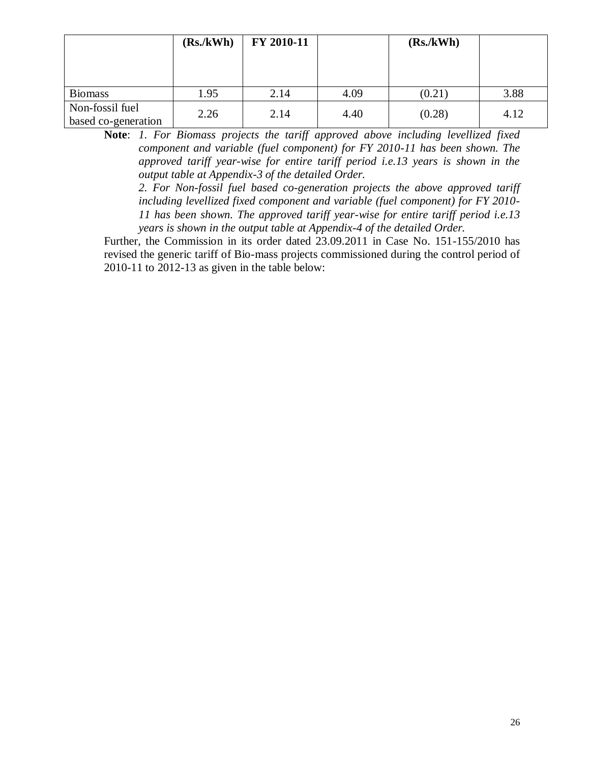| | (Rs./kWh) | FY 2010-11 | | (Rs./kWh) | |
|---|---|---|---|---|---|
| Biomass | 1.95 | 2.14 | 4.09 | (0.21) | 3.88 |
| Non-fossil fuel based co-generation | 2.26 | 2.14 | 4.40 | (0.28) | 4.12 |

**Note**: *1. For Biomass projects the tariff approved above including levellized fixed component and variable (fuel component) for FY 2010-11 has been shown. The approved tariff year-wise for entire tariff period i.e.13 years is shown in the output table at Appendix-3 of the detailed Order.*

*2. For Non-fossil fuel based co-generation projects the above approved tariff including levellized fixed component and variable (fuel component) for FY 2010-11 has been shown. The approved tariff year-wise for entire tariff period i.e.13 years is shown in the output table at Appendix-4 of the detailed Order.*

Further, the Commission in its order dated 23.09.2011 in Case No. 151-155/2010 has revised the generic tariff of Bio-mass projects commissioned during the control period of 2010-11 to 2012-13 as given in the table below: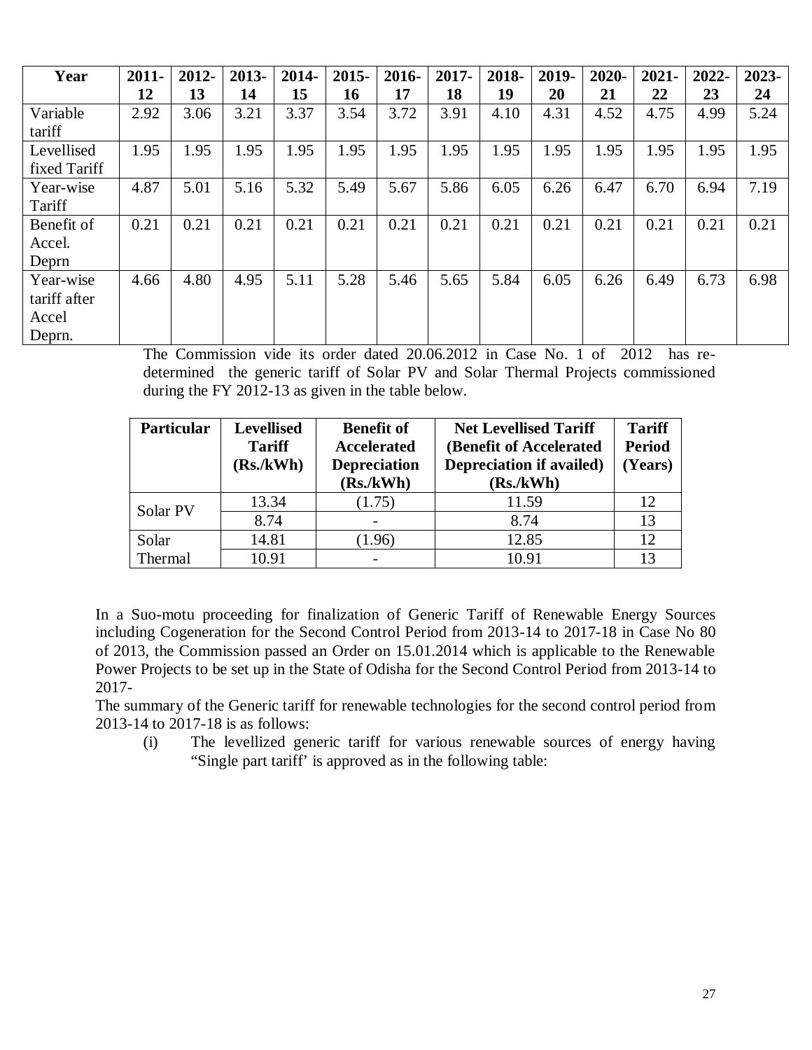| Year | 2011-12 | 2012-13 | 2013-14 | 2014-15 | 2015-16 | 2016-17 | 2017-18 | 2018-19 | 2019-20 | 2020-21 | 2021-22 | 2022-23 | 2023-24 |
|---|---|---|---|---|---|---|---|---|---|---|---|---|---|
| Variable tariff | 2.92 | 3.06 | 3.21 | 3.37 | 3.54 | 3.72 | 3.91 | 4.10 | 4.31 | 4.52 | 4.75 | 4.99 | 5.24 |
| Levellised fixed Tariff | 1.95 | 1.95 | 1.95 | 1.95 | 1.95 | 1.95 | 1.95 | 1.95 | 1.95 | 1.95 | 1.95 | 1.95 | 1.95 |
| Year-wise Tariff | 4.87 | 5.01 | 5.16 | 5.32 | 5.49 | 5.67 | 5.86 | 6.05 | 6.26 | 6.47 | 6.70 | 6.94 | 7.19 |
| Benefit of Accel. Deprn | 0.21 | 0.21 | 0.21 | 0.21 | 0.21 | 0.21 | 0.21 | 0.21 | 0.21 | 0.21 | 0.21 | 0.21 | 0.21 |
| Year-wise tariff after Accel Deprn. | 4.66 | 4.80 | 4.95 | 5.11 | 5.28 | 5.46 | 5.65 | 5.84 | 6.05 | 6.26 | 6.49 | 6.73 | 6.98 |

The Commission vide its order dated 20.06.2012 in Case No. 1 of 2012 has re-determined the generic tariff of Solar PV and Solar Thermal Projects commissioned during the FY 2012-13 as given in the table below.

| Particular | Levellised Tariff (Rs./kWh) | Benefit of Accelerated Depreciation (Rs./kWh) | Net Levellised Tariff (Benefit of Accelerated Depreciation if availed) (Rs./kWh) | Tariff Period (Years) |
|---|---|---|---|---|
| Solar PV | 13.34 | (1.75) | 11.59 | 12 |
| | 8.74 | - | 8.74 | 13 |
| Solar Thermal | 14.81 | (1.96) | 12.85 | 12 |
| | 10.91 | - | 10.91 | 13 |

In a Suo-motu proceeding for finalization of Generic Tariff of Renewable Energy Sources including Cogeneration for the Second Control Period from 2013-14 to 2017-18 in Case No 80 of 2013, the Commission passed an Order on 15.01.2014 which is applicable to the Renewable Power Projects to be set up in the State of Odisha for the Second Control Period from 2013-14 to 2017-

The summary of the Generic tariff for renewable technologies for the second control period from 2013-14 to 2017-18 is as follows:

(i) The levellized generic tariff for various renewable sources of energy having "Single part tariff' is approved as in the following table: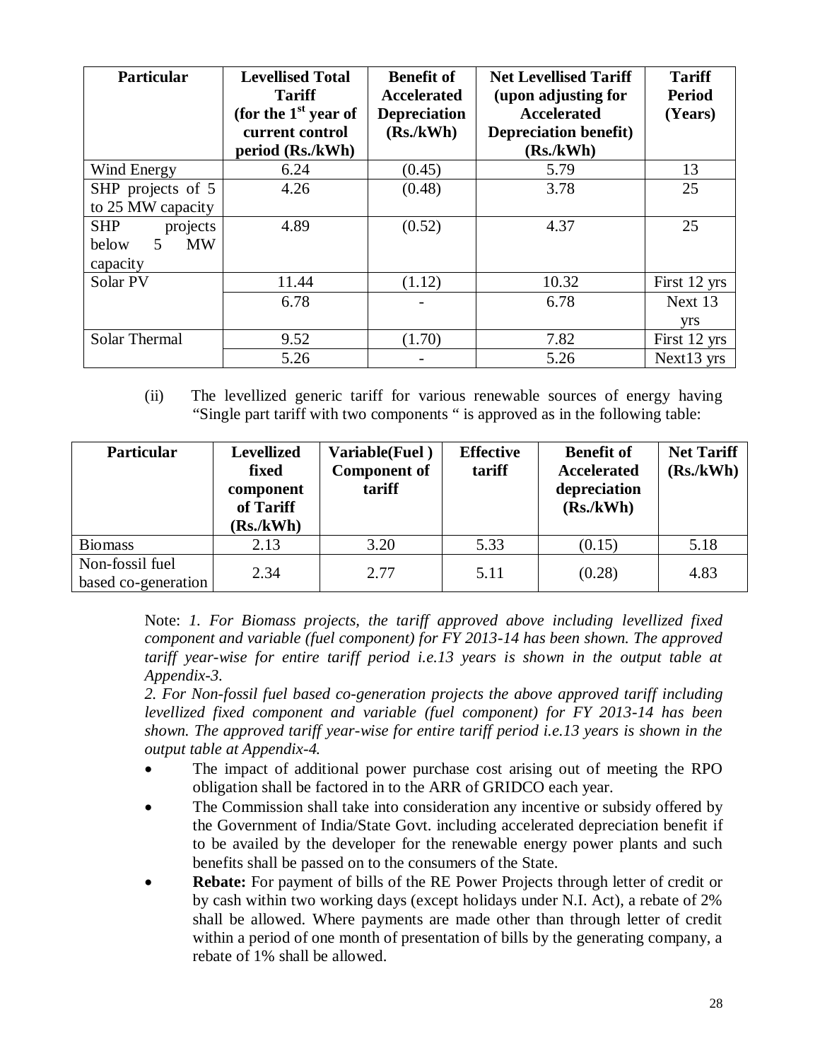| Particular | Levellised Total Tariff (for the 1st year of current control period (Rs./kWh) | Benefit of Accelerated Depreciation (Rs./kWh) | Net Levellised Tariff (upon adjusting for Accelerated Depreciation benefit) (Rs./kWh) | Tariff Period (Years) |
|---|---|---|---|---|
| Wind Energy | 6.24 | (0.45) | 5.79 | 13 |
| SHP projects of 5 to 25 MW capacity | 4.26 | (0.48) | 3.78 | 25 |
| SHP projects below 5 MW capacity | 4.89 | (0.52) | 4.37 | 25 |
| Solar PV | 11.44 | (1.12) | 10.32 | First 12 yrs |
| | 6.78 | - | 6.78 | Next 13 yrs |
| Solar Thermal | 9.52 | (1.70) | 7.82 | First 12 yrs |
| | 5.26 | - | 5.26 | Next13 yrs |

(ii) The levellized generic tariff for various renewable sources of energy having "Single part tariff with two components " is approved as in the following table:

| Particular | Levellized fixed component of Tariff (Rs./kWh) | Variable(Fuel ) Component of tariff | Effective tariff | Benefit of Accelerated depreciation (Rs./kWh) | Net Tariff (Rs./kWh) |
|---|---|---|---|---|---|
| Biomass | 2.13 | 3.20 | 5.33 | (0.15) | 5.18 |
| Non-fossil fuel based co-generation | 2.34 | 2.77 | 5.11 | (0.28) | 4.83 |

Note: *1. For Biomass projects, the tariff approved above including levellized fixed component and variable (fuel component) for FY 2013-14 has been shown. The approved tariff year-wise for entire tariff period i.e.13 years is shown in the output table at Appendix-3.*

*2. For Non-fossil fuel based co-generation projects the above approved tariff including levellized fixed component and variable (fuel component) for FY 2013-14 has been shown. The approved tariff year-wise for entire tariff period i.e.13 years is shown in the output table at Appendix-4.*

- The impact of additional power purchase cost arising out of meeting the RPO obligation shall be factored in to the ARR of GRIDCO each year.
- The Commission shall take into consideration any incentive or subsidy offered by the Government of India/State Govt. including accelerated depreciation benefit if to be availed by the developer for the renewable energy power plants and such benefits shall be passed on to the consumers of the State.
- **Rebate:** For payment of bills of the RE Power Projects through letter of credit or by cash within two working days (except holidays under N.I. Act), a rebate of 2% shall be allowed. Where payments are made other than through letter of credit within a period of one month of presentation of bills by the generating company, a rebate of 1% shall be allowed.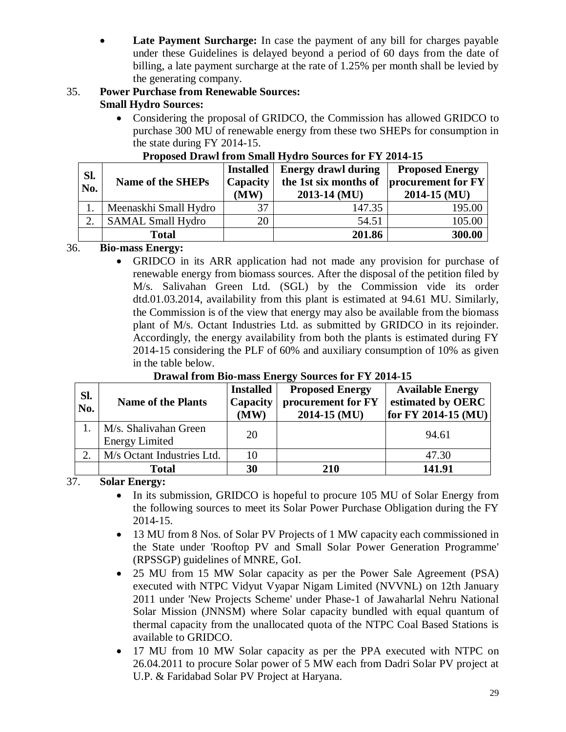- **Late Payment Surcharge:** In case the payment of any bill for charges payable under these Guidelines is delayed beyond a period of 60 days from the date of billing, a late payment surcharge at the rate of 1.25% per month shall be levied by the generating company.

35. **Power Purchase from Renewable Sources:**

**Small Hydro Sources:**

- Considering the proposal of GRIDCO, the Commission has allowed GRIDCO to purchase 300 MU of renewable energy from these two SHEPs for consumption in the state during FY 2014-15.

**Proposed Drawl from Small Hydro Sources for FY 2014-15**

| Sl. No. | Name of the SHEPs | Installed Capacity (MW) | Energy drawl during the 1st six months of 2013-14 (MU) | Proposed Energy procurement for FY 2014-15 (MU) |
|---|---|---|---|---|
| 1. | Meenaskhi Small Hydro | 37 | 147.35 | 195.00 |
| 2. | SAMAL Small Hydro | 20 | 54.51 | 105.00 |
| | **Total** | | **201.86** | **300.00** |

36. **Bio-mass Energy:**

- GRIDCO in its ARR application had not made any provision for purchase of renewable energy from biomass sources. After the disposal of the petition filed by M/s. Salivahan Green Ltd. (SGL) by the Commission vide its order dtd.01.03.2014, availability from this plant is estimated at 94.61 MU. Similarly, the Commission is of the view that energy may also be available from the biomass plant of M/s. Octant Industries Ltd. as submitted by GRIDCO in its rejoinder. Accordingly, the energy availability from both the plants is estimated during FY 2014-15 considering the PLF of 60% and auxiliary consumption of 10% as given in the table below.

**Drawal from Bio-mass Energy Sources for FY 2014-15**

| Sl. No. | Name of the Plants | Installed Capacity (MW) | Proposed Energy procurement for FY 2014-15 (MU) | Available Energy estimated by OERC for FY 2014-15 (MU) |
|---|---|---|---|---|
| 1. | M/s. Shalivahan Green Energy Limited | 20 | | 94.61 |
| 2. | M/s Octant Industries Ltd. | 10 | | 47.30 |
| | **Total** | **30** | **210** | **141.91** |

37. **Solar Energy:**

- In its submission, GRIDCO is hopeful to procure 105 MU of Solar Energy from the following sources to meet its Solar Power Purchase Obligation during the FY 2014-15.
- 13 MU from 8 Nos. of Solar PV Projects of 1 MW capacity each commissioned in the State under 'Rooftop PV and Small Solar Power Generation Programme' (RPSSGP) guidelines of MNRE, GoI.
- 25 MU from 15 MW Solar capacity as per the Power Sale Agreement (PSA) executed with NTPC Vidyut Vyapar Nigam Limited (NVVNL) on 12th January 2011 under 'New Projects Scheme' under Phase-1 of Jawaharlal Nehru National Solar Mission (JNNSM) where Solar capacity bundled with equal quantum of thermal capacity from the unallocated quota of the NTPC Coal Based Stations is available to GRIDCO.
- 17 MU from 10 MW Solar capacity as per the PPA executed with NTPC on 26.04.2011 to procure Solar power of 5 MW each from Dadri Solar PV project at U.P. & Faridabad Solar PV Project at Haryana.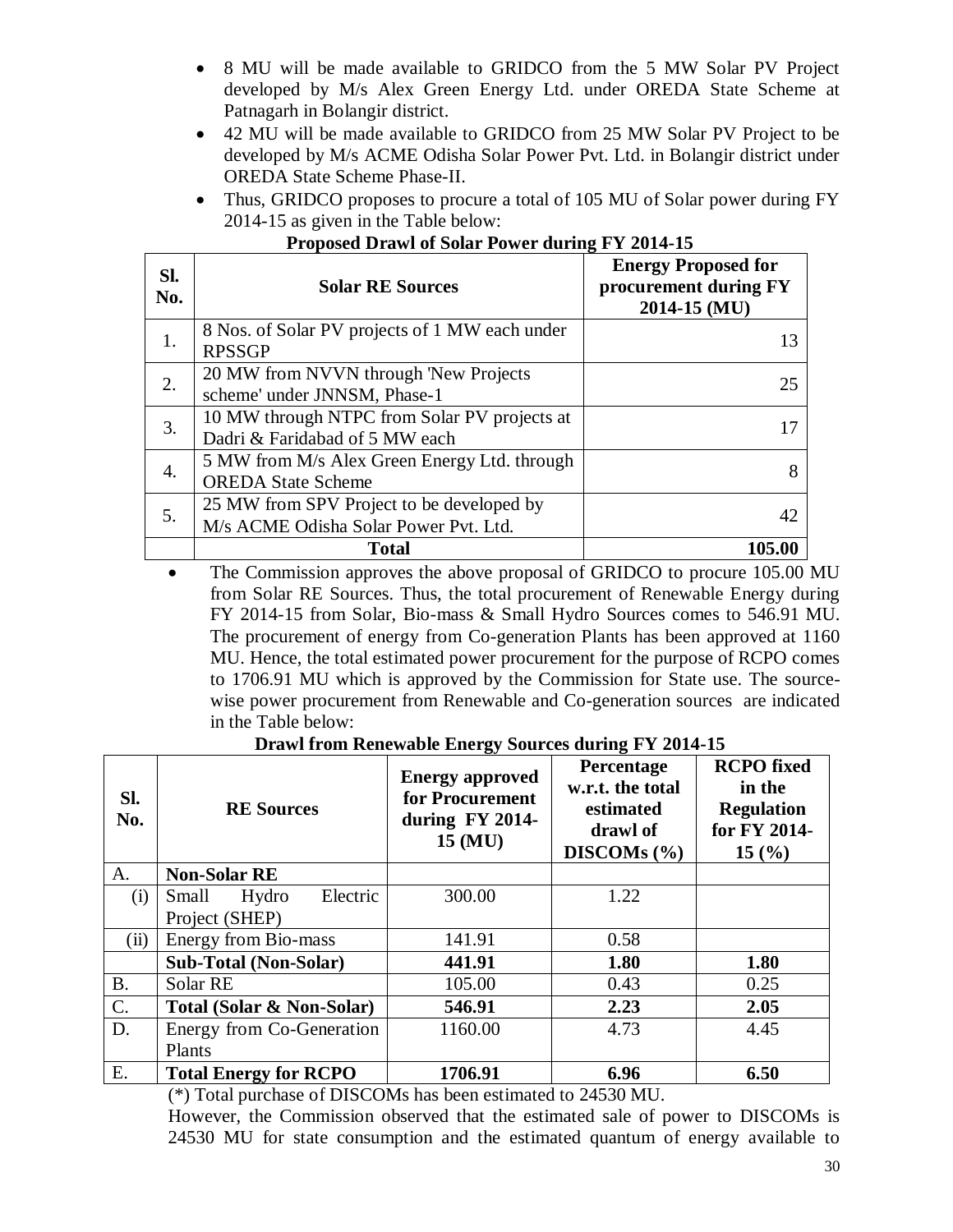- 8 MU will be made available to GRIDCO from the 5 MW Solar PV Project developed by M/s Alex Green Energy Ltd. under OREDA State Scheme at Patnagarh in Bolangir district.
- 42 MU will be made available to GRIDCO from 25 MW Solar PV Project to be developed by M/s ACME Odisha Solar Power Pvt. Ltd. in Bolangir district under OREDA State Scheme Phase-II.
- Thus, GRIDCO proposes to procure a total of 105 MU of Solar power during FY 2014-15 as given in the Table below:

**Proposed Drawl of Solar Power during FY 2014-15**

| Sl. No. | Solar RE Sources | Energy Proposed for procurement during FY 2014-15 (MU) |
|---|---|---|
| 1. | 8 Nos. of Solar PV projects of 1 MW each under RPSSGP | 13 |
| 2. | 20 MW from NVVN through 'New Projects scheme' under JNNSM, Phase-1 | 25 |
| 3. | 10 MW through NTPC from Solar PV projects at Dadri & Faridabad of 5 MW each | 17 |
| 4. | 5 MW from M/s Alex Green Energy Ltd. through OREDA State Scheme | 8 |
| 5. | 25 MW from SPV Project to be developed by M/s ACME Odisha Solar Power Pvt. Ltd. | 42 |
| | **Total** | **105.00** |

- The Commission approves the above proposal of GRIDCO to procure 105.00 MU from Solar RE Sources. Thus, the total procurement of Renewable Energy during FY 2014-15 from Solar, Bio-mass & Small Hydro Sources comes to 546.91 MU. The procurement of energy from Co-generation Plants has been approved at 1160 MU. Hence, the total estimated power procurement for the purpose of RCPO comes to 1706.91 MU which is approved by the Commission for State use. The source-wise power procurement from Renewable and Co-generation sources are indicated in the Table below:

**Drawl from Renewable Energy Sources during FY 2014-15**

| Sl. No. | RE Sources | Energy approved for Procurement during FY 2014-15 (MU) | Percentage w.r.t. the total estimated drawl of DISCOMs (%) | RCPO fixed in the Regulation for FY 2014-15 (%) |
|---|---|---|---|---|
| A. | **Non-Solar RE** | | | |
| (i) | Small Hydro Electric Project (SHEP) | 300.00 | 1.22 | |
| (ii) | Energy from Bio-mass | 141.91 | 0.58 | |
| | **Sub-Total (Non-Solar)** | **441.91** | **1.80** | **1.80** |
| B. | Solar RE | 105.00 | 0.43 | 0.25 |
| C. | **Total (Solar & Non-Solar)** | **546.91** | **2.23** | **2.05** |
| D. | Energy from Co-Generation Plants | 1160.00 | 4.73 | 4.45 |
| E. | **Total Energy for RCPO** | **1706.91** | **6.96** | **6.50** |

(*) Total purchase of DISCOMs has been estimated to 24530 MU.

However, the Commission observed that the estimated sale of power to DISCOMs is 24530 MU for state consumption and the estimated quantum of energy available to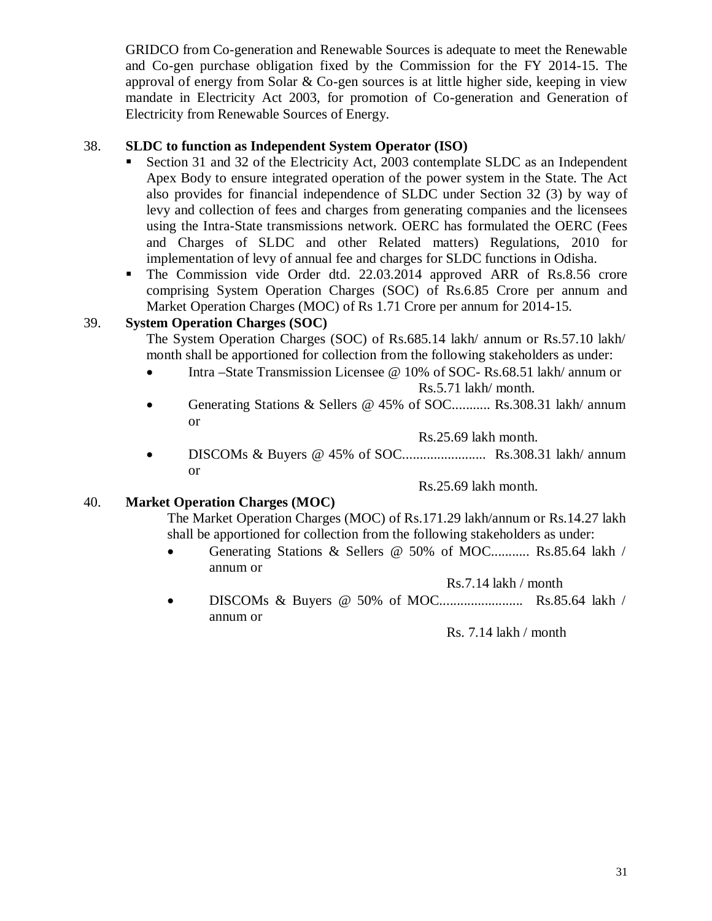GRIDCO from Co-generation and Renewable Sources is adequate to meet the Renewable and Co-gen purchase obligation fixed by the Commission for the FY 2014-15. The approval of energy from Solar & Co-gen sources is at little higher side, keeping in view mandate in Electricity Act 2003, for promotion of Co-generation and Generation of Electricity from Renewable Sources of Energy.

38. **SLDC to function as Independent System Operator (ISO)**

- Section 31 and 32 of the Electricity Act, 2003 contemplate SLDC as an Independent Apex Body to ensure integrated operation of the power system in the State. The Act also provides for financial independence of SLDC under Section 32 (3) by way of levy and collection of fees and charges from generating companies and the licensees using the Intra-State transmissions network. OERC has formulated the OERC (Fees and Charges of SLDC and other Related matters) Regulations, 2010 for implementation of levy of annual fee and charges for SLDC functions in Odisha.
- The Commission vide Order dtd. 22.03.2014 approved ARR of Rs.8.56 crore comprising System Operation Charges (SOC) of Rs.6.85 Crore per annum and Market Operation Charges (MOC) of Rs 1.71 Crore per annum for 2014-15.

39. **System Operation Charges (SOC)**

The System Operation Charges (SOC) of Rs.685.14 lakh/ annum or Rs.57.10 lakh/ month shall be apportioned for collection from the following stakeholders as under:

- Intra –State Transmission Licensee @ 10% of SOC- Rs.68.51 lakh/ annum or Rs.5.71 lakh/ month.
- Generating Stations & Sellers @ 45% of SOC........... Rs.308.31 lakh/ annum or Rs.25.69 lakh month.
- DISCOMs & Buyers @ 45% of SOC........................ Rs.308.31 lakh/ annum or Rs.25.69 lakh month.

40. **Market Operation Charges (MOC)**

The Market Operation Charges (MOC) of Rs.171.29 lakh/annum or Rs.14.27 lakh shall be apportioned for collection from the following stakeholders as under:

- Generating Stations & Sellers @ 50% of MOC........... Rs.85.64 lakh / annum or Rs.7.14 lakh / month
- DISCOMs & Buyers @ 50% of MOC........................ Rs.85.64 lakh / annum or Rs. 7.14 lakh / month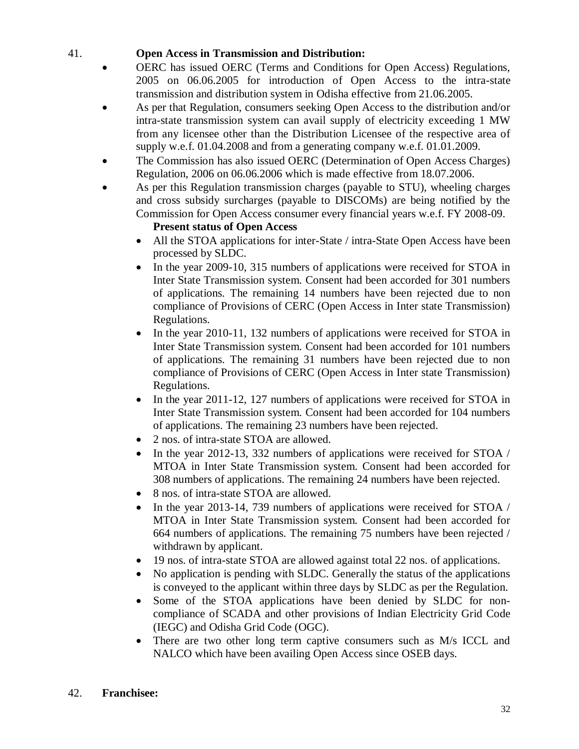41. **Open Access in Transmission and Distribution:**

- OERC has issued OERC (Terms and Conditions for Open Access) Regulations, 2005 on 06.06.2005 for introduction of Open Access to the intra-state transmission and distribution system in Odisha effective from 21.06.2005.
- As per that Regulation, consumers seeking Open Access to the distribution and/or intra-state transmission system can avail supply of electricity exceeding 1 MW from any licensee other than the Distribution Licensee of the respective area of supply w.e.f. 01.04.2008 and from a generating company w.e.f. 01.01.2009.
- The Commission has also issued OERC (Determination of Open Access Charges) Regulation, 2006 on 06.06.2006 which is made effective from 18.07.2006.
- As per this Regulation transmission charges (payable to STU), wheeling charges and cross subsidy surcharges (payable to DISCOMs) are being notified by the Commission for Open Access consumer every financial years w.e.f. FY 2008-09.

**Present status of Open Access**

- All the STOA applications for inter-State / intra-State Open Access have been processed by SLDC.
- In the year 2009-10, 315 numbers of applications were received for STOA in Inter State Transmission system. Consent had been accorded for 301 numbers of applications. The remaining 14 numbers have been rejected due to non compliance of Provisions of CERC (Open Access in Inter state Transmission) Regulations.
- In the year 2010-11, 132 numbers of applications were received for STOA in Inter State Transmission system. Consent had been accorded for 101 numbers of applications. The remaining 31 numbers have been rejected due to non compliance of Provisions of CERC (Open Access in Inter state Transmission) Regulations.
- In the year 2011-12, 127 numbers of applications were received for STOA in Inter State Transmission system. Consent had been accorded for 104 numbers of applications. The remaining 23 numbers have been rejected.
- 2 nos. of intra-state STOA are allowed.
- In the year 2012-13, 332 numbers of applications were received for STOA / MTOA in Inter State Transmission system. Consent had been accorded for 308 numbers of applications. The remaining 24 numbers have been rejected.
- 8 nos. of intra-state STOA are allowed.
- In the year 2013-14, 739 numbers of applications were received for STOA / MTOA in Inter State Transmission system. Consent had been accorded for 664 numbers of applications. The remaining 75 numbers have been rejected / withdrawn by applicant.
- 19 nos. of intra-state STOA are allowed against total 22 nos. of applications.
- No application is pending with SLDC. Generally the status of the applications is conveyed to the applicant within three days by SLDC as per the Regulation.
- Some of the STOA applications have been denied by SLDC for non-compliance of SCADA and other provisions of Indian Electricity Grid Code (IEGC) and Odisha Grid Code (OGC).
- There are two other long term captive consumers such as M/s ICCL and NALCO which have been availing Open Access since OSEB days.

42. **Franchisee:**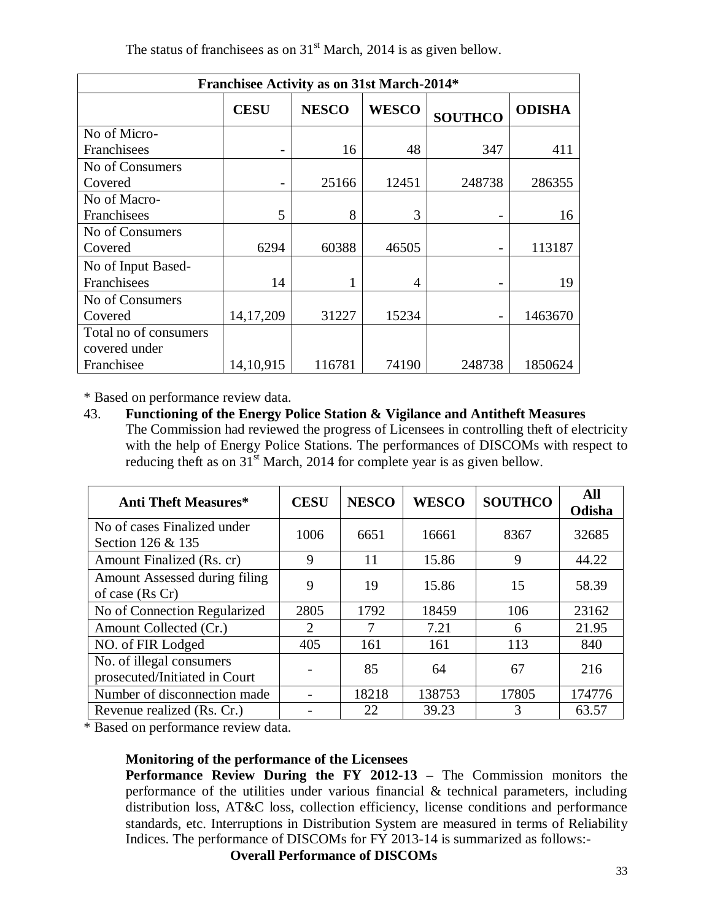The status of franchisees as on 31st March, 2014 is as given bellow.

| Franchisee Activity as on 31st March-2014* | | | | | |
|---|---|---|---|---|---|
| | CESU | NESCO | WESCO | SOUTHCO | ODISHA |
| No of Micro-Franchisees | - | 16 | 48 | 347 | 411 |
| No of Consumers Covered | - | 25166 | 12451 | 248738 | 286355 |
| No of Macro-Franchisees | 5 | 8 | 3 | - | 16 |
| No of Consumers Covered | 6294 | 60388 | 46505 | - | 113187 |
| No of Input Based-Franchisees | 14 | 1 | 4 | - | 19 |
| No of Consumers Covered | 14,17,209 | 31227 | 15234 | - | 1463670 |
| Total no of consumers covered under Franchisee | 14,10,915 | 116781 | 74190 | 248738 | 1850624 |

\* Based on performance review data.

43. **Functioning of the Energy Police Station & Vigilance and Antitheft Measures**
The Commission had reviewed the progress of Licensees in controlling theft of electricity with the help of Energy Police Stations. The performances of DISCOMs with respect to reducing theft as on 31st March, 2014 for complete year is as given bellow.

| Anti Theft Measures* | CESU | NESCO | WESCO | SOUTHCO | All Odisha |
|---|---|---|---|---|---|
| No of cases Finalized under Section 126 & 135 | 1006 | 6651 | 16661 | 8367 | 32685 |
| Amount Finalized (Rs. cr) | 9 | 11 | 15.86 | 9 | 44.22 |
| Amount Assessed during filing of case (Rs Cr) | 9 | 19 | 15.86 | 15 | 58.39 |
| No of Connection Regularized | 2805 | 1792 | 18459 | 106 | 23162 |
| Amount Collected (Cr.) | 2 | 7 | 7.21 | 6 | 21.95 |
| NO. of FIR Lodged | 405 | 161 | 161 | 113 | 840 |
| No. of illegal consumers prosecuted/Initiated in Court | - | 85 | 64 | 67 | 216 |
| Number of disconnection made | - | 18218 | 138753 | 17805 | 174776 |
| Revenue realized (Rs. Cr.) | - | 22 | 39.23 | 3 | 63.57 |

\* Based on performance review data.

**Monitoring of the performance of the Licensees**

**Performance Review During the FY 2012-13 –** The Commission monitors the performance of the utilities under various financial & technical parameters, including distribution loss, AT&C loss, collection efficiency, license conditions and performance standards, etc. Interruptions in Distribution System are measured in terms of Reliability Indices. The performance of DISCOMs for FY 2013-14 is summarized as follows:-

**Overall Performance of DISCOMs**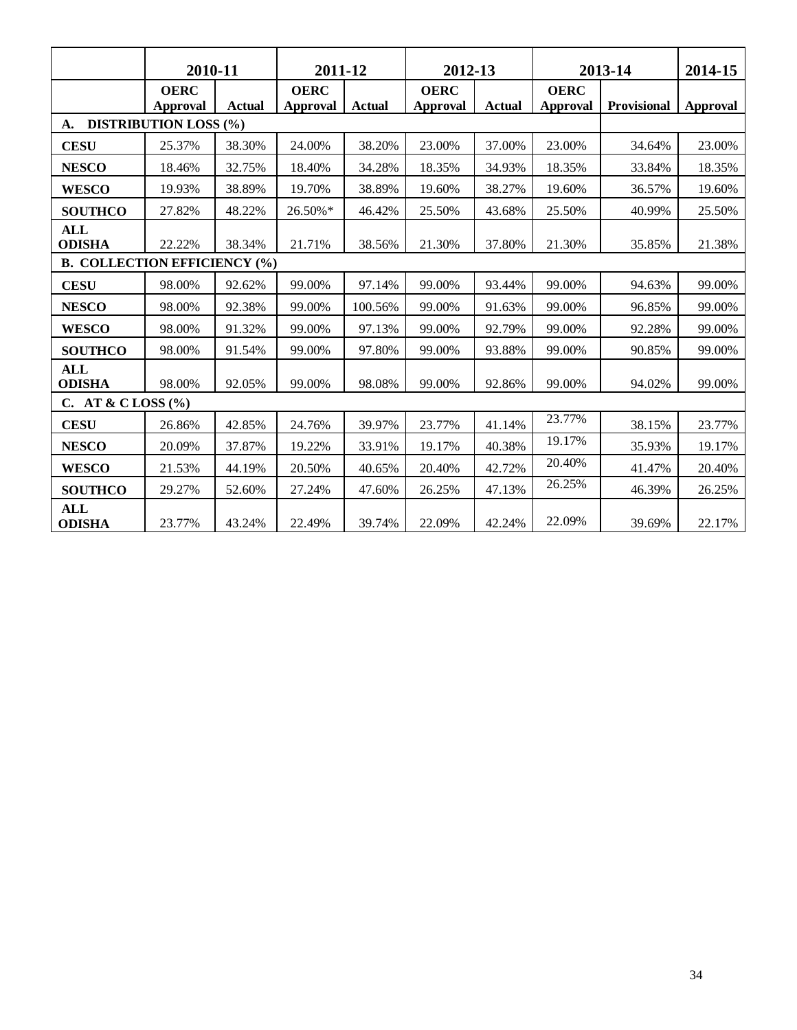| | 2010-11 | | 2011-12 | | 2012-13 | | 2013-14 | | 2014-15 |
|---|---|---|---|---|---|---|---|---|---|
| | OERC Approval | Actual | OERC Approval | Actual | OERC Approval | Actual | OERC Approval | Provisional | Approval |
| **A. DISTRIBUTION LOSS (%)** | | | | | | | | | |
| **CESU** | 25.37% | 38.30% | 24.00% | 38.20% | 23.00% | 37.00% | 23.00% | 34.64% | 23.00% |
| **NESCO** | 18.46% | 32.75% | 18.40% | 34.28% | 18.35% | 34.93% | 18.35% | 33.84% | 18.35% |
| **WESCO** | 19.93% | 38.89% | 19.70% | 38.89% | 19.60% | 38.27% | 19.60% | 36.57% | 19.60% |
| **SOUTHCO** | 27.82% | 48.22% | 26.50%* | 46.42% | 25.50% | 43.68% | 25.50% | 40.99% | 25.50% |
| **ALL ODISHA** | 22.22% | 38.34% | 21.71% | 38.56% | 21.30% | 37.80% | 21.30% | 35.85% | 21.38% |
| **B. COLLECTION EFFICIENCY (%)** | | | | | | | | | |
| **CESU** | 98.00% | 92.62% | 99.00% | 97.14% | 99.00% | 93.44% | 99.00% | 94.63% | 99.00% |
| **NESCO** | 98.00% | 92.38% | 99.00% | 100.56% | 99.00% | 91.63% | 99.00% | 96.85% | 99.00% |
| **WESCO** | 98.00% | 91.32% | 99.00% | 97.13% | 99.00% | 92.79% | 99.00% | 92.28% | 99.00% |
| **SOUTHCO** | 98.00% | 91.54% | 99.00% | 97.80% | 99.00% | 93.88% | 99.00% | 90.85% | 99.00% |
| **ALL ODISHA** | 98.00% | 92.05% | 99.00% | 98.08% | 99.00% | 92.86% | 99.00% | 94.02% | 99.00% |
| **C. AT & C LOSS (%)** | | | | | | | | | |
| **CESU** | 26.86% | 42.85% | 24.76% | 39.97% | 23.77% | 41.14% | 23.77% | 38.15% | 23.77% |
| **NESCO** | 20.09% | 37.87% | 19.22% | 33.91% | 19.17% | 40.38% | 19.17% | 35.93% | 19.17% |
| **WESCO** | 21.53% | 44.19% | 20.50% | 40.65% | 20.40% | 42.72% | 20.40% | 41.47% | 20.40% |
| **SOUTHCO** | 29.27% | 52.60% | 27.24% | 47.60% | 26.25% | 47.13% | 26.25% | 46.39% | 26.25% |
| **ALL ODISHA** | 23.77% | 43.24% | 22.49% | 39.74% | 22.09% | 42.24% | 22.09% | 39.69% | 22.17% |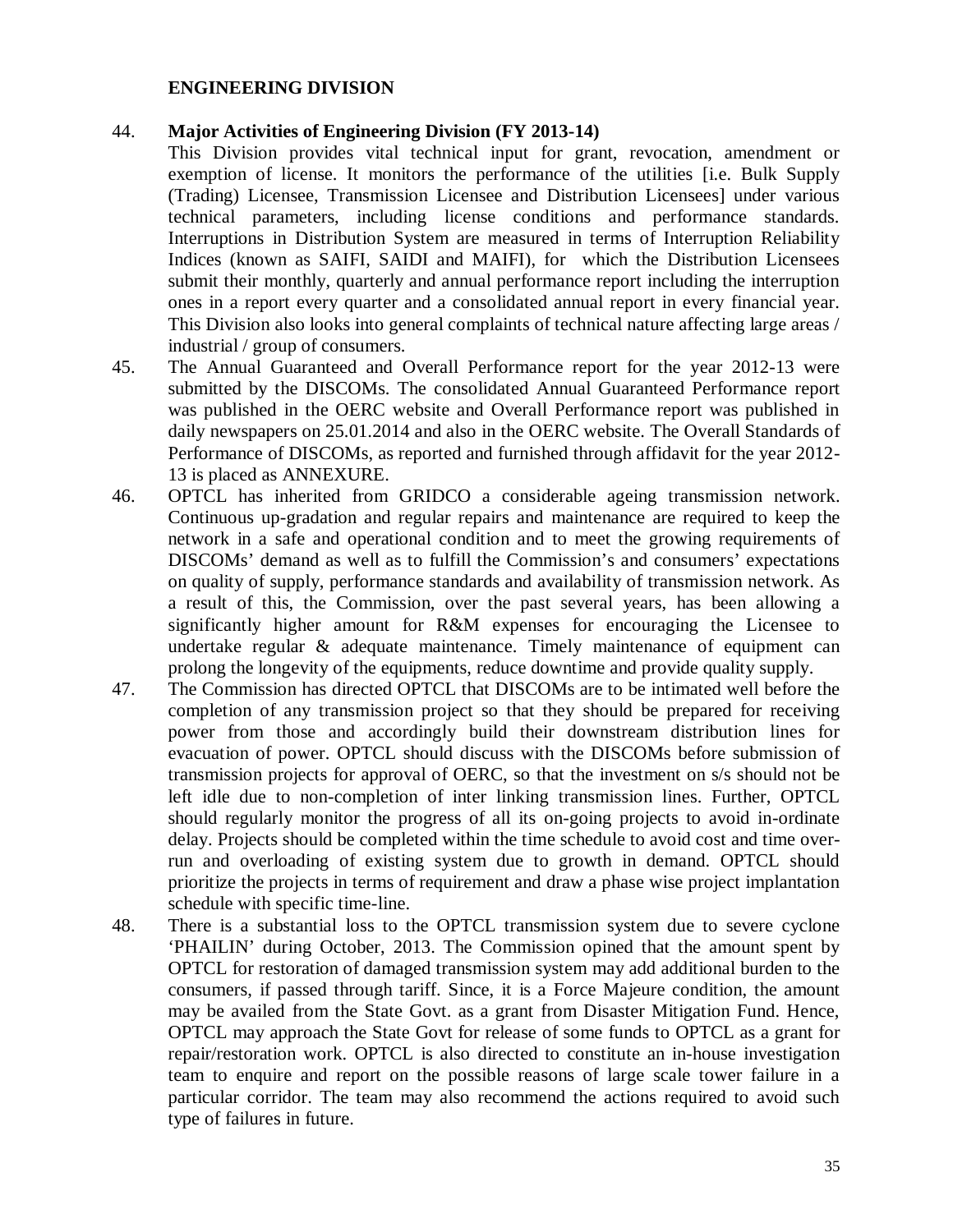## ENGINEERING DIVISION

44. **Major Activities of Engineering Division (FY 2013-14)**
This Division provides vital technical input for grant, revocation, amendment or exemption of license. It monitors the performance of the utilities [i.e. Bulk Supply (Trading) Licensee, Transmission Licensee and Distribution Licensees] under various technical parameters, including license conditions and performance standards. Interruptions in Distribution System are measured in terms of Interruption Reliability Indices (known as SAIFI, SAIDI and MAIFI), for which the Distribution Licensees submit their monthly, quarterly and annual performance report including the interruption ones in a report every quarter and a consolidated annual report in every financial year. This Division also looks into general complaints of technical nature affecting large areas / industrial / group of consumers.

45. The Annual Guaranteed and Overall Performance report for the year 2012-13 were submitted by the DISCOMs. The consolidated Annual Guaranteed Performance report was published in the OERC website and Overall Performance report was published in daily newspapers on 25.01.2014 and also in the OERC website. The Overall Standards of Performance of DISCOMs, as reported and furnished through affidavit for the year 2012-13 is placed as ANNEXURE.

46. OPTCL has inherited from GRIDCO a considerable ageing transmission network. Continuous up-gradation and regular repairs and maintenance are required to keep the network in a safe and operational condition and to meet the growing requirements of DISCOMs' demand as well as to fulfill the Commission's and consumers' expectations on quality of supply, performance standards and availability of transmission network. As a result of this, the Commission, over the past several years, has been allowing a significantly higher amount for R&M expenses for encouraging the Licensee to undertake regular & adequate maintenance. Timely maintenance of equipment can prolong the longevity of the equipments, reduce downtime and provide quality supply.

47. The Commission has directed OPTCL that DISCOMs are to be intimated well before the completion of any transmission project so that they should be prepared for receiving power from those and accordingly build their downstream distribution lines for evacuation of power. OPTCL should discuss with the DISCOMs before submission of transmission projects for approval of OERC, so that the investment on s/s should not be left idle due to non-completion of inter linking transmission lines. Further, OPTCL should regularly monitor the progress of all its on-going projects to avoid in-ordinate delay. Projects should be completed within the time schedule to avoid cost and time over-run and overloading of existing system due to growth in demand. OPTCL should prioritize the projects in terms of requirement and draw a phase wise project implantation schedule with specific time-line.

48. There is a substantial loss to the OPTCL transmission system due to severe cyclone 'PHAILIN' during October, 2013. The Commission opined that the amount spent by OPTCL for restoration of damaged transmission system may add additional burden to the consumers, if passed through tariff. Since, it is a Force Majeure condition, the amount may be availed from the State Govt. as a grant from Disaster Mitigation Fund. Hence, OPTCL may approach the State Govt for release of some funds to OPTCL as a grant for repair/restoration work. OPTCL is also directed to constitute an in-house investigation team to enquire and report on the possible reasons of large scale tower failure in a particular corridor. The team may also recommend the actions required to avoid such type of failures in future.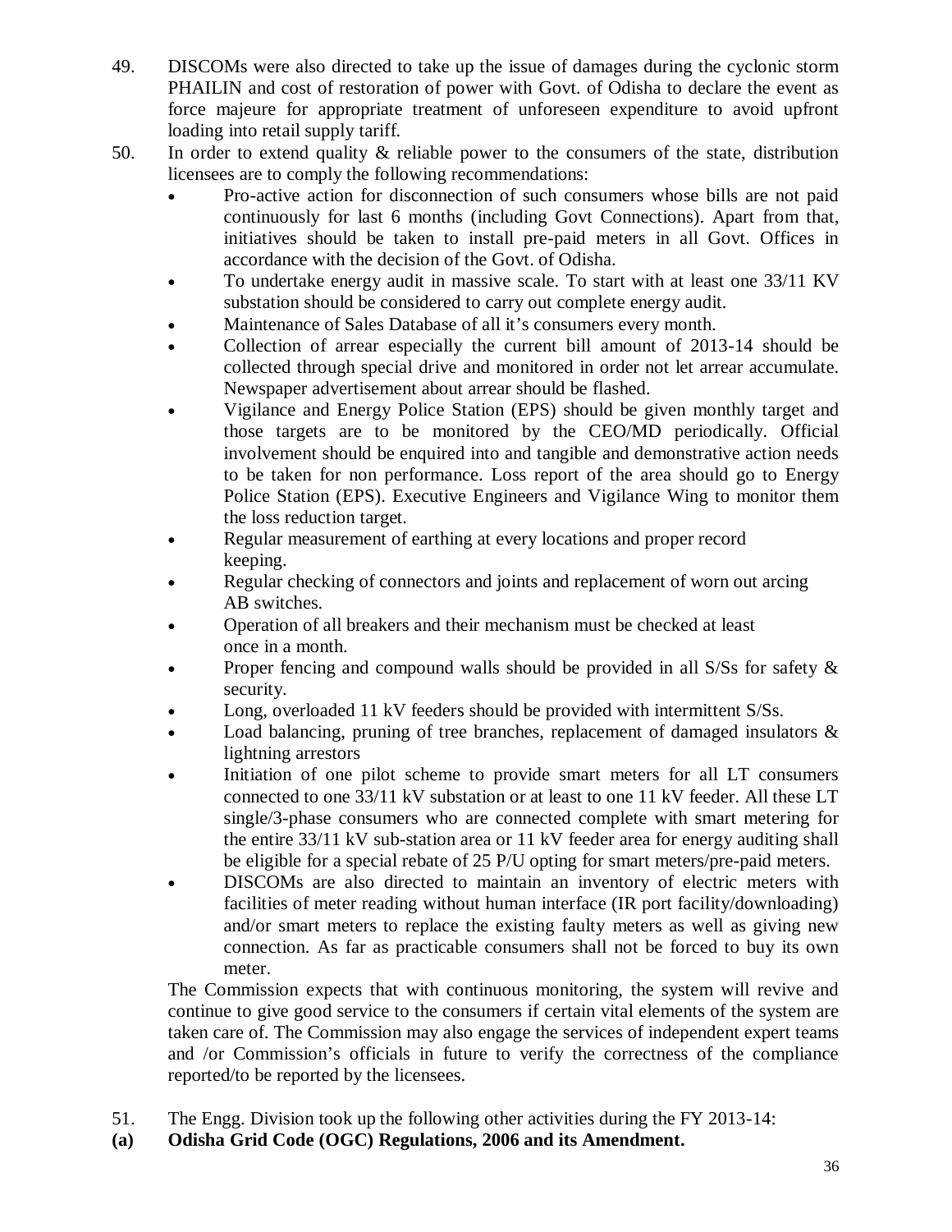49. DISCOMs were also directed to take up the issue of damages during the cyclonic storm PHAILIN and cost of restoration of power with Govt. of Odisha to declare the event as force majeure for appropriate treatment of unforeseen expenditure to avoid upfront loading into retail supply tariff.

50. In order to extend quality & reliable power to the consumers of the state, distribution licensees are to comply the following recommendations:

   - Pro-active action for disconnection of such consumers whose bills are not paid continuously for last 6 months (including Govt Connections). Apart from that, initiatives should be taken to install pre-paid meters in all Govt. Offices in accordance with the decision of the Govt. of Odisha.
   - To undertake energy audit in massive scale. To start with at least one 33/11 KV substation should be considered to carry out complete energy audit.
   - Maintenance of Sales Database of all it's consumers every month.
   - Collection of arrear especially the current bill amount of 2013-14 should be collected through special drive and monitored in order not let arrear accumulate. Newspaper advertisement about arrear should be flashed.
   - Vigilance and Energy Police Station (EPS) should be given monthly target and those targets are to be monitored by the CEO/MD periodically. Official involvement should be enquired into and tangible and demonstrative action needs to be taken for non performance. Loss report of the area should go to Energy Police Station (EPS). Executive Engineers and Vigilance Wing to monitor them the loss reduction target.
   - Regular measurement of earthing at every locations and proper record keeping.
   - Regular checking of connectors and joints and replacement of worn out arcing AB switches.
   - Operation of all breakers and their mechanism must be checked at least once in a month.
   - Proper fencing and compound walls should be provided in all S/Ss for safety & security.
   - Long, overloaded 11 kV feeders should be provided with intermittent S/Ss.
   - Load balancing, pruning of tree branches, replacement of damaged insulators & lightning arrestors
   - Initiation of one pilot scheme to provide smart meters for all LT consumers connected to one 33/11 kV substation or at least to one 11 kV feeder. All these LT single/3-phase consumers who are connected complete with smart metering for the entire 33/11 kV sub-station area or 11 kV feeder area for energy auditing shall be eligible for a special rebate of 25 P/U opting for smart meters/pre-paid meters.
   - DISCOMs are also directed to maintain an inventory of electric meters with facilities of meter reading without human interface (IR port facility/downloading) and/or smart meters to replace the existing faulty meters as well as giving new connection. As far as practicable consumers shall not be forced to buy its own meter.

   The Commission expects that with continuous monitoring, the system will revive and continue to give good service to the consumers if certain vital elements of the system are taken care of. The Commission may also engage the services of independent expert teams and /or Commission's officials in future to verify the correctness of the compliance reported/to be reported by the licensees.

51. The Engg. Division took up the following other activities during the FY 2013-14:

**(a) Odisha Grid Code (OGC) Regulations, 2006 and its Amendment.**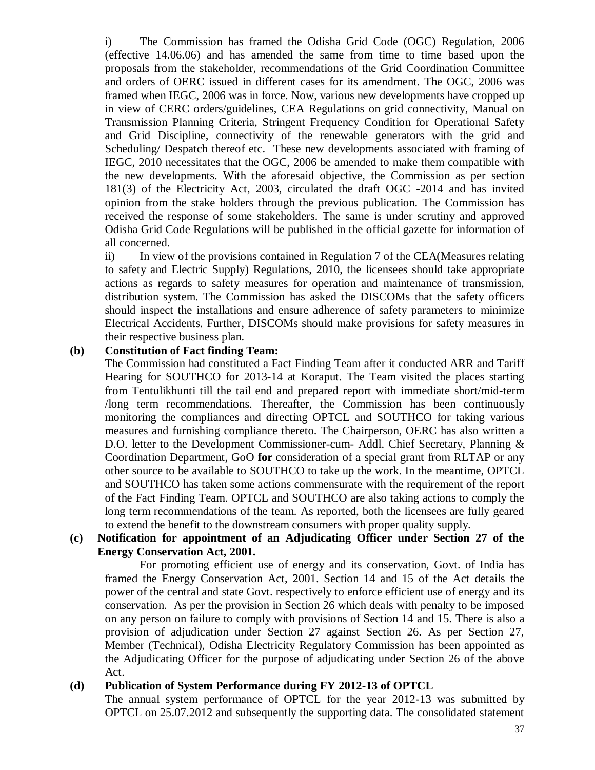i) The Commission has framed the Odisha Grid Code (OGC) Regulation, 2006 (effective 14.06.06) and has amended the same from time to time based upon the proposals from the stakeholder, recommendations of the Grid Coordination Committee and orders of OERC issued in different cases for its amendment. The OGC, 2006 was framed when IEGC, 2006 was in force. Now, various new developments have cropped up in view of CERC orders/guidelines, CEA Regulations on grid connectivity, Manual on Transmission Planning Criteria, Stringent Frequency Condition for Operational Safety and Grid Discipline, connectivity of the renewable generators with the grid and Scheduling/ Despatch thereof etc. These new developments associated with framing of IEGC, 2010 necessitates that the OGC, 2006 be amended to make them compatible with the new developments. With the aforesaid objective, the Commission as per section 181(3) of the Electricity Act, 2003, circulated the draft OGC -2014 and has invited opinion from the stake holders through the previous publication. The Commission has received the response of some stakeholders. The same is under scrutiny and approved Odisha Grid Code Regulations will be published in the official gazette for information of all concerned.

ii) In view of the provisions contained in Regulation 7 of the CEA(Measures relating to safety and Electric Supply) Regulations, 2010, the licensees should take appropriate actions as regards to safety measures for operation and maintenance of transmission, distribution system. The Commission has asked the DISCOMs that the safety officers should inspect the installations and ensure adherence of safety parameters to minimize Electrical Accidents. Further, DISCOMs should make provisions for safety measures in their respective business plan.

**(b) Constitution of Fact finding Team:**

The Commission had constituted a Fact Finding Team after it conducted ARR and Tariff Hearing for SOUTHCO for 2013-14 at Koraput. The Team visited the places starting from Tentulikhunti till the tail end and prepared report with immediate short/mid-term /long term recommendations. Thereafter, the Commission has been continuously monitoring the compliances and directing OPTCL and SOUTHCO for taking various measures and furnishing compliance thereto. The Chairperson, OERC has also written a D.O. letter to the Development Commissioner-cum- Addl. Chief Secretary, Planning & Coordination Department, GoO **for** consideration of a special grant from RLTAP or any other source to be available to SOUTHCO to take up the work. In the meantime, OPTCL and SOUTHCO has taken some actions commensurate with the requirement of the report of the Fact Finding Team. OPTCL and SOUTHCO are also taking actions to comply the long term recommendations of the team. As reported, both the licensees are fully geared to extend the benefit to the downstream consumers with proper quality supply.

**(c) Notification for appointment of an Adjudicating Officer under Section 27 of the Energy Conservation Act, 2001.**

For promoting efficient use of energy and its conservation, Govt. of India has framed the Energy Conservation Act, 2001. Section 14 and 15 of the Act details the power of the central and state Govt. respectively to enforce efficient use of energy and its conservation. As per the provision in Section 26 which deals with penalty to be imposed on any person on failure to comply with provisions of Section 14 and 15. There is also a provision of adjudication under Section 27 against Section 26. As per Section 27, Member (Technical), Odisha Electricity Regulatory Commission has been appointed as the Adjudicating Officer for the purpose of adjudicating under Section 26 of the above Act.

**(d) Publication of System Performance during FY 2012-13 of OPTCL**

The annual system performance of OPTCL for the year 2012-13 was submitted by OPTCL on 25.07.2012 and subsequently the supporting data. The consolidated statement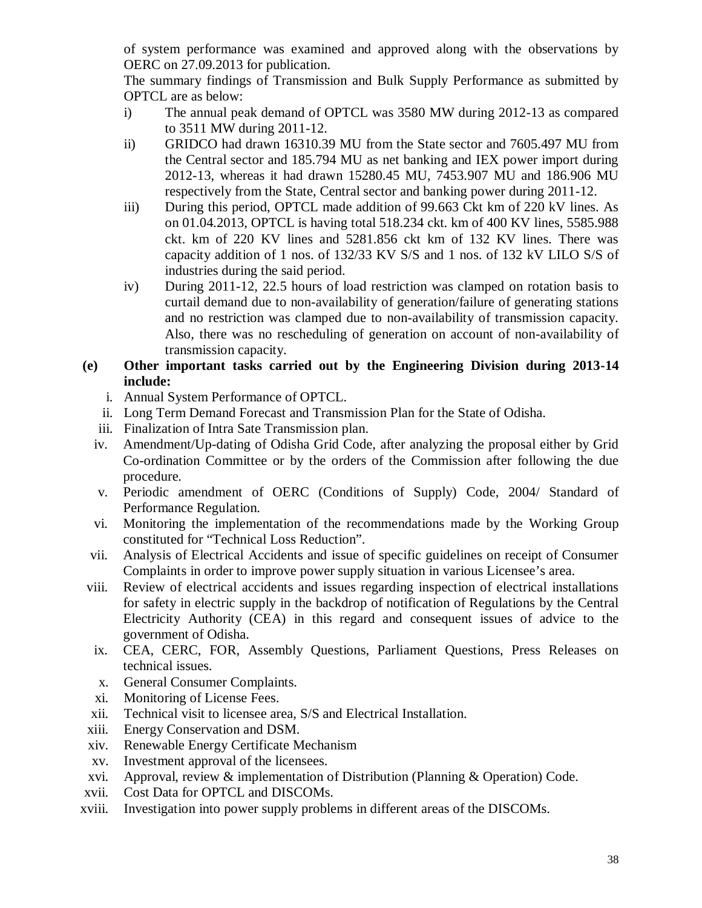of system performance was examined and approved along with the observations by OERC on 27.09.2013 for publication.

The summary findings of Transmission and Bulk Supply Performance as submitted by OPTCL are as below:

i) The annual peak demand of OPTCL was 3580 MW during 2012-13 as compared to 3511 MW during 2011-12.

ii) GRIDCO had drawn 16310.39 MU from the State sector and 7605.497 MU from the Central sector and 185.794 MU as net banking and IEX power import during 2012-13, whereas it had drawn 15280.45 MU, 7453.907 MU and 186.906 MU respectively from the State, Central sector and banking power during 2011-12.

iii) During this period, OPTCL made addition of 99.663 Ckt km of 220 kV lines. As on 01.04.2013, OPTCL is having total 518.234 ckt. km of 400 KV lines, 5585.988 ckt. km of 220 KV lines and 5281.856 ckt km of 132 KV lines. There was capacity addition of 1 nos. of 132/33 KV S/S and 1 nos. of 132 kV LILO S/S of industries during the said period.

iv) During 2011-12, 22.5 hours of load restriction was clamped on rotation basis to curtail demand due to non-availability of generation/failure of generating stations and no restriction was clamped due to non-availability of transmission capacity. Also, there was no rescheduling of generation on account of non-availability of transmission capacity.

**(e) Other important tasks carried out by the Engineering Division during 2013-14 include:**

i. Annual System Performance of OPTCL.
ii. Long Term Demand Forecast and Transmission Plan for the State of Odisha.
iii. Finalization of Intra Sate Transmission plan.
iv. Amendment/Up-dating of Odisha Grid Code, after analyzing the proposal either by Grid Co-ordination Committee or by the orders of the Commission after following the due procedure.
v. Periodic amendment of OERC (Conditions of Supply) Code, 2004/ Standard of Performance Regulation.
vi. Monitoring the implementation of the recommendations made by the Working Group constituted for "Technical Loss Reduction".
vii. Analysis of Electrical Accidents and issue of specific guidelines on receipt of Consumer Complaints in order to improve power supply situation in various Licensee's area.
viii. Review of electrical accidents and issues regarding inspection of electrical installations for safety in electric supply in the backdrop of notification of Regulations by the Central Electricity Authority (CEA) in this regard and consequent issues of advice to the government of Odisha.
ix. CEA, CERC, FOR, Assembly Questions, Parliament Questions, Press Releases on technical issues.
x. General Consumer Complaints.
xi. Monitoring of License Fees.
xii. Technical visit to licensee area, S/S and Electrical Installation.
xiii. Energy Conservation and DSM.
xiv. Renewable Energy Certificate Mechanism
xv. Investment approval of the licensees.
xvi. Approval, review & implementation of Distribution (Planning & Operation) Code.
xvii. Cost Data for OPTCL and DISCOMs.
xviii. Investigation into power supply problems in different areas of the DISCOMs.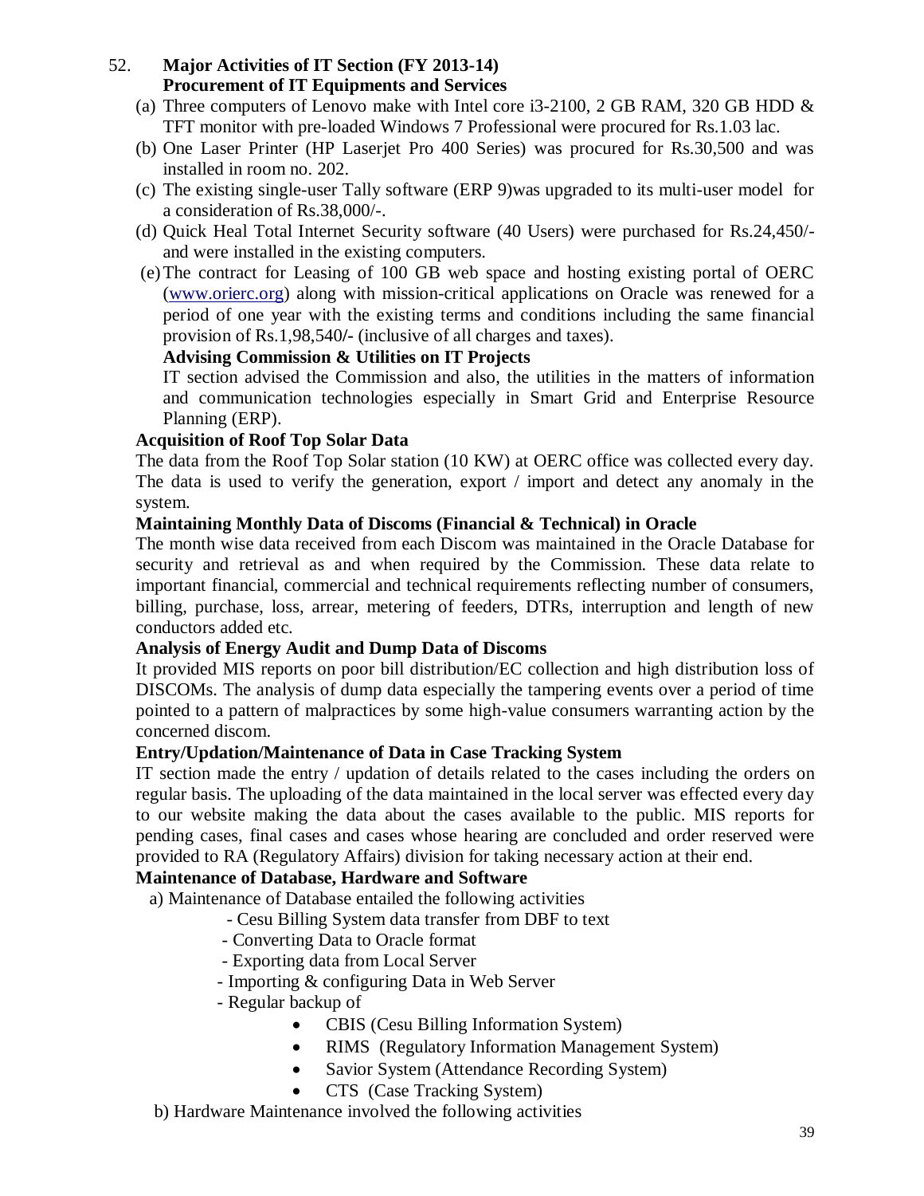52. **Major Activities of IT Section (FY 2013-14)**

**Procurement of IT Equipments and Services**

(a) Three computers of Lenovo make with Intel core i3-2100, 2 GB RAM, 320 GB HDD & TFT monitor with pre-loaded Windows 7 Professional were procured for Rs.1.03 lac.

(b) One Laser Printer (HP Laserjet Pro 400 Series) was procured for Rs.30,500 and was installed in room no. 202.

(c) The existing single-user Tally software (ERP 9)was upgraded to its multi-user model for a consideration of Rs.38,000/-.

(d) Quick Heal Total Internet Security software (40 Users) were purchased for Rs.24,450/- and were installed in the existing computers.

(e) The contract for Leasing of 100 GB web space and hosting existing portal of OERC (www.orierc.org) along with mission-critical applications on Oracle was renewed for a period of one year with the existing terms and conditions including the same financial provision of Rs.1,98,540/- (inclusive of all charges and taxes).

**Advising Commission & Utilities on IT Projects**

IT section advised the Commission and also, the utilities in the matters of information and communication technologies especially in Smart Grid and Enterprise Resource Planning (ERP).

**Acquisition of Roof Top Solar Data**

The data from the Roof Top Solar station (10 KW) at OERC office was collected every day. The data is used to verify the generation, export / import and detect any anomaly in the system.

**Maintaining Monthly Data of Discoms (Financial & Technical) in Oracle**

The month wise data received from each Discom was maintained in the Oracle Database for security and retrieval as and when required by the Commission. These data relate to important financial, commercial and technical requirements reflecting number of consumers, billing, purchase, loss, arrear, metering of feeders, DTRs, interruption and length of new conductors added etc.

**Analysis of Energy Audit and Dump Data of Discoms**

It provided MIS reports on poor bill distribution/EC collection and high distribution loss of DISCOMs. The analysis of dump data especially the tampering events over a period of time pointed to a pattern of malpractices by some high-value consumers warranting action by the concerned discom.

**Entry/Updation/Maintenance of Data in Case Tracking System**

IT section made the entry / updation of details related to the cases including the orders on regular basis. The uploading of the data maintained in the local server was effected every day to our website making the data about the cases available to the public. MIS reports for pending cases, final cases and cases whose hearing are concluded and order reserved were provided to RA (Regulatory Affairs) division for taking necessary action at their end.

**Maintenance of Database, Hardware and Software**

a) Maintenance of Database entailed the following activities

- Cesu Billing System data transfer from DBF to text
- Converting Data to Oracle format
- Exporting data from Local Server
- Importing & configuring Data in Web Server
- Regular backup of
  - CBIS (Cesu Billing Information System)
  - RIMS (Regulatory Information Management System)
  - Savior System (Attendance Recording System)
  - CTS (Case Tracking System)

b) Hardware Maintenance involved the following activities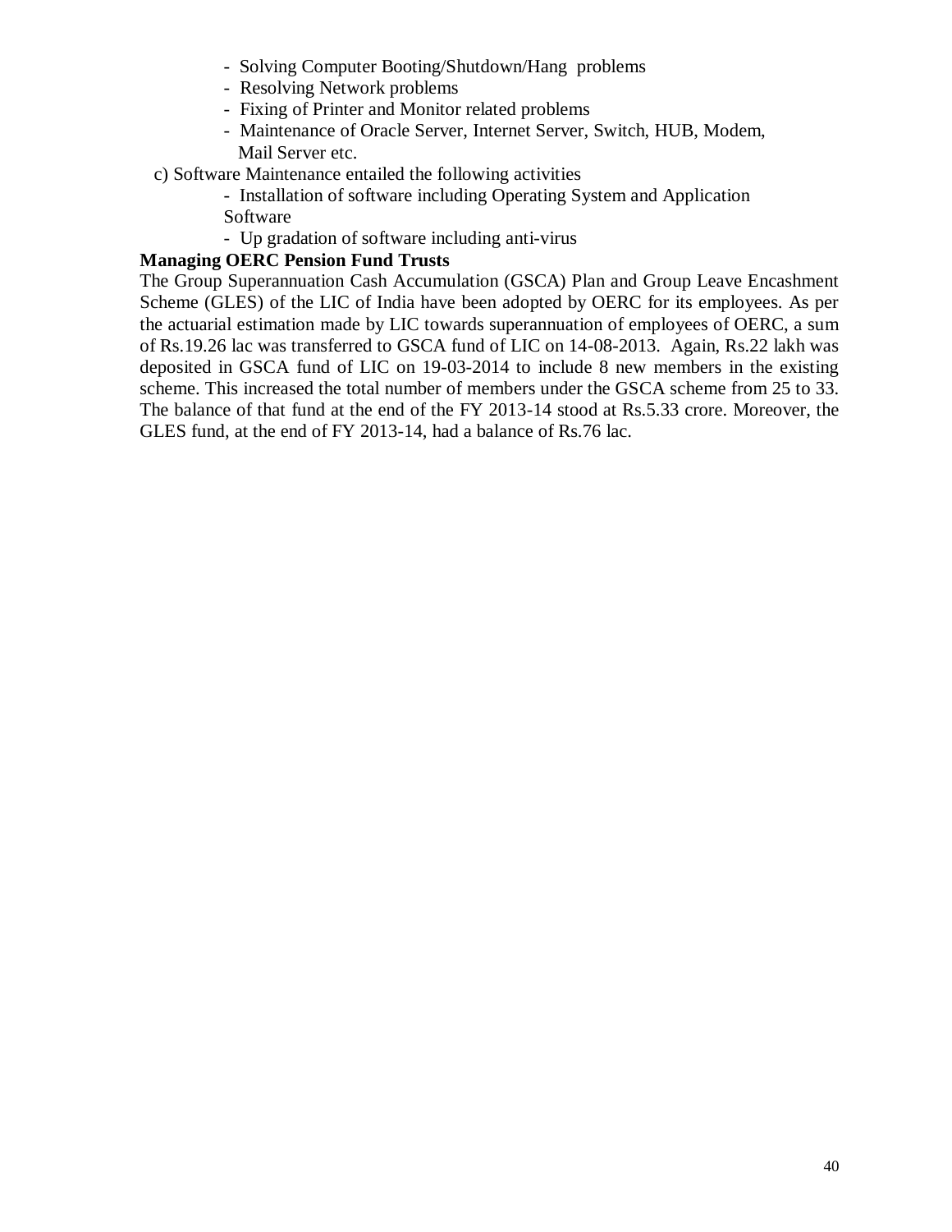- Solving Computer Booting/Shutdown/Hang problems
- Resolving Network problems
- Fixing of Printer and Monitor related problems
- Maintenance of Oracle Server, Internet Server, Switch, HUB, Modem, Mail Server etc.

c) Software Maintenance entailed the following activities

- Installation of software including Operating System and Application Software
- Up gradation of software including anti-virus

**Managing OERC Pension Fund Trusts**

The Group Superannuation Cash Accumulation (GSCA) Plan and Group Leave Encashment Scheme (GLES) of the LIC of India have been adopted by OERC for its employees. As per the actuarial estimation made by LIC towards superannuation of employees of OERC, a sum of Rs.19.26 lac was transferred to GSCA fund of LIC on 14-08-2013. Again, Rs.22 lakh was deposited in GSCA fund of LIC on 19-03-2014 to include 8 new members in the existing scheme. This increased the total number of members under the GSCA scheme from 25 to 33. The balance of that fund at the end of the FY 2013-14 stood at Rs.5.33 crore. Moreover, the GLES fund, at the end of FY 2013-14, had a balance of Rs.76 lac.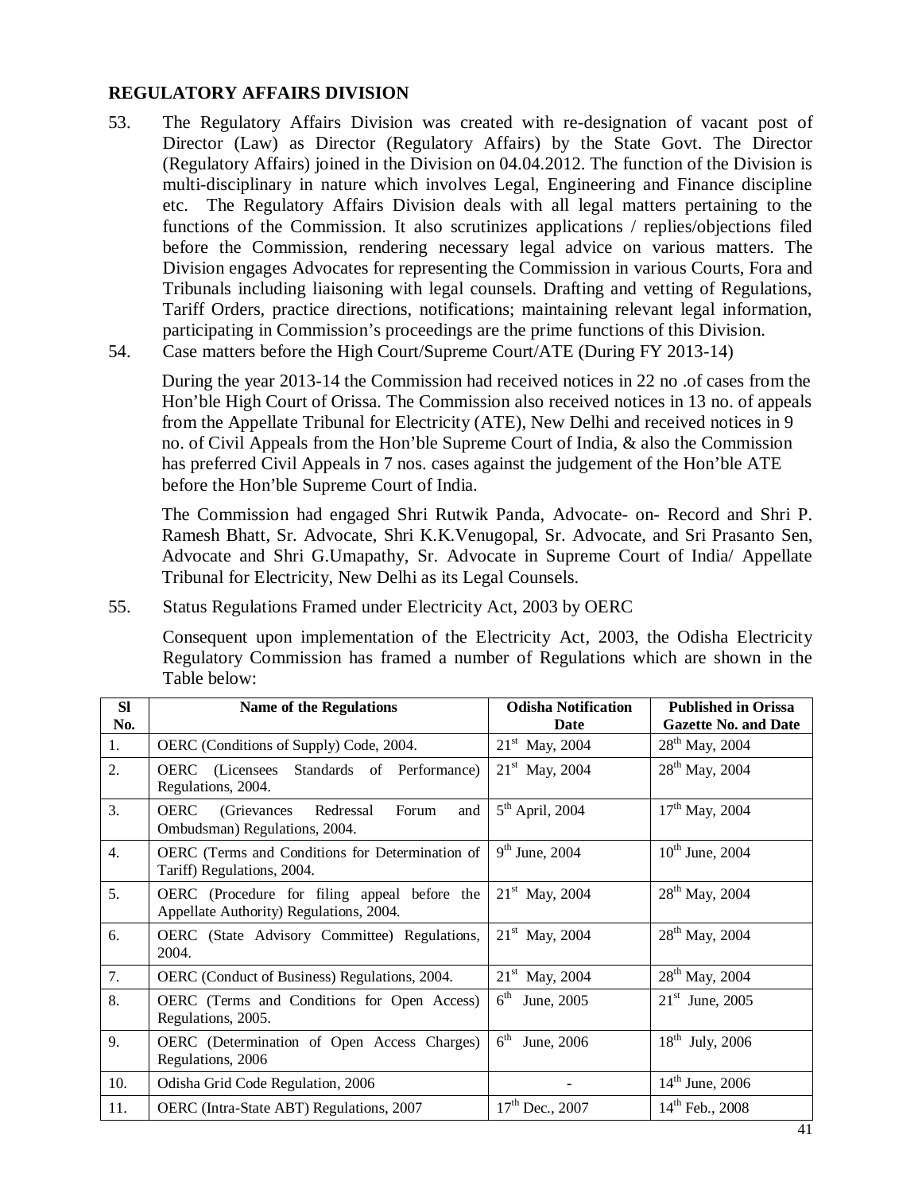## REGULATORY AFFAIRS DIVISION

53. The Regulatory Affairs Division was created with re-designation of vacant post of Director (Law) as Director (Regulatory Affairs) by the State Govt. The Director (Regulatory Affairs) joined in the Division on 04.04.2012. The function of the Division is multi-disciplinary in nature which involves Legal, Engineering and Finance discipline etc. The Regulatory Affairs Division deals with all legal matters pertaining to the functions of the Commission. It also scrutinizes applications / replies/objections filed before the Commission, rendering necessary legal advice on various matters. The Division engages Advocates for representing the Commission in various Courts, Fora and Tribunals including liaisoning with legal counsels. Drafting and vetting of Regulations, Tariff Orders, practice directions, notifications; maintaining relevant legal information, participating in Commission's proceedings are the prime functions of this Division.

54. Case matters before the High Court/Supreme Court/ATE (During FY 2013-14)

During the year 2013-14 the Commission had received notices in 22 no .of cases from the Hon'ble High Court of Orissa. The Commission also received notices in 13 no. of appeals from the Appellate Tribunal for Electricity (ATE), New Delhi and received notices in 9 no. of Civil Appeals from the Hon'ble Supreme Court of India, & also the Commission has preferred Civil Appeals in 7 nos. cases against the judgement of the Hon'ble ATE before the Hon'ble Supreme Court of India.

The Commission had engaged Shri Rutwik Panda, Advocate- on- Record and Shri P. Ramesh Bhatt, Sr. Advocate, Shri K.K.Venugopal, Sr. Advocate, and Sri Prasanto Sen, Advocate and Shri G.Umapathy, Sr. Advocate in Supreme Court of India/ Appellate Tribunal for Electricity, New Delhi as its Legal Counsels.

55. Status Regulations Framed under Electricity Act, 2003 by OERC

Consequent upon implementation of the Electricity Act, 2003, the Odisha Electricity Regulatory Commission has framed a number of Regulations which are shown in the Table below:

| Sl No. | Name of the Regulations | Odisha Notification Date | Published in Orissa Gazette No. and Date |
|---|---|---|---|
| 1. | OERC (Conditions of Supply) Code, 2004. | 21st May, 2004 | 28th May, 2004 |
| 2. | OERC (Licensees Standards of Performance) Regulations, 2004. | 21st May, 2004 | 28th May, 2004 |
| 3. | OERC (Grievances Redressal Forum and Ombudsman) Regulations, 2004. | 5th April, 2004 | 17th May, 2004 |
| 4. | OERC (Terms and Conditions for Determination of Tariff) Regulations, 2004. | 9th June, 2004 | 10th June, 2004 |
| 5. | OERC (Procedure for filing appeal before the Appellate Authority) Regulations, 2004. | 21st May, 2004 | 28th May, 2004 |
| 6. | OERC (State Advisory Committee) Regulations, 2004. | 21st May, 2004 | 28th May, 2004 |
| 7. | OERC (Conduct of Business) Regulations, 2004. | 21st May, 2004 | 28th May, 2004 |
| 8. | OERC (Terms and Conditions for Open Access) Regulations, 2005. | 6th June, 2005 | 21st June, 2005 |
| 9. | OERC (Determination of Open Access Charges) Regulations, 2006 | 6th June, 2006 | 18th July, 2006 |
| 10. | Odisha Grid Code Regulation, 2006 | - | 14th June, 2006 |
| 11. | OERC (Intra-State ABT) Regulations, 2007 | 17th Dec., 2007 | 14th Feb., 2008 |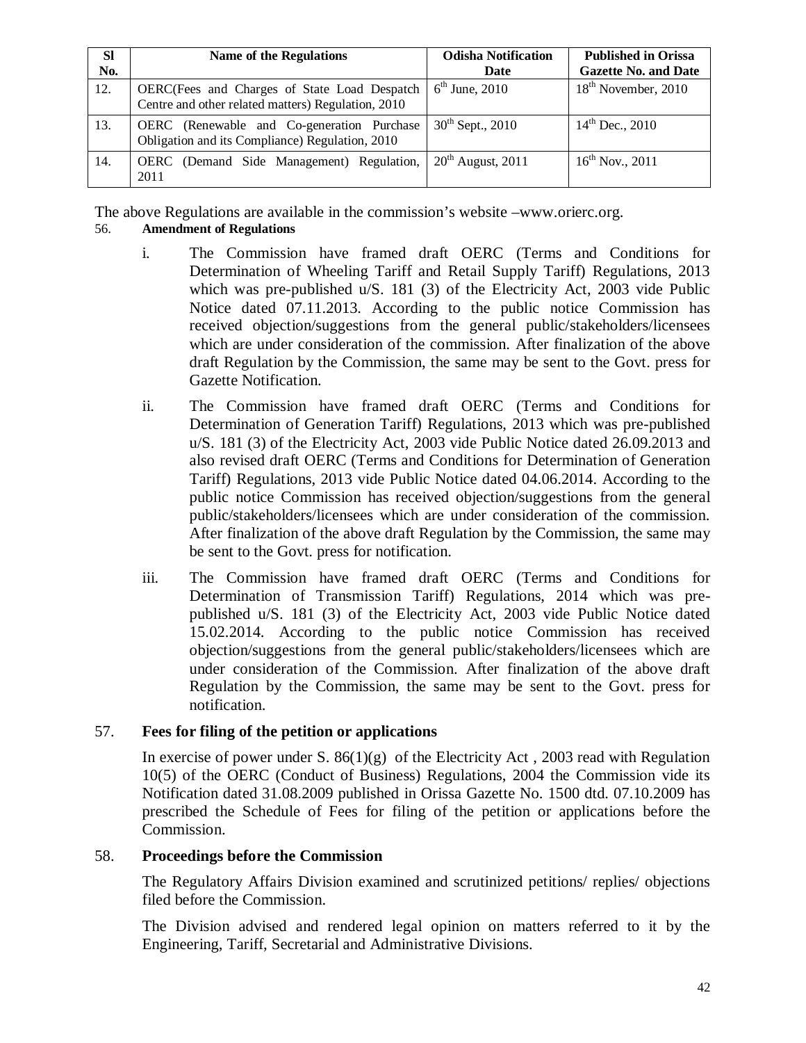| Sl No. | Name of the Regulations | Odisha Notification Date | Published in Orissa Gazette No. and Date |
|---|---|---|---|
| 12. | OERC(Fees and Charges of State Load Despatch Centre and other related matters) Regulation, 2010 | 6th June, 2010 | 18th November, 2010 |
| 13. | OERC (Renewable and Co-generation Purchase Obligation and its Compliance) Regulation, 2010 | 30th Sept., 2010 | 14th Dec., 2010 |
| 14. | OERC (Demand Side Management) Regulation, 2011 | 20th August, 2011 | 16th Nov., 2011 |

The above Regulations are available in the commission's website –www.orierc.org.

56. **Amendment of Regulations**

i. The Commission have framed draft OERC (Terms and Conditions for Determination of Wheeling Tariff and Retail Supply Tariff) Regulations, 2013 which was pre-published u/S. 181 (3) of the Electricity Act, 2003 vide Public Notice dated 07.11.2013. According to the public notice Commission has received objection/suggestions from the general public/stakeholders/licensees which are under consideration of the commission. After finalization of the above draft Regulation by the Commission, the same may be sent to the Govt. press for Gazette Notification.

ii. The Commission have framed draft OERC (Terms and Conditions for Determination of Generation Tariff) Regulations, 2013 which was pre-published u/S. 181 (3) of the Electricity Act, 2003 vide Public Notice dated 26.09.2013 and also revised draft OERC (Terms and Conditions for Determination of Generation Tariff) Regulations, 2013 vide Public Notice dated 04.06.2014. According to the public notice Commission has received objection/suggestions from the general public/stakeholders/licensees which are under consideration of the commission. After finalization of the above draft Regulation by the Commission, the same may be sent to the Govt. press for notification.

iii. The Commission have framed draft OERC (Terms and Conditions for Determination of Transmission Tariff) Regulations, 2014 which was pre-published u/S. 181 (3) of the Electricity Act, 2003 vide Public Notice dated 15.02.2014. According to the public notice Commission has received objection/suggestions from the general public/stakeholders/licensees which are under consideration of the Commission. After finalization of the above draft Regulation by the Commission, the same may be sent to the Govt. press for notification.

57. **Fees for filing of the petition or applications**

In exercise of power under S. 86(1)(g) of the Electricity Act , 2003 read with Regulation 10(5) of the OERC (Conduct of Business) Regulations, 2004 the Commission vide its Notification dated 31.08.2009 published in Orissa Gazette No. 1500 dtd. 07.10.2009 has prescribed the Schedule of Fees for filing of the petition or applications before the Commission.

58. **Proceedings before the Commission**

The Regulatory Affairs Division examined and scrutinized petitions/ replies/ objections filed before the Commission.

The Division advised and rendered legal opinion on matters referred to it by the Engineering, Tariff, Secretarial and Administrative Divisions.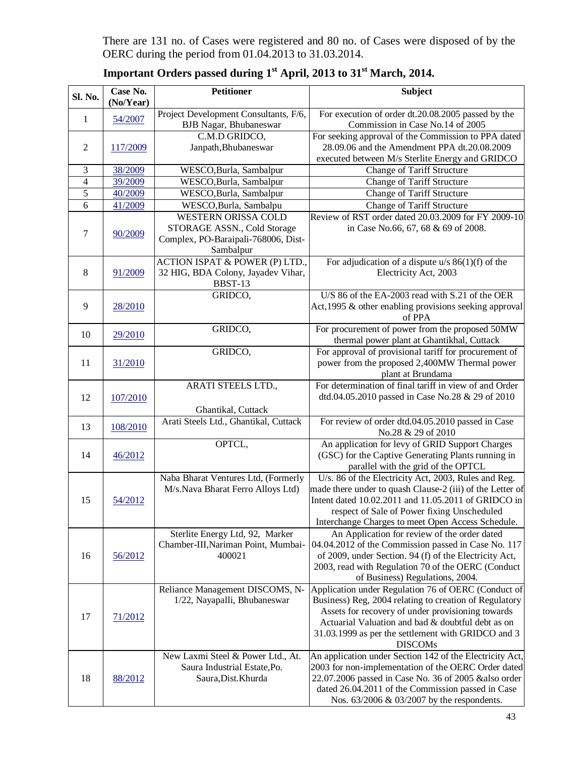There are 131 no. of Cases were registered and 80 no. of Cases were disposed of by the OERC during the period from 01.04.2013 to 31.03.2014.

## Important Orders passed during 1st April, 2013 to 31st March, 2014.

| Sl. No. | Case No. (No/Year) | Petitioner | Subject |
|---|---|---|---|
| 1 | 54/2007 | Project Development Consultants, F/6, BJB Nagar, Bhubaneswar | For execution of order dt.20.08.2005 passed by the Commission in Case No.14 of 2005 |
| 2 | 117/2009 | C.M.D GRIDCO, Janpath,Bhubaneswar | For seeking approval of the Commission to PPA dated 28.09.06 and the Amendment PPA dt.20.08.2009 executed between M/s Sterlite Energy and GRIDCO |
| 3 | 38/2009 | WESCO,Burla, Sambalpur | Change of Tariff Structure |
| 4 | 39/2009 | WESCO,Burla, Sambalpur | Change of Tariff Structure |
| 5 | 40/2009 | WESCO,Burla, Sambalpur | Change of Tariff Structure |
| 6 | 41/2009 | WESCO,Burla, Sambalpu | Change of Tariff Structure |
| 7 | 90/2009 | WESTERN ORISSA COLD STORAGE ASSN., Cold Storage Complex, PO-Baraipali-768006, Dist-Sambalpur | Review of RST order dated 20.03.2009 for FY 2009-10 in Case No.66, 67, 68 & 69 of 2008. |
| 8 | 91/2009 | ACTION ISPAT & POWER (P) LTD., 32 HIG, BDA Colony, Jayadev Vihar, BBST-13 | For adjudication of a dispute u/s 86(1)(f) of the Electricity Act, 2003 |
| 9 | 28/2010 | GRIDCO, | U/S 86 of the EA-2003 read with S.21 of the OER Act,1995 & other enabling provisions seeking approval of PPA |
| 10 | 29/2010 | GRIDCO, | For procurement of power from the proposed 50MW thermal power plant at Ghantikhal, Cuttack |
| 11 | 31/2010 | GRIDCO, | For approval of provisional tariff for procurement of power from the proposed 2,400MW Thermal power plant at Brundama |
| 12 | 107/2010 | ARATI STEELS LTD., Ghantikal, Cuttack | For determination of final tariff in view of and Order dtd.04.05.2010 passed in Case No.28 & 29 of 2010 |
| 13 | 108/2010 | Arati Steels Ltd., Ghantikal, Cuttack | For review of order dtd.04.05.2010 passed in Case No.28 & 29 of 2010 |
| 14 | 46/2012 | OPTCL, | An application for levy of GRID Support Charges (GSC) for the Captive Generating Plants running in parallel with the grid of the OPTCL |
| 15 | 54/2012 | Naba Bharat Ventures Ltd, (Formerly M/s.Nava Bharat Ferro Alloys Ltd) | U/s. 86 of the Electricity Act, 2003, Rules and Reg. made there under to quash Clause-2 (iii) of the Letter of Intent dated 10.02.2011 and 11.05.2011 of GRIDCO in respect of Sale of Power fixing Unscheduled Interchange Charges to meet Open Access Schedule. |
| 16 | 56/2012 | Sterlite Energy Ltd, 92, Marker Chamber-III,Nariman Point, Mumbai-400021 | An Application for review of the order dated 04.04.2012 of the Commission passed in Case No. 117 of 2009, under Section. 94 (f) of the Electricity Act, 2003, read with Regulation 70 of the OERC (Conduct of Business) Regulations, 2004. |
| 17 | 71/2012 | Reliance Management DISCOMS, N-1/22, Nayapalli, Bhubaneswar | Application under Regulation 76 of OERC (Conduct of Business) Reg, 2004 relating to creation of Regulatory Assets for recovery of under provisioning towards Actuarial Valuation and bad & doubtful debt as on 31.03.1999 as per the settlement with GRIDCO and 3 DISCOMs |
| 18 | 88/2012 | New Laxmi Steel & Power Ltd., At. Saura Industrial Estate,Po. Saura,Dist.Khurda | An application under Section 142 of the Electricity Act, 2003 for non-implementation of the OERC Order dated 22.07.2006 passed in Case No. 36 of 2005 &also order dated 26.04.2011 of the Commission passed in Case Nos. 63/2006 & 03/2007 by the respondents. |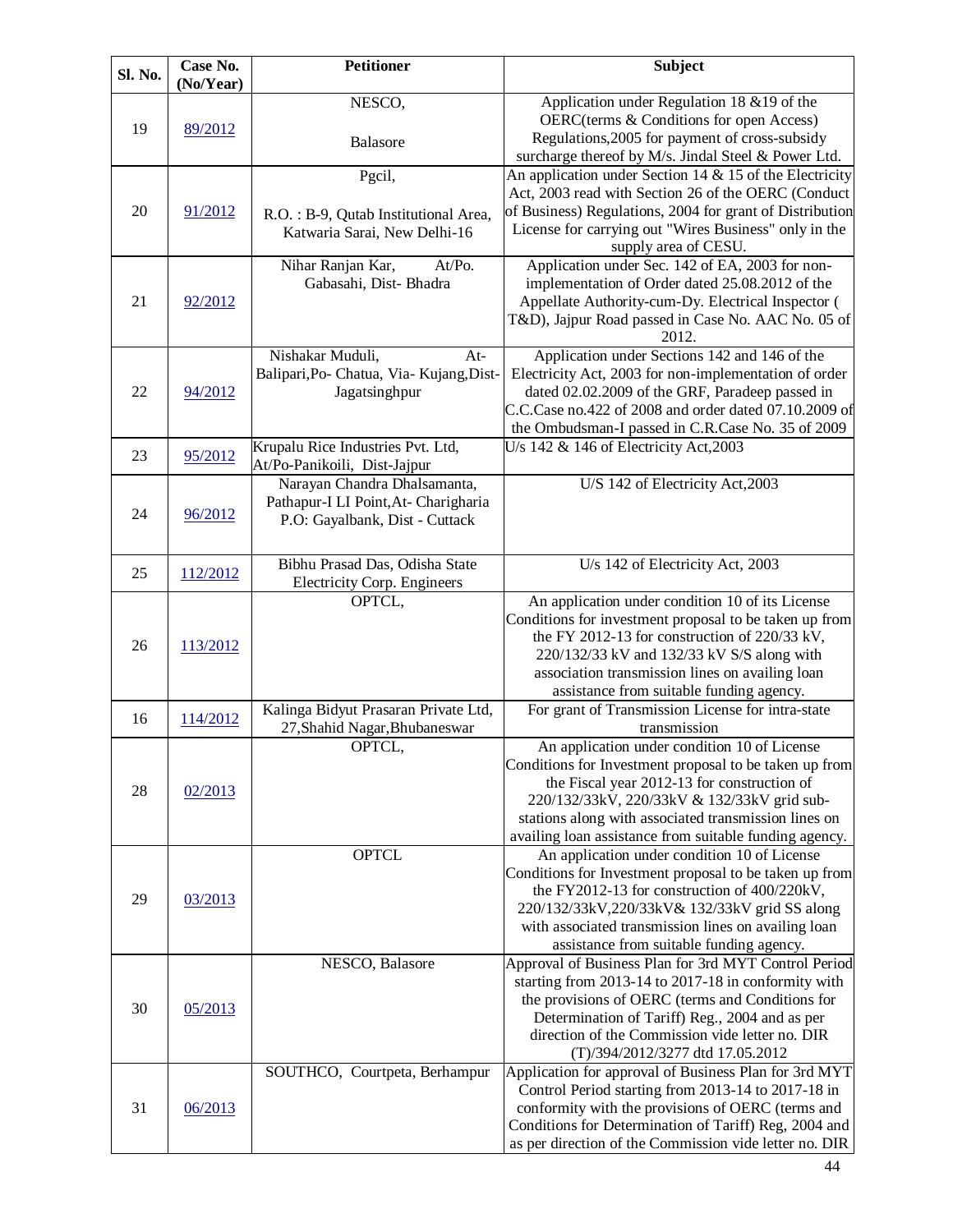| Sl. No. | Case No. (No/Year) | Petitioner | Subject |
|---|---|---|---|
| 19 | 89/2012 | NESCO, Balasore | Application under Regulation 18 &19 of the OERC(terms & Conditions for open Access) Regulations,2005 for payment of cross-subsidy surcharge thereof by M/s. Jindal Steel & Power Ltd. |
| 20 | 91/2012 | Pgcil, R.O. : B-9, Qutab Institutional Area, Katwaria Sarai, New Delhi-16 | An application under Section 14 & 15 of the Electricity Act, 2003 read with Section 26 of the OERC (Conduct of Business) Regulations, 2004 for grant of Distribution License for carrying out "Wires Business" only in the supply area of CESU. |
| 21 | 92/2012 | Nihar Ranjan Kar, At/Po. Gabasahi, Dist- Bhadra | Application under Sec. 142 of EA, 2003 for non-implementation of Order dated 25.08.2012 of the Appellate Authority-cum-Dy. Electrical Inspector ( T&D), Jajpur Road passed in Case No. AAC No. 05 of 2012. |
| 22 | 94/2012 | Nishakar Muduli, At-Balipari,Po- Chatua, Via- Kujang,Dist-Jagatsinghpur | Application under Sections 142 and 146 of the Electricity Act, 2003 for non-implementation of order dated 02.02.2009 of the GRF, Paradeep passed in C.C.Case no.422 of 2008 and order dated 07.10.2009 of the Ombudsman-I passed in C.R.Case No. 35 of 2009 |
| 23 | 95/2012 | Krupalu Rice Industries Pvt. Ltd, At/Po-Panikoili, Dist-Jajpur | U/s 142 & 146 of Electricity Act,2003 |
| 24 | 96/2012 | Narayan Chandra Dhalsamanta, Pathapur-I LI Point,At- Charigharia P.O: Gayalbank, Dist - Cuttack | U/S 142 of Electricity Act,2003 |
| 25 | 112/2012 | Bibhu Prasad Das, Odisha State Electricity Corp. Engineers | U/s 142 of Electricity Act, 2003 |
| 26 | 113/2012 | OPTCL, | An application under condition 10 of its License Conditions for investment proposal to be taken up from the FY 2012-13 for construction of 220/33 kV, 220/132/33 kV and 132/33 kV S/S along with association transmission lines on availing loan assistance from suitable funding agency. |
| 16 | 114/2012 | Kalinga Bidyut Prasaran Private Ltd, 27,Shahid Nagar,Bhubaneswar | For grant of Transmission License for intra-state transmission |
| 28 | 02/2013 | OPTCL, | An application under condition 10 of License Conditions for Investment proposal to be taken up from the Fiscal year 2012-13 for construction of 220/132/33kV, 220/33kV & 132/33kV grid sub-stations along with associated transmission lines on availing loan assistance from suitable funding agency. |
| 29 | 03/2013 | OPTCL | An application under condition 10 of License Conditions for Investment proposal to be taken up from the FY2012-13 for construction of 400/220kV, 220/132/33kV,220/33kV& 132/33kV grid SS along with associated transmission lines on availing loan assistance from suitable funding agency. |
| 30 | 05/2013 | NESCO, Balasore | Approval of Business Plan for 3rd MYT Control Period starting from 2013-14 to 2017-18 in conformity with the provisions of OERC (terms and Conditions for Determination of Tariff) Reg., 2004 and as per direction of the Commission vide letter no. DIR (T)/394/2012/3277 dtd 17.05.2012 |
| 31 | 06/2013 | SOUTHCO, Courtpeta, Berhampur | Application for approval of Business Plan for 3rd MYT Control Period starting from 2013-14 to 2017-18 in conformity with the provisions of OERC (terms and Conditions for Determination of Tariff) Reg, 2004 and as per direction of the Commission vide letter no. DIR |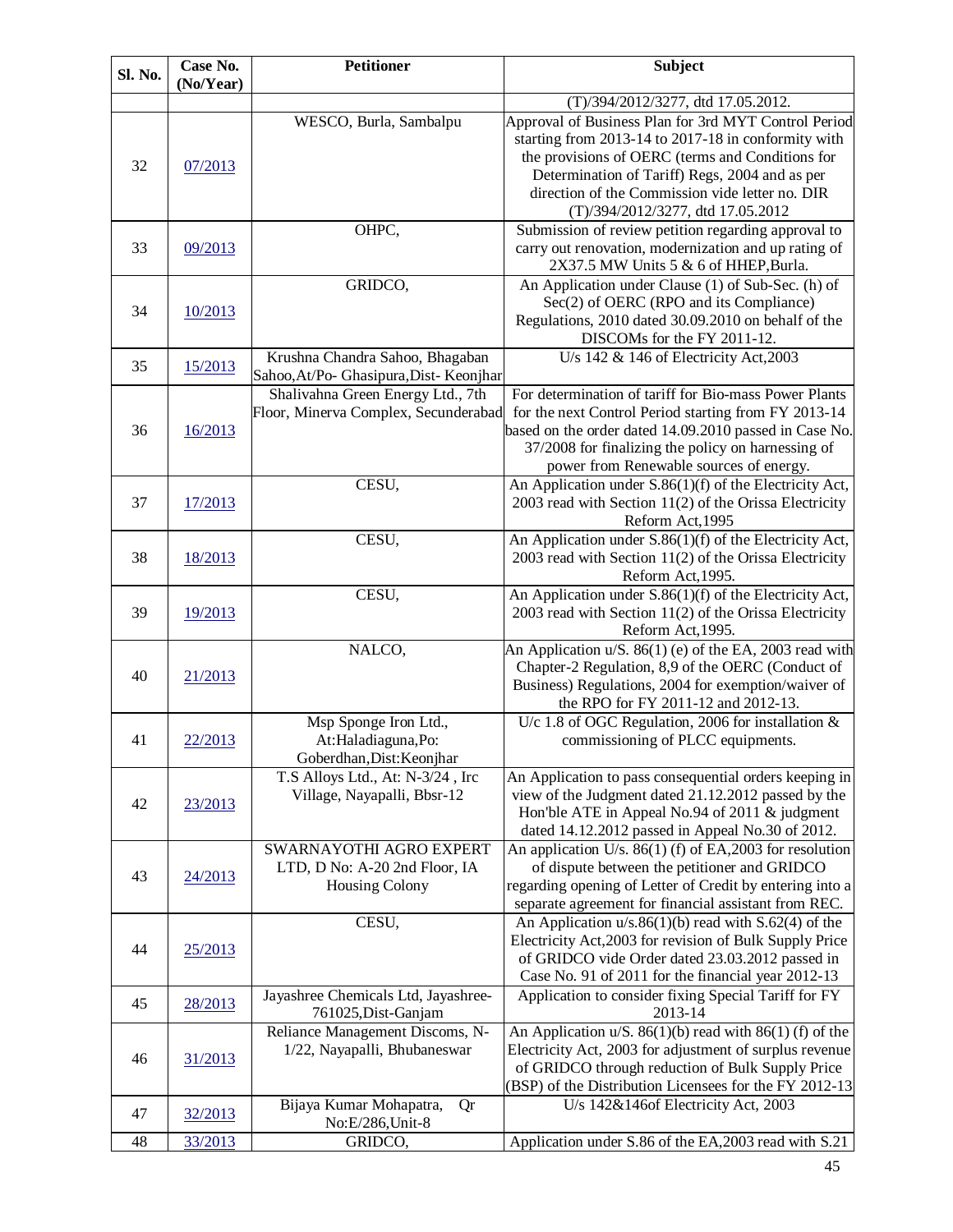| Sl. No. | Case No. (No/Year) | Petitioner | Subject |
|---|---|---|---|
| | | | (T)/394/2012/3277, dtd 17.05.2012. |
| 32 | 07/2013 | WESCO, Burla, Sambalpu | Approval of Business Plan for 3rd MYT Control Period starting from 2013-14 to 2017-18 in conformity with the provisions of OERC (terms and Conditions for Determination of Tariff) Regs, 2004 and as per direction of the Commission vide letter no. DIR (T)/394/2012/3277, dtd 17.05.2012 |
| 33 | 09/2013 | OHPC, | Submission of review petition regarding approval to carry out renovation, modernization and up rating of 2X37.5 MW Units 5 & 6 of HHEP,Burla. |
| 34 | 10/2013 | GRIDCO, | An Application under Clause (1) of Sub-Sec. (h) of Sec(2) of OERC (RPO and its Compliance) Regulations, 2010 dated 30.09.2010 on behalf of the DISCOMs for the FY 2011-12. |
| 35 | 15/2013 | Krushna Chandra Sahoo, Bhagaban Sahoo,At/Po- Ghasipura,Dist- Keonjhar | U/s 142 & 146 of Electricity Act,2003 |
| 36 | 16/2013 | Shalivahna Green Energy Ltd., 7th Floor, Minerva Complex, Secunderabad | For determination of tariff for Bio-mass Power Plants for the next Control Period starting from FY 2013-14 based on the order dated 14.09.2010 passed in Case No. 37/2008 for finalizing the policy on harnessing of power from Renewable sources of energy. |
| 37 | 17/2013 | CESU, | An Application under S.86(1)(f) of the Electricity Act, 2003 read with Section 11(2) of the Orissa Electricity Reform Act,1995 |
| 38 | 18/2013 | CESU, | An Application under S.86(1)(f) of the Electricity Act, 2003 read with Section 11(2) of the Orissa Electricity Reform Act,1995. |
| 39 | 19/2013 | CESU, | An Application under S.86(1)(f) of the Electricity Act, 2003 read with Section 11(2) of the Orissa Electricity Reform Act,1995. |
| 40 | 21/2013 | NALCO, | An Application u/S. 86(1) (e) of the EA, 2003 read with Chapter-2 Regulation, 8,9 of the OERC (Conduct of Business) Regulations, 2004 for exemption/waiver of the RPO for FY 2011-12 and 2012-13. |
| 41 | 22/2013 | Msp Sponge Iron Ltd., At:Haladiaguna,Po: Goberdhan,Dist:Keonjhar | U/c 1.8 of OGC Regulation, 2006 for installation & commissioning of PLCC equipments. |
| 42 | 23/2013 | T.S Alloys Ltd., At: N-3/24 , Irc Village, Nayapalli, Bbsr-12 | An Application to pass consequential orders keeping in view of the Judgment dated 21.12.2012 passed by the Hon'ble ATE in Appeal No.94 of 2011 & judgment dated 14.12.2012 passed in Appeal No.30 of 2012. |
| 43 | 24/2013 | SWARNAYOTHI AGRO EXPERT LTD, D No: A-20 2nd Floor, IA Housing Colony | An application U/s. 86(1) (f) of EA,2003 for resolution of dispute between the petitioner and GRIDCO regarding opening of Letter of Credit by entering into a separate agreement for financial assistant from REC. |
| 44 | 25/2013 | CESU, | An Application u/s.86(1)(b) read with S.62(4) of the Electricity Act,2003 for revision of Bulk Supply Price of GRIDCO vide Order dated 23.03.2012 passed in Case No. 91 of 2011 for the financial year 2012-13 |
| 45 | 28/2013 | Jayashree Chemicals Ltd, Jayashree-761025,Dist-Ganjam | Application to consider fixing Special Tariff for FY 2013-14 |
| 46 | 31/2013 | Reliance Management Discoms, N-1/22, Nayapalli, Bhubaneswar | An Application u/S. 86(1)(b) read with 86(1) (f) of the Electricity Act, 2003 for adjustment of surplus revenue of GRIDCO through reduction of Bulk Supply Price (BSP) of the Distribution Licensees for the FY 2012-13 |
| 47 | 32/2013 | Bijaya Kumar Mohapatra, Qr No:E/286,Unit-8 | U/s 142&146of Electricity Act, 2003 |
| 48 | 33/2013 | GRIDCO, | Application under S.86 of the EA,2003 read with S.21 |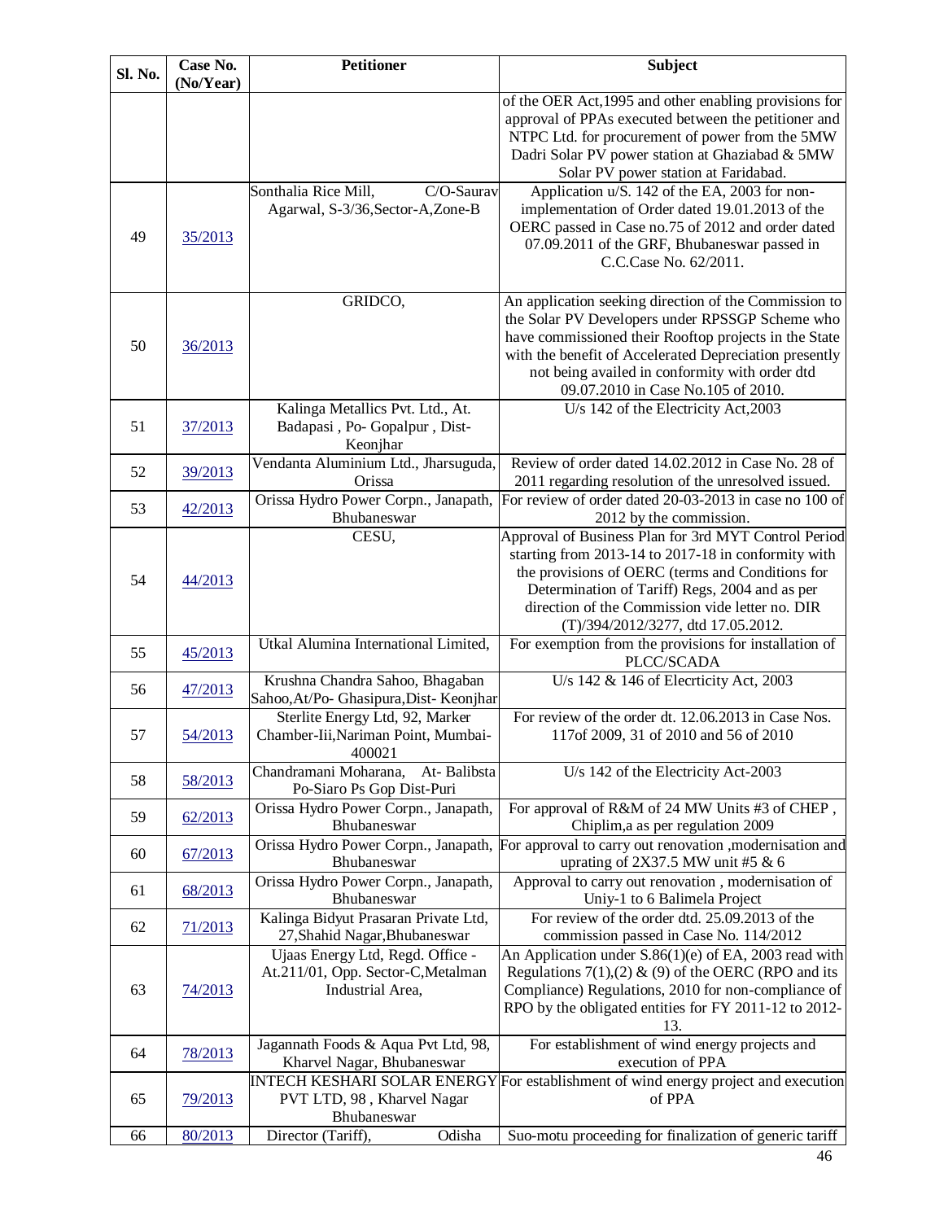| Sl. No. | Case No. (No/Year) | Petitioner | Subject |
|---|---|---|---|
| | | | of the OER Act,1995 and other enabling provisions for approval of PPAs executed between the petitioner and NTPC Ltd. for procurement of power from the 5MW Dadri Solar PV power station at Ghaziabad & 5MW Solar PV power station at Faridabad. |
| 49 | 35/2013 | Sonthalia Rice Mill, C/O-Saurav Agarwal, S-3/36,Sector-A,Zone-B | Application u/S. 142 of the EA, 2003 for non-implementation of Order dated 19.01.2013 of the OERC passed in Case no.75 of 2012 and order dated 07.09.2011 of the GRF, Bhubaneswar passed in C.C.Case No. 62/2011. |
| 50 | 36/2013 | GRIDCO, | An application seeking direction of the Commission to the Solar PV Developers under RPSSGP Scheme who have commissioned their Rooftop projects in the State with the benefit of Accelerated Depreciation presently not being availed in conformity with order dtd 09.07.2010 in Case No.105 of 2010. |
| 51 | 37/2013 | Kalinga Metallics Pvt. Ltd., At. Badapasi , Po- Gopalpur , Dist- Keonjhar | U/s 142 of the Electricity Act,2003 |
| 52 | 39/2013 | Vendanta Aluminium Ltd., Jharsuguda, Orissa | Review of order dated 14.02.2012 in Case No. 28 of 2011 regarding resolution of the unresolved issued. |
| 53 | 42/2013 | Orissa Hydro Power Corpn., Janapath, Bhubaneswar | For review of order dated 20-03-2013 in case no 100 of 2012 by the commission. |
| 54 | 44/2013 | CESU, | Approval of Business Plan for 3rd MYT Control Period starting from 2013-14 to 2017-18 in conformity with the provisions of OERC (terms and Conditions for Determination of Tariff) Regs, 2004 and as per direction of the Commission vide letter no. DIR (T)/394/2012/3277, dtd 17.05.2012. |
| 55 | 45/2013 | Utkal Alumina International Limited, | For exemption from the provisions for installation of PLCC/SCADA |
| 56 | 47/2013 | Krushna Chandra Sahoo, Bhagaban Sahoo,At/Po- Ghasipura,Dist- Keonjhar | U/s 142 & 146 of Elecrticity Act, 2003 |
| 57 | 54/2013 | Sterlite Energy Ltd, 92, Marker Chamber-Iii,Nariman Point, Mumbai-400021 | For review of the order dt. 12.06.2013 in Case Nos. 117of 2009, 31 of 2010 and 56 of 2010 |
| 58 | 58/2013 | Chandramani Moharana, At- Balibsta Po-Siaro Ps Gop Dist-Puri | U/s 142 of the Electricity Act-2003 |
| 59 | 62/2013 | Orissa Hydro Power Corpn., Janapath, Bhubaneswar | For approval of R&M of 24 MW Units #3 of CHEP , Chiplim,a as per regulation 2009 |
| 60 | 67/2013 | Orissa Hydro Power Corpn., Janapath, Bhubaneswar | For approval to carry out renovation ,modernisation and uprating of 2X37.5 MW unit #5 & 6 |
| 61 | 68/2013 | Orissa Hydro Power Corpn., Janapath, Bhubaneswar | Approval to carry out renovation , modernisation of Uniy-1 to 6 Balimela Project |
| 62 | 71/2013 | Kalinga Bidyut Prasaran Private Ltd, 27,Shahid Nagar,Bhubaneswar | For review of the order dtd. 25.09.2013 of the commission passed in Case No. 114/2012 |
| 63 | 74/2013 | Ujaas Energy Ltd, Regd. Office - At.211/01, Opp. Sector-C,Metalman Industrial Area, | An Application under S.86(1)(e) of EA, 2003 read with Regulations 7(1),(2) & (9) of the OERC (RPO and its Compliance) Regulations, 2010 for non-compliance of RPO by the obligated entities for FY 2011-12 to 2012-13. |
| 64 | 78/2013 | Jagannath Foods & Aqua Pvt Ltd, 98, Kharvel Nagar, Bhubaneswar | For establishment of wind energy projects and execution of PPA |
| 65 | 79/2013 | INTECH KESHARI SOLAR ENERGY PVT LTD, 98 , Kharvel Nagar Bhubaneswar | For establishment of wind energy project and execution of PPA |
| 66 | 80/2013 | Director (Tariff), Odisha | Suo-motu proceeding for finalization of generic tariff |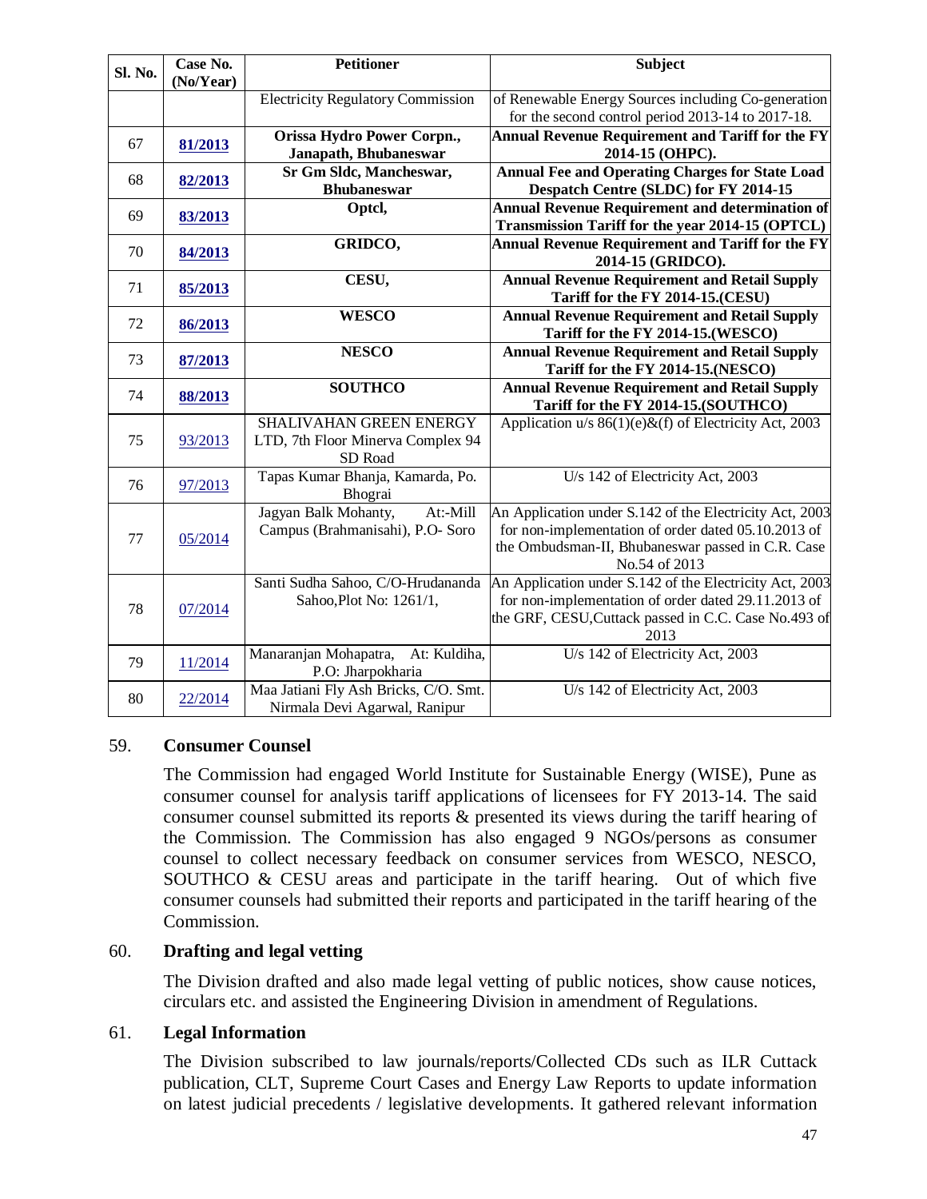| Sl. No. | Case No. (No/Year) | Petitioner | Subject |
|---|---|---|---|
| | | Electricity Regulatory Commission | of Renewable Energy Sources including Co-generation for the second control period 2013-14 to 2017-18. |
| 67 | **81/2013** | **Orissa Hydro Power Corpn., Janapath, Bhubaneswar** | **Annual Revenue Requirement and Tariff for the FY 2014-15 (OHPC).** |
| 68 | **82/2013** | **Sr Gm Sldc, Mancheswar, Bhubaneswar** | **Annual Fee and Operating Charges for State Load Despatch Centre (SLDC) for FY 2014-15** |
| 69 | **83/2013** | **Optcl,** | **Annual Revenue Requirement and determination of Transmission Tariff for the year 2014-15 (OPTCL)** |
| 70 | **84/2013** | **GRIDCO,** | **Annual Revenue Requirement and Tariff for the FY 2014-15 (GRIDCO).** |
| 71 | **85/2013** | **CESU,** | **Annual Revenue Requirement and Retail Supply Tariff for the FY 2014-15.(CESU)** |
| 72 | **86/2013** | **WESCO** | **Annual Revenue Requirement and Retail Supply Tariff for the FY 2014-15.(WESCO)** |
| 73 | **87/2013** | **NESCO** | **Annual Revenue Requirement and Retail Supply Tariff for the FY 2014-15.(NESCO)** |
| 74 | **88/2013** | **SOUTHCO** | **Annual Revenue Requirement and Retail Supply Tariff for the FY 2014-15.(SOUTHCO)** |
| 75 | 93/2013 | SHALIVAHAN GREEN ENERGY LTD, 7th Floor Minerva Complex 94 SD Road | Application u/s 86(1)(e)&(f) of Electricity Act, 2003 |
| 76 | 97/2013 | Tapas Kumar Bhanja, Kamarda, Po. Bhograi | U/s 142 of Electricity Act, 2003 |
| 77 | 05/2014 | Jagyan Balk Mohanty, At:-Mill Campus (Brahmanisahi), P.O- Soro | An Application under S.142 of the Electricity Act, 2003 for non-implementation of order dated 05.10.2013 of the Ombudsman-II, Bhubaneswar passed in C.R. Case No.54 of 2013 |
| 78 | 07/2014 | Santi Sudha Sahoo, C/O-Hrudananda Sahoo,Plot No: 1261/1, | An Application under S.142 of the Electricity Act, 2003 for non-implementation of order dated 29.11.2013 of the GRF, CESU,Cuttack passed in C.C. Case No.493 of 2013 |
| 79 | 11/2014 | Manaranjan Mohapatra, At: Kuldiha, P.O: Jharpokharia | U/s 142 of Electricity Act, 2003 |
| 80 | 22/2014 | Maa Jatiani Fly Ash Bricks, C/O. Smt. Nirmala Devi Agarwal, Ranipur | U/s 142 of Electricity Act, 2003 |

59. **Consumer Counsel**

The Commission had engaged World Institute for Sustainable Energy (WISE), Pune as consumer counsel for analysis tariff applications of licensees for FY 2013-14. The said consumer counsel submitted its reports & presented its views during the tariff hearing of the Commission. The Commission has also engaged 9 NGOs/persons as consumer counsel to collect necessary feedback on consumer services from WESCO, NESCO, SOUTHCO & CESU areas and participate in the tariff hearing. Out of which five consumer counsels had submitted their reports and participated in the tariff hearing of the Commission.

60. **Drafting and legal vetting**

The Division drafted and also made legal vetting of public notices, show cause notices, circulars etc. and assisted the Engineering Division in amendment of Regulations.

61. **Legal Information**

The Division subscribed to law journals/reports/Collected CDs such as ILR Cuttack publication, CLT, Supreme Court Cases and Energy Law Reports to update information on latest judicial precedents / legislative developments. It gathered relevant information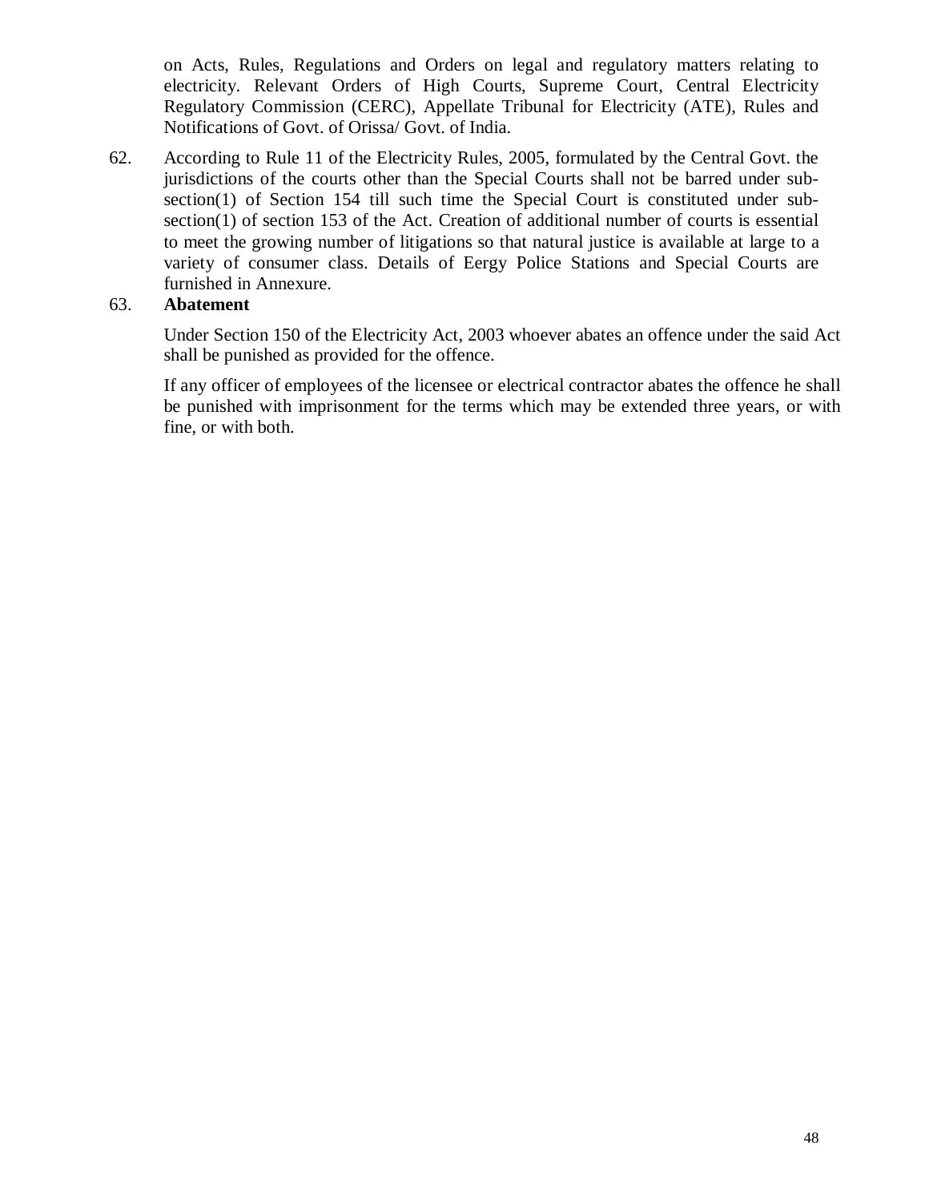on Acts, Rules, Regulations and Orders on legal and regulatory matters relating to electricity. Relevant Orders of High Courts, Supreme Court, Central Electricity Regulatory Commission (CERC), Appellate Tribunal for Electricity (ATE), Rules and Notifications of Govt. of Orissa/ Govt. of India.

62. According to Rule 11 of the Electricity Rules, 2005, formulated by the Central Govt. the jurisdictions of the courts other than the Special Courts shall not be barred under sub-section(1) of Section 154 till such time the Special Court is constituted under sub-section(1) of section 153 of the Act. Creation of additional number of courts is essential to meet the growing number of litigations so that natural justice is available at large to a variety of consumer class. Details of Eergy Police Stations and Special Courts are furnished in Annexure.

63. **Abatement**

Under Section 150 of the Electricity Act, 2003 whoever abates an offence under the said Act shall be punished as provided for the offence.

If any officer of employees of the licensee or electrical contractor abates the offence he shall be punished with imprisonment for the terms which may be extended three years, or with fine, or with both.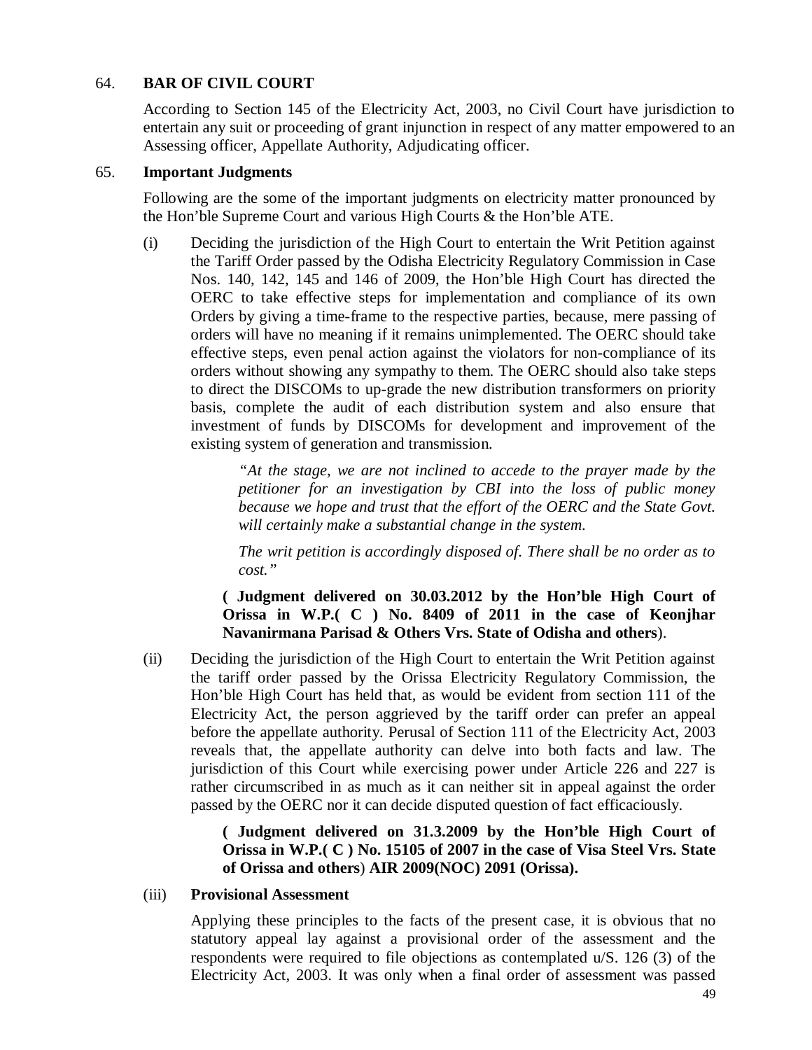## 64. BAR OF CIVIL COURT

According to Section 145 of the Electricity Act, 2003, no Civil Court have jurisdiction to entertain any suit or proceeding of grant injunction in respect of any matter empowered to an Assessing officer, Appellate Authority, Adjudicating officer.

## 65. Important Judgments

Following are the some of the important judgments on electricity matter pronounced by the Hon'ble Supreme Court and various High Courts & the Hon'ble ATE.

(i) Deciding the jurisdiction of the High Court to entertain the Writ Petition against the Tariff Order passed by the Odisha Electricity Regulatory Commission in Case Nos. 140, 142, 145 and 146 of 2009, the Hon'ble High Court has directed the OERC to take effective steps for implementation and compliance of its own Orders by giving a time-frame to the respective parties, because, mere passing of orders will have no meaning if it remains unimplemented. The OERC should take effective steps, even penal action against the violators for non-compliance of its orders without showing any sympathy to them. The OERC should also take steps to direct the DISCOMs to up-grade the new distribution transformers on priority basis, complete the audit of each distribution system and also ensure that investment of funds by DISCOMs for development and improvement of the existing system of generation and transmission.

> *"At the stage, we are not inclined to accede to the prayer made by the petitioner for an investigation by CBI into the loss of public money because we hope and trust that the effort of the OERC and the State Govt. will certainly make a substantial change in the system.*
>
> *The writ petition is accordingly disposed of. There shall be no order as to cost."*

**( Judgment delivered on 30.03.2012 by the Hon'ble High Court of Orissa in W.P.( C ) No. 8409 of 2011 in the case of Keonjhar Navanirmana Parisad & Others Vrs. State of Odisha and others**).

(ii) Deciding the jurisdiction of the High Court to entertain the Writ Petition against the tariff order passed by the Orissa Electricity Regulatory Commission, the Hon'ble High Court has held that, as would be evident from section 111 of the Electricity Act, the person aggrieved by the tariff order can prefer an appeal before the appellate authority. Perusal of Section 111 of the Electricity Act, 2003 reveals that, the appellate authority can delve into both facts and law. The jurisdiction of this Court while exercising power under Article 226 and 227 is rather circumscribed in as much as it can neither sit in appeal against the order passed by the OERC nor it can decide disputed question of fact efficaciously.

**( Judgment delivered on 31.3.2009 by the Hon'ble High Court of Orissa in W.P.( C ) No. 15105 of 2007 in the case of Visa Steel Vrs. State of Orissa and others**) **AIR 2009(NOC) 2091 (Orissa).**

(iii) **Provisional Assessment**

Applying these principles to the facts of the present case, it is obvious that no statutory appeal lay against a provisional order of the assessment and the respondents were required to file objections as contemplated u/S. 126 (3) of the Electricity Act, 2003. It was only when a final order of assessment was passed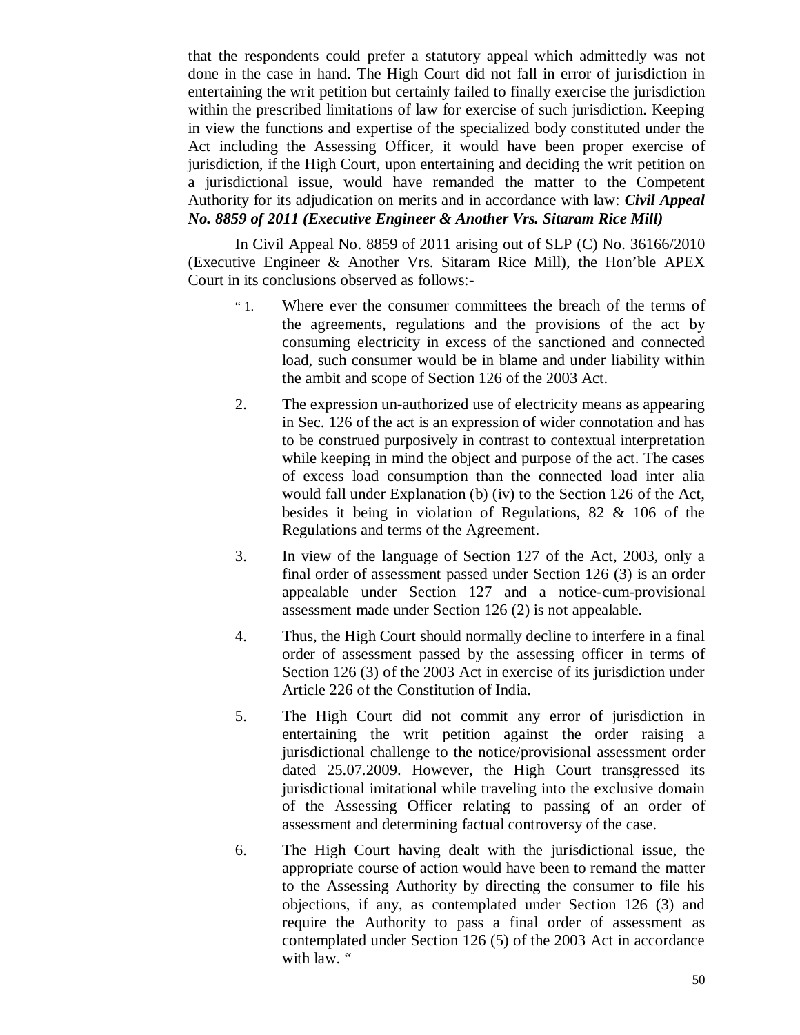that the respondents could prefer a statutory appeal which admittedly was not done in the case in hand. The High Court did not fall in error of jurisdiction in entertaining the writ petition but certainly failed to finally exercise the jurisdiction within the prescribed limitations of law for exercise of such jurisdiction. Keeping in view the functions and expertise of the specialized body constituted under the Act including the Assessing Officer, it would have been proper exercise of jurisdiction, if the High Court, upon entertaining and deciding the writ petition on a jurisdictional issue, would have remanded the matter to the Competent Authority for its adjudication on merits and in accordance with law: ***Civil Appeal No. 8859 of 2011 (Executive Engineer & Another Vrs. Sitaram Rice Mill)***

In Civil Appeal No. 8859 of 2011 arising out of SLP (C) No. 36166/2010 (Executive Engineer & Another Vrs. Sitaram Rice Mill), the Hon'ble APEX Court in its conclusions observed as follows:-

> " 1. Where ever the consumer committees the breach of the terms of the agreements, regulations and the provisions of the act by consuming electricity in excess of the sanctioned and connected load, such consumer would be in blame and under liability within the ambit and scope of Section 126 of the 2003 Act.
>
> 2. The expression un-authorized use of electricity means as appearing in Sec. 126 of the act is an expression of wider connotation and has to be construed purposively in contrast to contextual interpretation while keeping in mind the object and purpose of the act. The cases of excess load consumption than the connected load inter alia would fall under Explanation (b) (iv) to the Section 126 of the Act, besides it being in violation of Regulations, 82 & 106 of the Regulations and terms of the Agreement.
>
> 3. In view of the language of Section 127 of the Act, 2003, only a final order of assessment passed under Section 126 (3) is an order appealable under Section 127 and a notice-cum-provisional assessment made under Section 126 (2) is not appealable.
>
> 4. Thus, the High Court should normally decline to interfere in a final order of assessment passed by the assessing officer in terms of Section 126 (3) of the 2003 Act in exercise of its jurisdiction under Article 226 of the Constitution of India.
>
> 5. The High Court did not commit any error of jurisdiction in entertaining the writ petition against the order raising a jurisdictional challenge to the notice/provisional assessment order dated 25.07.2009. However, the High Court transgressed its jurisdictional imitational while traveling into the exclusive domain of the Assessing Officer relating to passing of an order of assessment and determining factual controversy of the case.
>
> 6. The High Court having dealt with the jurisdictional issue, the appropriate course of action would have been to remand the matter to the Assessing Authority by directing the consumer to file his objections, if any, as contemplated under Section 126 (3) and require the Authority to pass a final order of assessment as contemplated under Section 126 (5) of the 2003 Act in accordance with law. "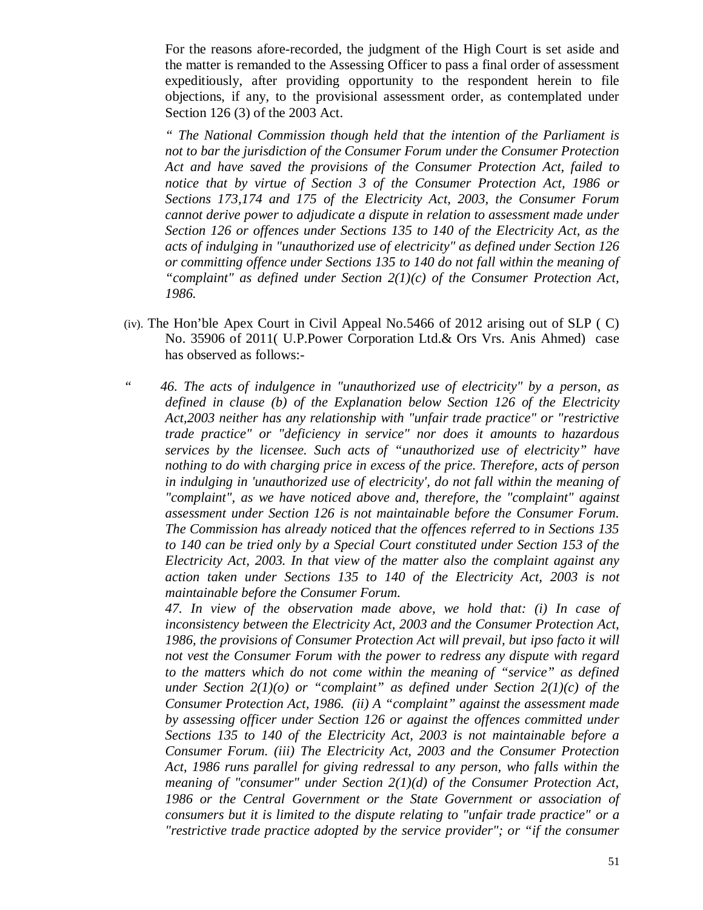For the reasons afore-recorded, the judgment of the High Court is set aside and the matter is remanded to the Assessing Officer to pass a final order of assessment expeditiously, after providing opportunity to the respondent herein to file objections, if any, to the provisional assessment order, as contemplated under Section 126 (3) of the 2003 Act.

*" The National Commission though held that the intention of the Parliament is not to bar the jurisdiction of the Consumer Forum under the Consumer Protection Act and have saved the provisions of the Consumer Protection Act, failed to notice that by virtue of Section 3 of the Consumer Protection Act, 1986 or Sections 173,174 and 175 of the Electricity Act, 2003, the Consumer Forum cannot derive power to adjudicate a dispute in relation to assessment made under Section 126 or offences under Sections 135 to 140 of the Electricity Act, as the acts of indulging in "unauthorized use of electricity" as defined under Section 126 or committing offence under Sections 135 to 140 do not fall within the meaning of "complaint" as defined under Section 2(1)(c) of the Consumer Protection Act, 1986.*

(iv). The Hon'ble Apex Court in Civil Appeal No.5466 of 2012 arising out of SLP ( C) No. 35906 of 2011( U.P.Power Corporation Ltd.& Ors Vrs. Anis Ahmed) case has observed as follows:-

" *46. The acts of indulgence in "unauthorized use of electricity" by a person, as defined in clause (b) of the Explanation below Section 126 of the Electricity Act,2003 neither has any relationship with "unfair trade practice" or "restrictive trade practice" or "deficiency in service" nor does it amounts to hazardous services by the licensee. Such acts of "unauthorized use of electricity" have nothing to do with charging price in excess of the price. Therefore, acts of person in indulging in 'unauthorized use of electricity', do not fall within the meaning of "complaint", as we have noticed above and, therefore, the "complaint" against assessment under Section 126 is not maintainable before the Consumer Forum. The Commission has already noticed that the offences referred to in Sections 135 to 140 can be tried only by a Special Court constituted under Section 153 of the Electricity Act, 2003. In that view of the matter also the complaint against any action taken under Sections 135 to 140 of the Electricity Act, 2003 is not maintainable before the Consumer Forum.*

*47. In view of the observation made above, we hold that: (i) In case of inconsistency between the Electricity Act, 2003 and the Consumer Protection Act, 1986, the provisions of Consumer Protection Act will prevail, but ipso facto it will not vest the Consumer Forum with the power to redress any dispute with regard to the matters which do not come within the meaning of "service" as defined under Section 2(1)(o) or "complaint" as defined under Section 2(1)(c) of the Consumer Protection Act, 1986. (ii) A "complaint" against the assessment made by assessing officer under Section 126 or against the offences committed under Sections 135 to 140 of the Electricity Act, 2003 is not maintainable before a Consumer Forum. (iii) The Electricity Act, 2003 and the Consumer Protection Act, 1986 runs parallel for giving redressal to any person, who falls within the meaning of "consumer" under Section 2(1)(d) of the Consumer Protection Act, 1986 or the Central Government or the State Government or association of consumers but it is limited to the dispute relating to "unfair trade practice" or a "restrictive trade practice adopted by the service provider"; or "if the consumer*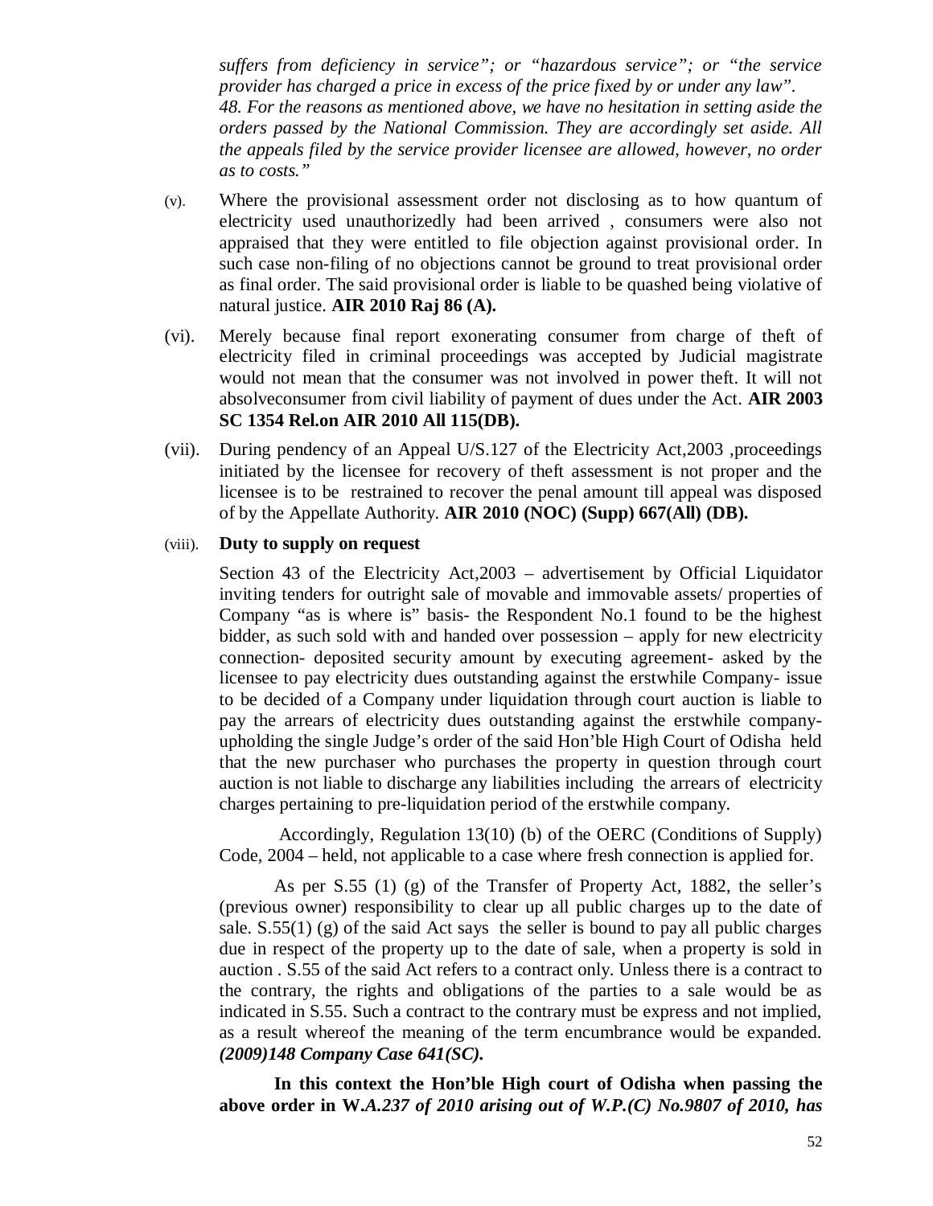*suffers from deficiency in service"; or "hazardous service"; or "the service provider has charged a price in excess of the price fixed by or under any law".*
*48. For the reasons as mentioned above, we have no hesitation in setting aside the orders passed by the National Commission. They are accordingly set aside. All the appeals filed by the service provider licensee are allowed, however, no order as to costs."*

(v). Where the provisional assessment order not disclosing as to how quantum of electricity used unauthorizedly had been arrived , consumers were also not appraised that they were entitled to file objection against provisional order. In such case non-filing of no objections cannot be ground to treat provisional order as final order. The said provisional order is liable to be quashed being violative of natural justice. **AIR 2010 Raj 86 (A).**

(vi). Merely because final report exonerating consumer from charge of theft of electricity filed in criminal proceedings was accepted by Judicial magistrate would not mean that the consumer was not involved in power theft. It will not absolveconsumer from civil liability of payment of dues under the Act. **AIR 2003 SC 1354 Rel.on AIR 2010 All 115(DB).**

(vii). During pendency of an Appeal U/S.127 of the Electricity Act,2003 ,proceedings initiated by the licensee for recovery of theft assessment is not proper and the licensee is to be restrained to recover the penal amount till appeal was disposed of by the Appellate Authority. **AIR 2010 (NOC) (Supp) 667(All) (DB).**

(viii). **Duty to supply on request**

Section 43 of the Electricity Act,2003 – advertisement by Official Liquidator inviting tenders for outright sale of movable and immovable assets/ properties of Company "as is where is" basis- the Respondent No.1 found to be the highest bidder, as such sold with and handed over possession – apply for new electricity connection- deposited security amount by executing agreement- asked by the licensee to pay electricity dues outstanding against the erstwhile Company- issue to be decided of a Company under liquidation through court auction is liable to pay the arrears of electricity dues outstanding against the erstwhile company- upholding the single Judge's order of the said Hon'ble High Court of Odisha held that the new purchaser who purchases the property in question through court auction is not liable to discharge any liabilities including the arrears of electricity charges pertaining to pre-liquidation period of the erstwhile company.

Accordingly, Regulation 13(10) (b) of the OERC (Conditions of Supply) Code, 2004 – held, not applicable to a case where fresh connection is applied for.

As per S.55 (1) (g) of the Transfer of Property Act, 1882, the seller's (previous owner) responsibility to clear up all public charges up to the date of sale. S.55(1) (g) of the said Act says the seller is bound to pay all public charges due in respect of the property up to the date of sale, when a property is sold in auction . S.55 of the said Act refers to a contract only. Unless there is a contract to the contrary, the rights and obligations of the parties to a sale would be as indicated in S.55. Such a contract to the contrary must be express and not implied, as a result whereof the meaning of the term encumbrance would be expanded. ***(2009)148 Company Case 641(SC).***

**In this context the Hon'ble High court of Odisha when passing the above order in W.*A.237 of 2010 arising out of W.P.(C) No.9807 of 2010, has***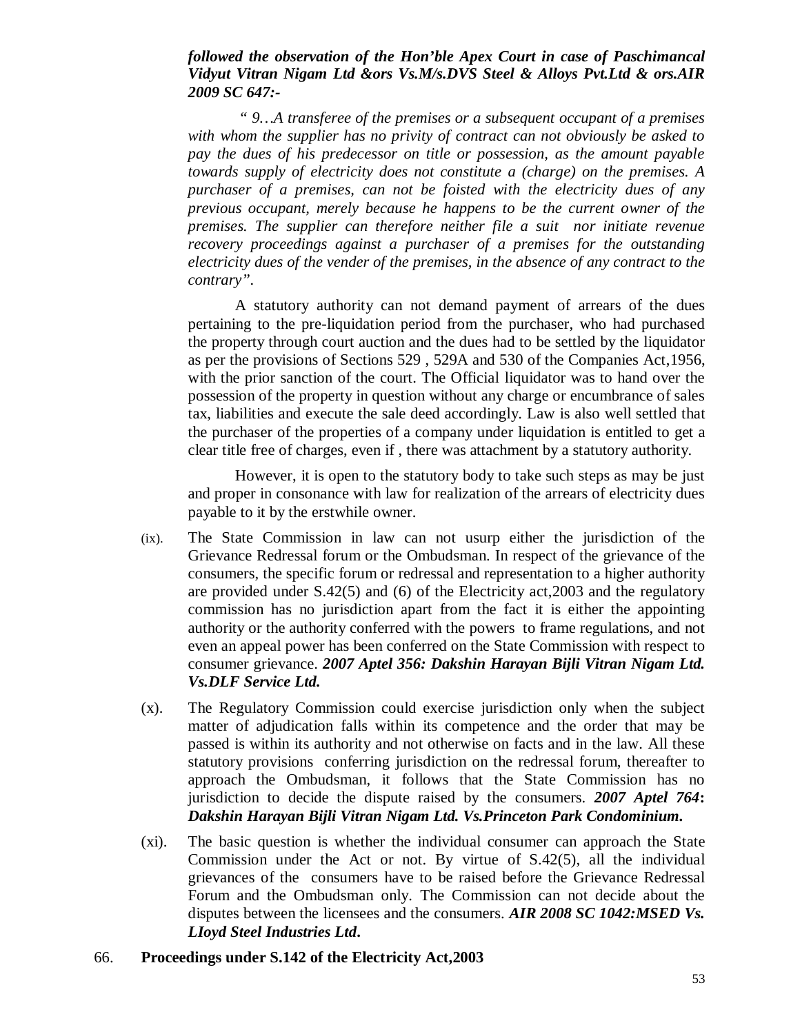***followed the observation of the Hon'ble Apex Court in case of Paschimancal Vidyut Vitran Nigam Ltd &ors Vs.M/s.DVS Steel & Alloys Pvt.Ltd & ors.AIR 2009 SC 647:-***

*" 9…A transferee of the premises or a subsequent occupant of a premises with whom the supplier has no privity of contract can not obviously be asked to pay the dues of his predecessor on title or possession, as the amount payable towards supply of electricity does not constitute a (charge) on the premises. A purchaser of a premises, can not be foisted with the electricity dues of any previous occupant, merely because he happens to be the current owner of the premises. The supplier can therefore neither file a suit nor initiate revenue recovery proceedings against a purchaser of a premises for the outstanding electricity dues of the vender of the premises, in the absence of any contract to the contrary".*

A statutory authority can not demand payment of arrears of the dues pertaining to the pre-liquidation period from the purchaser, who had purchased the property through court auction and the dues had to be settled by the liquidator as per the provisions of Sections 529 , 529A and 530 of the Companies Act,1956, with the prior sanction of the court. The Official liquidator was to hand over the possession of the property in question without any charge or encumbrance of sales tax, liabilities and execute the sale deed accordingly. Law is also well settled that the purchaser of the properties of a company under liquidation is entitled to get a clear title free of charges, even if , there was attachment by a statutory authority.

However, it is open to the statutory body to take such steps as may be just and proper in consonance with law for realization of the arrears of electricity dues payable to it by the erstwhile owner.

(ix). The State Commission in law can not usurp either the jurisdiction of the Grievance Redressal forum or the Ombudsman. In respect of the grievance of the consumers, the specific forum or redressal and representation to a higher authority are provided under S.42(5) and (6) of the Electricity act,2003 and the regulatory commission has no jurisdiction apart from the fact it is either the appointing authority or the authority conferred with the powers to frame regulations, and not even an appeal power has been conferred on the State Commission with respect to consumer grievance. ***2007 Aptel 356: Dakshin Harayan Bijli Vitran Nigam Ltd. Vs.DLF Service Ltd.***

(x). The Regulatory Commission could exercise jurisdiction only when the subject matter of adjudication falls within its competence and the order that may be passed is within its authority and not otherwise on facts and in the law. All these statutory provisions conferring jurisdiction on the redressal forum, thereafter to approach the Ombudsman, it follows that the State Commission has no jurisdiction to decide the dispute raised by the consumers. ***2007 Aptel 764: Dakshin Harayan Bijli Vitran Nigam Ltd. Vs.Princeton Park Condominium.***

(xi). The basic question is whether the individual consumer can approach the State Commission under the Act or not. By virtue of S.42(5), all the individual grievances of the consumers have to be raised before the Grievance Redressal Forum and the Ombudsman only. The Commission can not decide about the disputes between the licensees and the consumers. ***AIR 2008 SC 1042:MSED Vs. LIoyd Steel Industries Ltd.***

66. **Proceedings under S.142 of the Electricity Act,2003**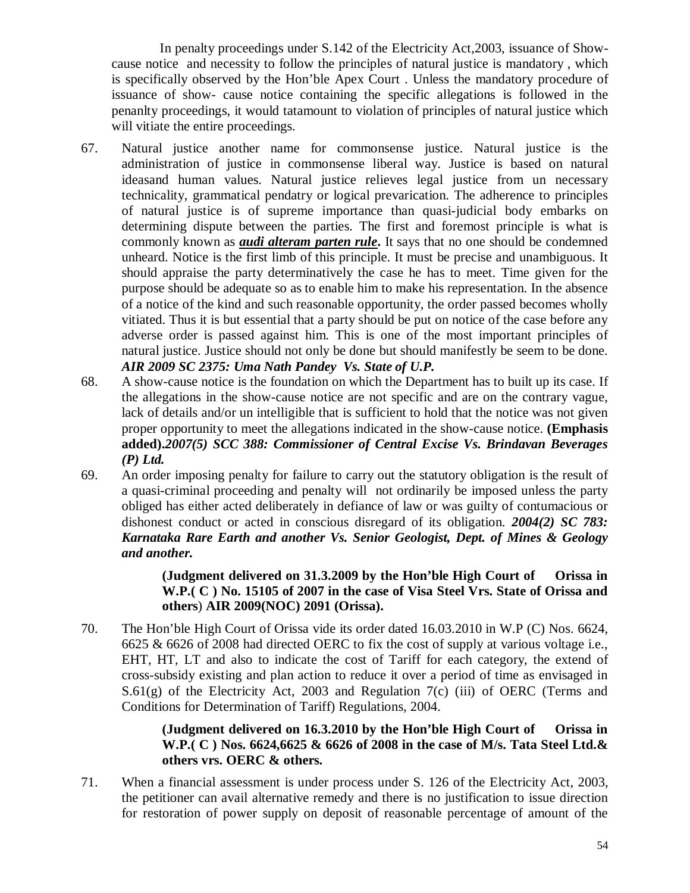In penalty proceedings under S.142 of the Electricity Act,2003, issuance of Show-cause notice and necessity to follow the principles of natural justice is mandatory , which is specifically observed by the Hon'ble Apex Court . Unless the mandatory procedure of issuance of show- cause notice containing the specific allegations is followed in the penanlty proceedings, it would tatamount to violation of principles of natural justice which will vitiate the entire proceedings.

67. Natural justice another name for commonsense justice. Natural justice is the administration of justice in commonsense liberal way. Justice is based on natural ideasand human values. Natural justice relieves legal justice from un necessary technicality, grammatical pendatry or logical prevarication. The adherence to principles of natural justice is of supreme importance than quasi-judicial body embarks on determining dispute between the parties. The first and foremost principle is what is commonly known as ***audi alteram parten rule*****.** It says that no one should be condemned unheard. Notice is the first limb of this principle. It must be precise and unambiguous. It should appraise the party determinatively the case he has to meet. Time given for the purpose should be adequate so as to enable him to make his representation. In the absence of a notice of the kind and such reasonable opportunity, the order passed becomes wholly vitiated. Thus it is but essential that a party should be put on notice of the case before any adverse order is passed against him. This is one of the most important principles of natural justice. Justice should not only be done but should manifestly be seem to be done. ***AIR 2009 SC 2375: Uma Nath Pandey Vs. State of U.P.***

68. A show-cause notice is the foundation on which the Department has to built up its case. If the allegations in the show-cause notice are not specific and are on the contrary vague, lack of details and/or un intelligible that is sufficient to hold that the notice was not given proper opportunity to meet the allegations indicated in the show-cause notice. **(Emphasis added).*2007(5) SCC 388: Commissioner of Central Excise Vs. Brindavan Beverages (P) Ltd.***

69. An order imposing penalty for failure to carry out the statutory obligation is the result of a quasi-criminal proceeding and penalty will not ordinarily be imposed unless the party obliged has either acted deliberately in defiance of law or was guilty of contumacious or dishonest conduct or acted in conscious disregard of its obligation. ***2004(2) SC 783: Karnataka Rare Earth and another Vs. Senior Geologist, Dept. of Mines & Geology and another.***

**(Judgment delivered on 31.3.2009 by the Hon'ble High Court of Orissa in W.P.( C ) No. 15105 of 2007 in the case of Visa Steel Vrs. State of Orissa and others) AIR 2009(NOC) 2091 (Orissa).**

70. The Hon'ble High Court of Orissa vide its order dated 16.03.2010 in W.P (C) Nos. 6624, 6625 & 6626 of 2008 had directed OERC to fix the cost of supply at various voltage i.e., EHT, HT, LT and also to indicate the cost of Tariff for each category, the extend of cross-subsidy existing and plan action to reduce it over a period of time as envisaged in S.61(g) of the Electricity Act, 2003 and Regulation 7(c) (iii) of OERC (Terms and Conditions for Determination of Tariff) Regulations, 2004.

**(Judgment delivered on 16.3.2010 by the Hon'ble High Court of Orissa in W.P.( C ) Nos. 6624,6625 & 6626 of 2008 in the case of M/s. Tata Steel Ltd.& others vrs. OERC & others.**

71. When a financial assessment is under process under S. 126 of the Electricity Act, 2003, the petitioner can avail alternative remedy and there is no justification to issue direction for restoration of power supply on deposit of reasonable percentage of amount of the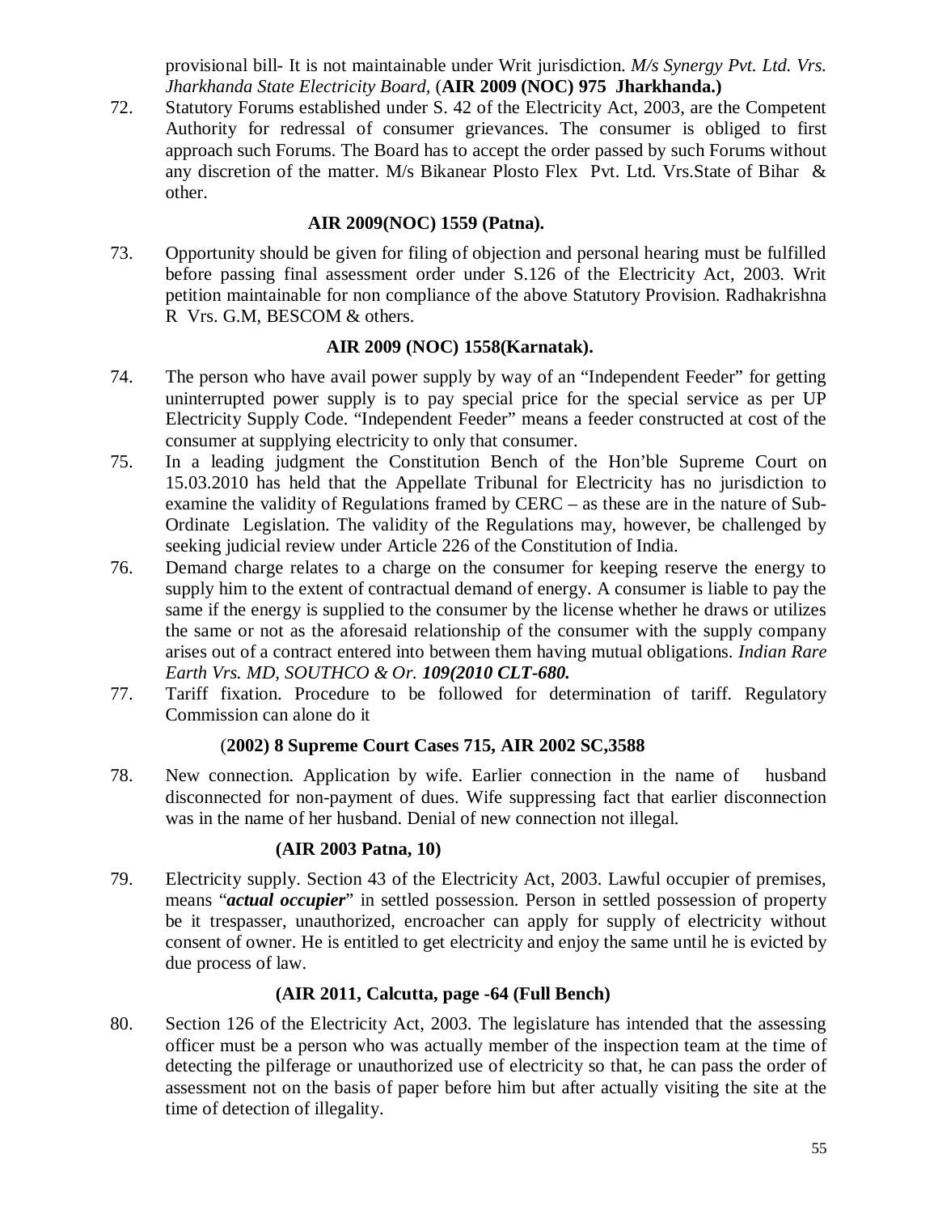provisional bill- It is not maintainable under Writ jurisdiction. *M/s Synergy Pvt. Ltd. Vrs. Jharkhanda State Electricity Board,* (**AIR 2009 (NOC) 975 Jharkhanda.)**

72. Statutory Forums established under S. 42 of the Electricity Act, 2003, are the Competent Authority for redressal of consumer grievances. The consumer is obliged to first approach such Forums. The Board has to accept the order passed by such Forums without any discretion of the matter. M/s Bikanear Plosto Flex Pvt. Ltd. Vrs.State of Bihar & other.

   **AIR 2009(NOC) 1559 (Patna).**

73. Opportunity should be given for filing of objection and personal hearing must be fulfilled before passing final assessment order under S.126 of the Electricity Act, 2003. Writ petition maintainable for non compliance of the above Statutory Provision. Radhakrishna R Vrs. G.M, BESCOM & others.

   **AIR 2009 (NOC) 1558(Karnatak).**

74. The person who have avail power supply by way of an "Independent Feeder" for getting uninterrupted power supply is to pay special price for the special service as per UP Electricity Supply Code. "Independent Feeder" means a feeder constructed at cost of the consumer at supplying electricity to only that consumer.

75. In a leading judgment the Constitution Bench of the Hon'ble Supreme Court on 15.03.2010 has held that the Appellate Tribunal for Electricity has no jurisdiction to examine the validity of Regulations framed by CERC – as these are in the nature of Sub-Ordinate Legislation. The validity of the Regulations may, however, be challenged by seeking judicial review under Article 226 of the Constitution of India.

76. Demand charge relates to a charge on the consumer for keeping reserve the energy to supply him to the extent of contractual demand of energy. A consumer is liable to pay the same if the energy is supplied to the consumer by the license whether he draws or utilizes the same or not as the aforesaid relationship of the consumer with the supply company arises out of a contract entered into between them having mutual obligations. *Indian Rare Earth Vrs. MD, SOUTHCO & Or.* ***109(2010 CLT-680.***

77. Tariff fixation. Procedure to be followed for determination of tariff. Regulatory Commission can alone do it

   (**2002) 8 Supreme Court Cases 715, AIR 2002 SC,3588**

78. New connection. Application by wife. Earlier connection in the name of husband disconnected for non-payment of dues. Wife suppressing fact that earlier disconnection was in the name of her husband. Denial of new connection not illegal.

   **(AIR 2003 Patna, 10)**

79. Electricity supply. Section 43 of the Electricity Act, 2003. Lawful occupier of premises, means "***actual occupier***" in settled possession. Person in settled possession of property be it trespasser, unauthorized, encroacher can apply for supply of electricity without consent of owner. He is entitled to get electricity and enjoy the same until he is evicted by due process of law.

   **(AIR 2011, Calcutta, page -64 (Full Bench)**

80. Section 126 of the Electricity Act, 2003. The legislature has intended that the assessing officer must be a person who was actually member of the inspection team at the time of detecting the pilferage or unauthorized use of electricity so that, he can pass the order of assessment not on the basis of paper before him but after actually visiting the site at the time of detection of illegality.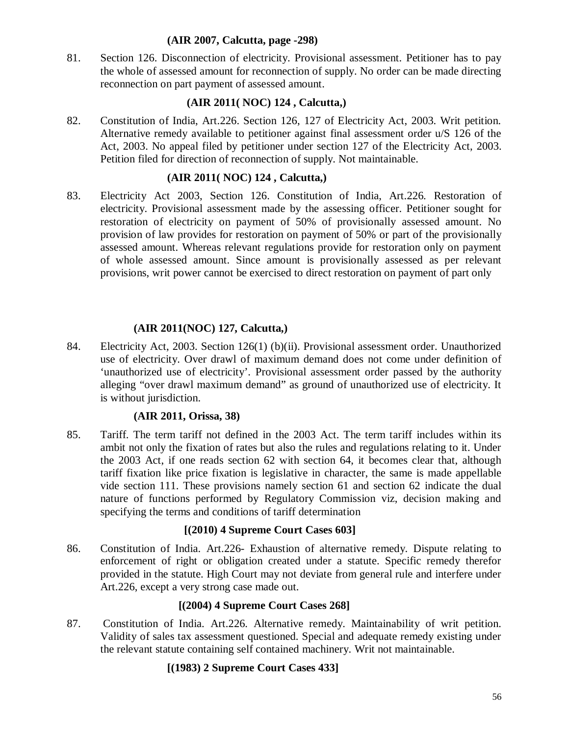**(AIR 2007, Calcutta, page -298)**

81. Section 126. Disconnection of electricity. Provisional assessment. Petitioner has to pay the whole of assessed amount for reconnection of supply. No order can be made directing reconnection on part payment of assessed amount.

**(AIR 2011( NOC) 124 , Calcutta,)**

82. Constitution of India, Art.226. Section 126, 127 of Electricity Act, 2003. Writ petition. Alternative remedy available to petitioner against final assessment order u/S 126 of the Act, 2003. No appeal filed by petitioner under section 127 of the Electricity Act, 2003. Petition filed for direction of reconnection of supply. Not maintainable.

**(AIR 2011( NOC) 124 , Calcutta,)**

83. Electricity Act 2003, Section 126. Constitution of India, Art.226. Restoration of electricity. Provisional assessment made by the assessing officer. Petitioner sought for restoration of electricity on payment of 50% of provisionally assessed amount. No provision of law provides for restoration on payment of 50% or part of the provisionally assessed amount. Whereas relevant regulations provide for restoration only on payment of whole assessed amount. Since amount is provisionally assessed as per relevant provisions, writ power cannot be exercised to direct restoration on payment of part only

**(AIR 2011(NOC) 127, Calcutta,)**

84. Electricity Act, 2003. Section 126(1) (b)(ii). Provisional assessment order. Unauthorized use of electricity. Over drawl of maximum demand does not come under definition of 'unauthorized use of electricity'. Provisional assessment order passed by the authority alleging "over drawl maximum demand" as ground of unauthorized use of electricity. It is without jurisdiction.

**(AIR 2011, Orissa, 38)**

85. Tariff. The term tariff not defined in the 2003 Act. The term tariff includes within its ambit not only the fixation of rates but also the rules and regulations relating to it. Under the 2003 Act, if one reads section 62 with section 64, it becomes clear that, although tariff fixation like price fixation is legislative in character, the same is made appellable vide section 111. These provisions namely section 61 and section 62 indicate the dual nature of functions performed by Regulatory Commission viz, decision making and specifying the terms and conditions of tariff determination

**[(2010) 4 Supreme Court Cases 603]**

86. Constitution of India. Art.226- Exhaustion of alternative remedy. Dispute relating to enforcement of right or obligation created under a statute. Specific remedy therefor provided in the statute. High Court may not deviate from general rule and interfere under Art.226, except a very strong case made out.

**[(2004) 4 Supreme Court Cases 268]**

87. Constitution of India. Art.226. Alternative remedy. Maintainability of writ petition. Validity of sales tax assessment questioned. Special and adequate remedy existing under the relevant statute containing self contained machinery. Writ not maintainable.

**[(1983) 2 Supreme Court Cases 433]**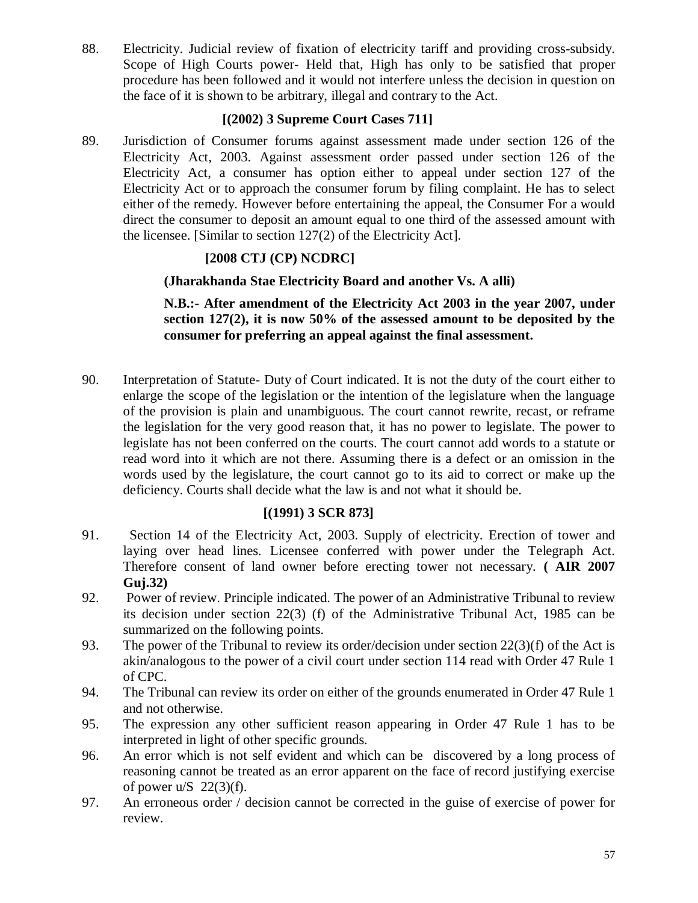88. Electricity. Judicial review of fixation of electricity tariff and providing cross-subsidy. Scope of High Courts power- Held that, High has only to be satisfied that proper procedure has been followed and it would not interfere unless the decision in question on the face of it is shown to be arbitrary, illegal and contrary to the Act.

**[(2002) 3 Supreme Court Cases 711]**

89. Jurisdiction of Consumer forums against assessment made under section 126 of the Electricity Act, 2003. Against assessment order passed under section 126 of the Electricity Act, a consumer has option either to appeal under section 127 of the Electricity Act or to approach the consumer forum by filing complaint. He has to select either of the remedy. However before entertaining the appeal, the Consumer For a would direct the consumer to deposit an amount equal to one third of the assessed amount with the licensee. [Similar to section 127(2) of the Electricity Act].

**[2008 CTJ (CP) NCDRC]**

**(Jharakhanda Stae Electricity Board and another Vs. A alli)**

**N.B.:- After amendment of the Electricity Act 2003 in the year 2007, under section 127(2), it is now 50% of the assessed amount to be deposited by the consumer for preferring an appeal against the final assessment.**

90. Interpretation of Statute- Duty of Court indicated. It is not the duty of the court either to enlarge the scope of the legislation or the intention of the legislature when the language of the provision is plain and unambiguous. The court cannot rewrite, recast, or reframe the legislation for the very good reason that, it has no power to legislate. The power to legislate has not been conferred on the courts. The court cannot add words to a statute or read word into it which are not there. Assuming there is a defect or an omission in the words used by the legislature, the court cannot go to its aid to correct or make up the deficiency. Courts shall decide what the law is and not what it should be.

**[(1991) 3 SCR 873]**

91. Section 14 of the Electricity Act, 2003. Supply of electricity. Erection of tower and laying over head lines. Licensee conferred with power under the Telegraph Act. Therefore consent of land owner before erecting tower not necessary. **( AIR 2007 Guj.32)**
92. Power of review. Principle indicated. The power of an Administrative Tribunal to review its decision under section 22(3) (f) of the Administrative Tribunal Act, 1985 can be summarized on the following points.
93. The power of the Tribunal to review its order/decision under section 22(3)(f) of the Act is akin/analogous to the power of a civil court under section 114 read with Order 47 Rule 1 of CPC.
94. The Tribunal can review its order on either of the grounds enumerated in Order 47 Rule 1 and not otherwise.
95. The expression any other sufficient reason appearing in Order 47 Rule 1 has to be interpreted in light of other specific grounds.
96. An error which is not self evident and which can be discovered by a long process of reasoning cannot be treated as an error apparent on the face of record justifying exercise of power u/S 22(3)(f).
97. An erroneous order / decision cannot be corrected in the guise of exercise of power for review.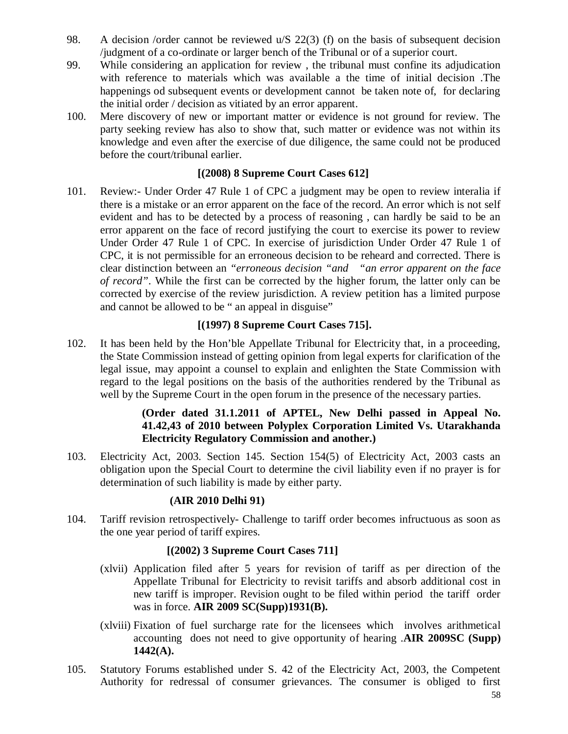98. A decision /order cannot be reviewed u/S 22(3) (f) on the basis of subsequent decision /judgment of a co-ordinate or larger bench of the Tribunal or of a superior court.

99. While considering an application for review , the tribunal must confine its adjudication with reference to materials which was available a the time of initial decision .The happenings od subsequent events or development cannot be taken note of, for declaring the initial order / decision as vitiated by an error apparent.

100. Mere discovery of new or important matter or evidence is not ground for review. The party seeking review has also to show that, such matter or evidence was not within its knowledge and even after the exercise of due diligence, the same could not be produced before the court/tribunal earlier.

**[(2008) 8 Supreme Court Cases 612]**

101. Review:- Under Order 47 Rule 1 of CPC a judgment may be open to review interalia if there is a mistake or an error apparent on the face of the record. An error which is not self evident and has to be detected by a process of reasoning , can hardly be said to be an error apparent on the face of record justifying the court to exercise its power to review Under Order 47 Rule 1 of CPC. In exercise of jurisdiction Under Order 47 Rule 1 of CPC, it is not permissible for an erroneous decision to be reheard and corrected. There is clear distinction between an *"erroneous decision "and "an error apparent on the face of record"*. While the first can be corrected by the higher forum, the latter only can be corrected by exercise of the review jurisdiction. A review petition has a limited purpose and cannot be allowed to be " an appeal in disguise"

**[(1997) 8 Supreme Court Cases 715].**

102. It has been held by the Hon'ble Appellate Tribunal for Electricity that, in a proceeding, the State Commission instead of getting opinion from legal experts for clarification of the legal issue, may appoint a counsel to explain and enlighten the State Commission with regard to the legal positions on the basis of the authorities rendered by the Tribunal as well by the Supreme Court in the open forum in the presence of the necessary parties.

**(Order dated 31.1.2011 of APTEL, New Delhi passed in Appeal No. 41.42,43 of 2010 between Polyplex Corporation Limited Vs. Utarakhanda Electricity Regulatory Commission and another.)**

103. Electricity Act, 2003. Section 145. Section 154(5) of Electricity Act, 2003 casts an obligation upon the Special Court to determine the civil liability even if no prayer is for determination of such liability is made by either party.

**(AIR 2010 Delhi 91)**

104. Tariff revision retrospectively- Challenge to tariff order becomes infructuous as soon as the one year period of tariff expires.

**[(2002) 3 Supreme Court Cases 711]**

(xlvii) Application filed after 5 years for revision of tariff as per direction of the Appellate Tribunal for Electricity to revisit tariffs and absorb additional cost in new tariff is improper. Revision ought to be filed within period the tariff order was in force. **AIR 2009 SC(Supp)1931(B).**

(xlviii) Fixation of fuel surcharge rate for the licensees which involves arithmetical accounting does not need to give opportunity of hearing .**AIR 2009SC (Supp) 1442(A).**

105. Statutory Forums established under S. 42 of the Electricity Act, 2003, the Competent Authority for redressal of consumer grievances. The consumer is obliged to first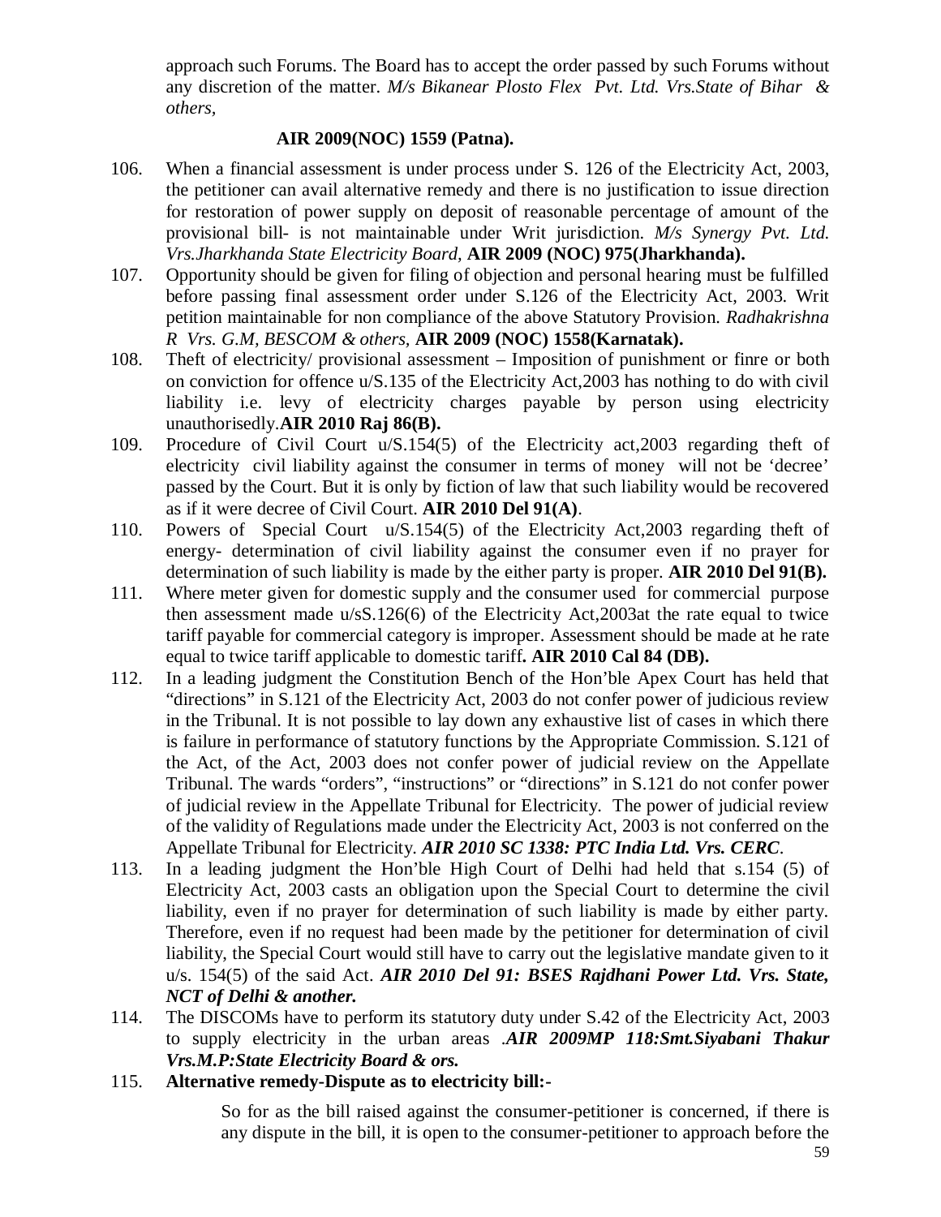approach such Forums. The Board has to accept the order passed by such Forums without any discretion of the matter. *M/s Bikanear Plosto Flex Pvt. Ltd. Vrs.State of Bihar & others,*

**AIR 2009(NOC) 1559 (Patna).**

106. When a financial assessment is under process under S. 126 of the Electricity Act, 2003, the petitioner can avail alternative remedy and there is no justification to issue direction for restoration of power supply on deposit of reasonable percentage of amount of the provisional bill- is not maintainable under Writ jurisdiction. *M/s Synergy Pvt. Ltd. Vrs.Jharkhanda State Electricity Board,* **AIR 2009 (NOC) 975(Jharkhanda).**

107. Opportunity should be given for filing of objection and personal hearing must be fulfilled before passing final assessment order under S.126 of the Electricity Act, 2003. Writ petition maintainable for non compliance of the above Statutory Provision. *Radhakrishna R Vrs. G.M, BESCOM & others,* **AIR 2009 (NOC) 1558(Karnatak).**

108. Theft of electricity/ provisional assessment – Imposition of punishment or finre or both on conviction for offence u/S.135 of the Electricity Act,2003 has nothing to do with civil liability i.e. levy of electricity charges payable by person using electricity unauthorisedly.**AIR 2010 Raj 86(B).**

109. Procedure of Civil Court u/S.154(5) of the Electricity act,2003 regarding theft of electricity civil liability against the consumer in terms of money will not be 'decree' passed by the Court. But it is only by fiction of law that such liability would be recovered as if it were decree of Civil Court. **AIR 2010 Del 91(A)**.

110. Powers of Special Court u/S.154(5) of the Electricity Act,2003 regarding theft of energy- determination of civil liability against the consumer even if no prayer for determination of such liability is made by the either party is proper. **AIR 2010 Del 91(B).**

111. Where meter given for domestic supply and the consumer used for commercial purpose then assessment made u/sS.126(6) of the Electricity Act,2003at the rate equal to twice tariff payable for commercial category is improper. Assessment should be made at he rate equal to twice tariff applicable to domestic tariff**. AIR 2010 Cal 84 (DB).**

112. In a leading judgment the Constitution Bench of the Hon'ble Apex Court has held that "directions" in S.121 of the Electricity Act, 2003 do not confer power of judicious review in the Tribunal. It is not possible to lay down any exhaustive list of cases in which there is failure in performance of statutory functions by the Appropriate Commission. S.121 of the Act, of the Act, 2003 does not confer power of judicial review on the Appellate Tribunal. The wards "orders", "instructions" or "directions" in S.121 do not confer power of judicial review in the Appellate Tribunal for Electricity. The power of judicial review of the validity of Regulations made under the Electricity Act, 2003 is not conferred on the Appellate Tribunal for Electricity. ***AIR 2010 SC 1338: PTC India Ltd. Vrs. CERC*.**

113. In a leading judgment the Hon'ble High Court of Delhi had held that s.154 (5) of Electricity Act, 2003 casts an obligation upon the Special Court to determine the civil liability, even if no prayer for determination of such liability is made by either party. Therefore, even if no request had been made by the petitioner for determination of civil liability, the Special Court would still have to carry out the legislative mandate given to it u/s. 154(5) of the said Act. ***AIR 2010 Del 91: BSES Rajdhani Power Ltd. Vrs. State, NCT of Delhi & another.***

114. The DISCOMs have to perform its statutory duty under S.42 of the Electricity Act, 2003 to supply electricity in the urban areas .***AIR 2009MP 118:Smt.Siyabani Thakur Vrs.M.P:State Electricity Board & ors.***

115. **Alternative remedy-Dispute as to electricity bill:-**

    So for as the bill raised against the consumer-petitioner is concerned, if there is any dispute in the bill, it is open to the consumer-petitioner to approach before the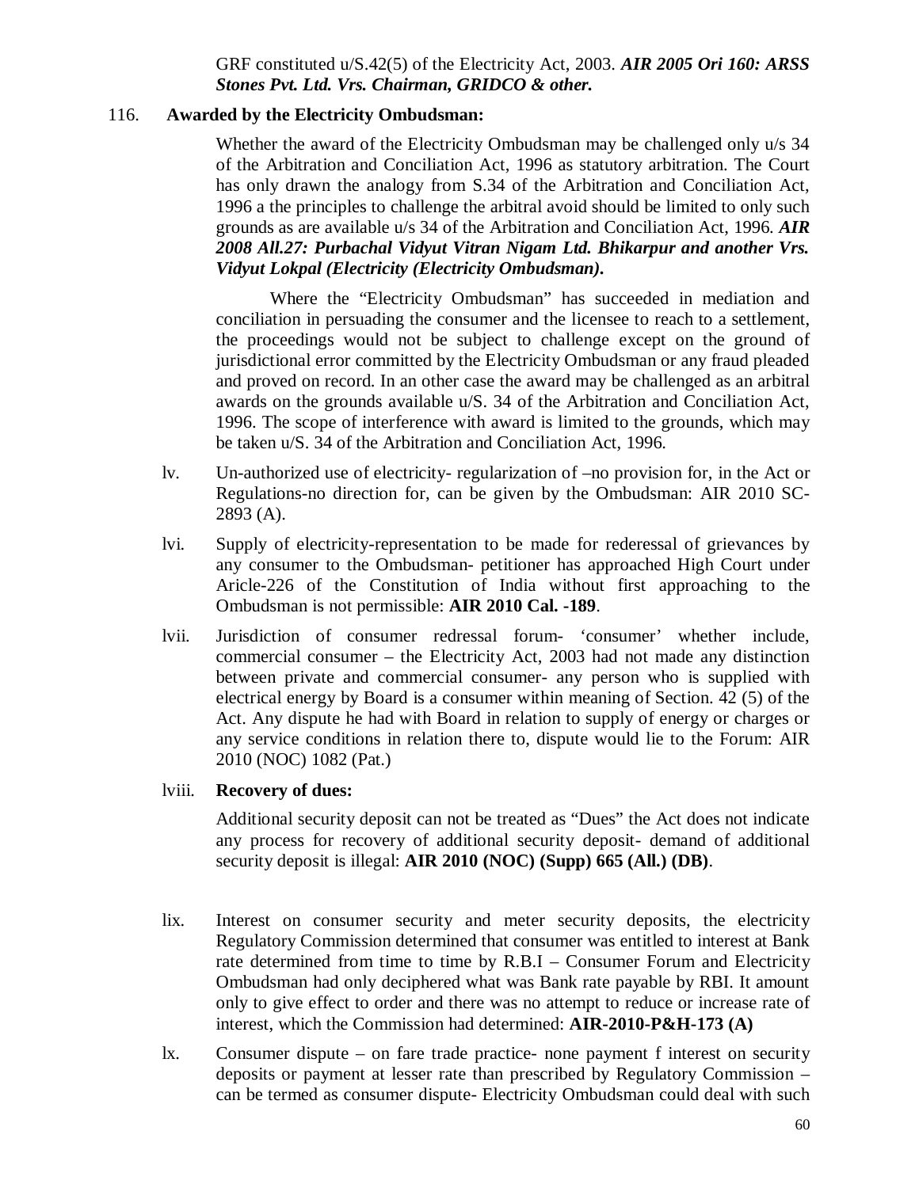GRF constituted u/S.42(5) of the Electricity Act, 2003. ***AIR 2005 Ori 160: ARSS Stones Pvt. Ltd. Vrs. Chairman, GRIDCO & other.***

116. **Awarded by the Electricity Ombudsman:**

Whether the award of the Electricity Ombudsman may be challenged only u/s 34 of the Arbitration and Conciliation Act, 1996 as statutory arbitration. The Court has only drawn the analogy from S.34 of the Arbitration and Conciliation Act, 1996 a the principles to challenge the arbitral avoid should be limited to only such grounds as are available u/s 34 of the Arbitration and Conciliation Act, 1996. ***AIR 2008 All.27: Purbachal Vidyut Vitran Nigam Ltd. Bhikarpur and another Vrs. Vidyut Lokpal (Electricity (Electricity Ombudsman).***

Where the "Electricity Ombudsman" has succeeded in mediation and conciliation in persuading the consumer and the licensee to reach to a settlement, the proceedings would not be subject to challenge except on the ground of jurisdictional error committed by the Electricity Ombudsman or any fraud pleaded and proved on record. In an other case the award may be challenged as an arbitral awards on the grounds available u/S. 34 of the Arbitration and Conciliation Act, 1996. The scope of interference with award is limited to the grounds, which may be taken u/S. 34 of the Arbitration and Conciliation Act, 1996.

lv. Un-authorized use of electricity- regularization of –no provision for, in the Act or Regulations-no direction for, can be given by the Ombudsman: AIR 2010 SC-2893 (A).

lvi. Supply of electricity-representation to be made for rederessal of grievances by any consumer to the Ombudsman- petitioner has approached High Court under Aricle-226 of the Constitution of India without first approaching to the Ombudsman is not permissible: **AIR 2010 Cal. -189**.

lvii. Jurisdiction of consumer redressal forum- 'consumer' whether include, commercial consumer – the Electricity Act, 2003 had not made any distinction between private and commercial consumer- any person who is supplied with electrical energy by Board is a consumer within meaning of Section. 42 (5) of the Act. Any dispute he had with Board in relation to supply of energy or charges or any service conditions in relation there to, dispute would lie to the Forum: AIR 2010 (NOC) 1082 (Pat.)

lviii. **Recovery of dues:**

Additional security deposit can not be treated as "Dues" the Act does not indicate any process for recovery of additional security deposit- demand of additional security deposit is illegal: **AIR 2010 (NOC) (Supp) 665 (All.) (DB)**.

lix. Interest on consumer security and meter security deposits, the electricity Regulatory Commission determined that consumer was entitled to interest at Bank rate determined from time to time by R.B.I – Consumer Forum and Electricity Ombudsman had only deciphered what was Bank rate payable by RBI. It amount only to give effect to order and there was no attempt to reduce or increase rate of interest, which the Commission had determined: **AIR-2010-P&H-173 (A)**

lx. Consumer dispute – on fare trade practice- none payment f interest on security deposits or payment at lesser rate than prescribed by Regulatory Commission – can be termed as consumer dispute- Electricity Ombudsman could deal with such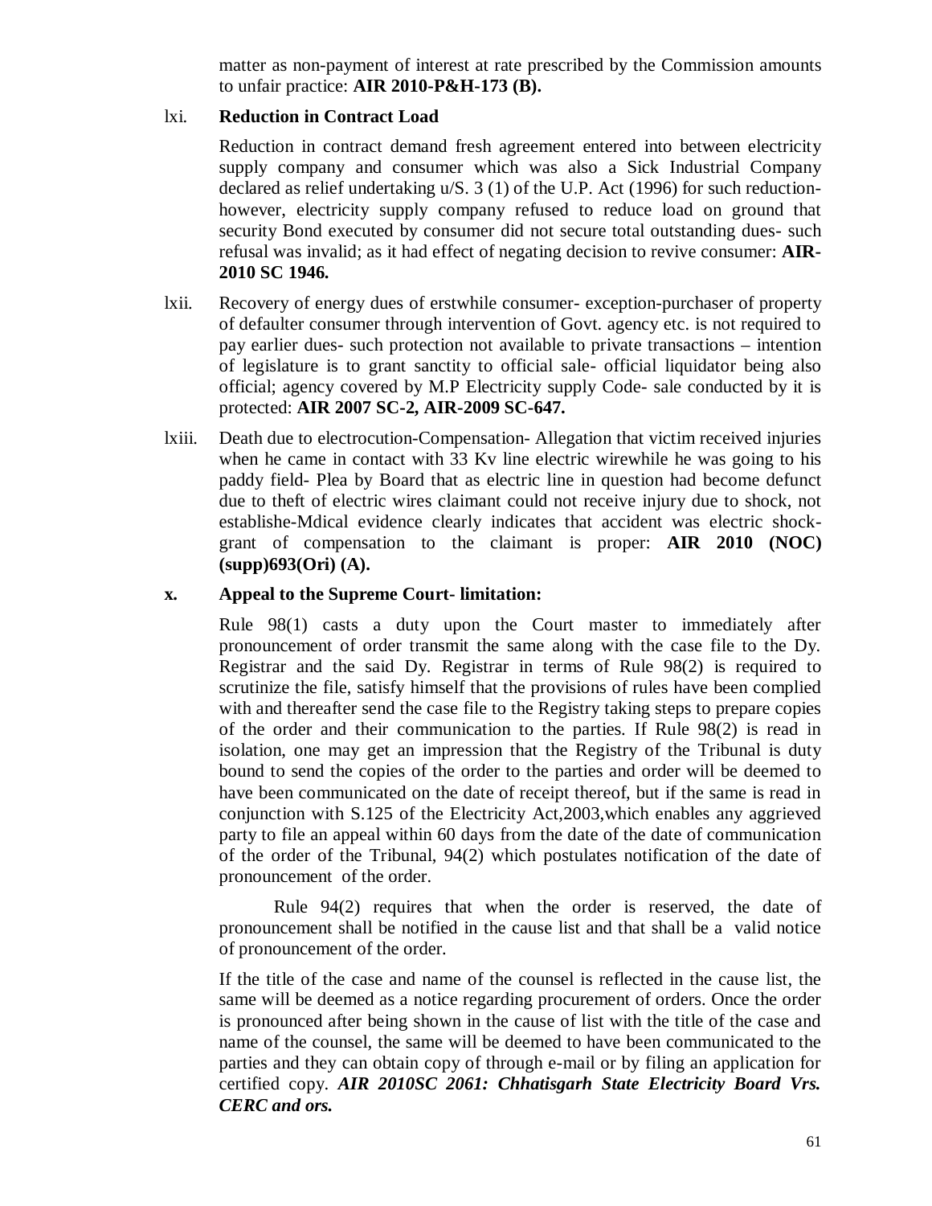matter as non-payment of interest at rate prescribed by the Commission amounts to unfair practice: **AIR 2010-P&H-173 (B).**

lxi. **Reduction in Contract Load**

Reduction in contract demand fresh agreement entered into between electricity supply company and consumer which was also a Sick Industrial Company declared as relief undertaking u/S. 3 (1) of the U.P. Act (1996) for such reduction- however, electricity supply company refused to reduce load on ground that security Bond executed by consumer did not secure total outstanding dues- such refusal was invalid; as it had effect of negating decision to revive consumer: **AIR-2010 SC 1946.**

lxii. Recovery of energy dues of erstwhile consumer- exception-purchaser of property of defaulter consumer through intervention of Govt. agency etc. is not required to pay earlier dues- such protection not available to private transactions – intention of legislature is to grant sanctity to official sale- official liquidator being also official; agency covered by M.P Electricity supply Code- sale conducted by it is protected: **AIR 2007 SC-2, AIR-2009 SC-647.**

lxiii. Death due to electrocution-Compensation- Allegation that victim received injuries when he came in contact with 33 Kv line electric wirewhile he was going to his paddy field- Plea by Board that as electric line in question had become defunct due to theft of electric wires claimant could not receive injury due to shock, not establishe-Mdical evidence clearly indicates that accident was electric shock- grant of compensation to the claimant is proper: **AIR 2010 (NOC) (supp)693(Ori) (A).**

**x. Appeal to the Supreme Court- limitation:**

Rule 98(1) casts a duty upon the Court master to immediately after pronouncement of order transmit the same along with the case file to the Dy. Registrar and the said Dy. Registrar in terms of Rule 98(2) is required to scrutinize the file, satisfy himself that the provisions of rules have been complied with and thereafter send the case file to the Registry taking steps to prepare copies of the order and their communication to the parties. If Rule 98(2) is read in isolation, one may get an impression that the Registry of the Tribunal is duty bound to send the copies of the order to the parties and order will be deemed to have been communicated on the date of receipt thereof, but if the same is read in conjunction with S.125 of the Electricity Act,2003,which enables any aggrieved party to file an appeal within 60 days from the date of the date of communication of the order of the Tribunal, 94(2) which postulates notification of the date of pronouncement of the order.

Rule 94(2) requires that when the order is reserved, the date of pronouncement shall be notified in the cause list and that shall be a valid notice of pronouncement of the order.

If the title of the case and name of the counsel is reflected in the cause list, the same will be deemed as a notice regarding procurement of orders. Once the order is pronounced after being shown in the cause of list with the title of the case and name of the counsel, the same will be deemed to have been communicated to the parties and they can obtain copy of through e-mail or by filing an application for certified copy. ***AIR 2010SC 2061: Chhatisgarh State Electricity Board Vrs. CERC and ors.***